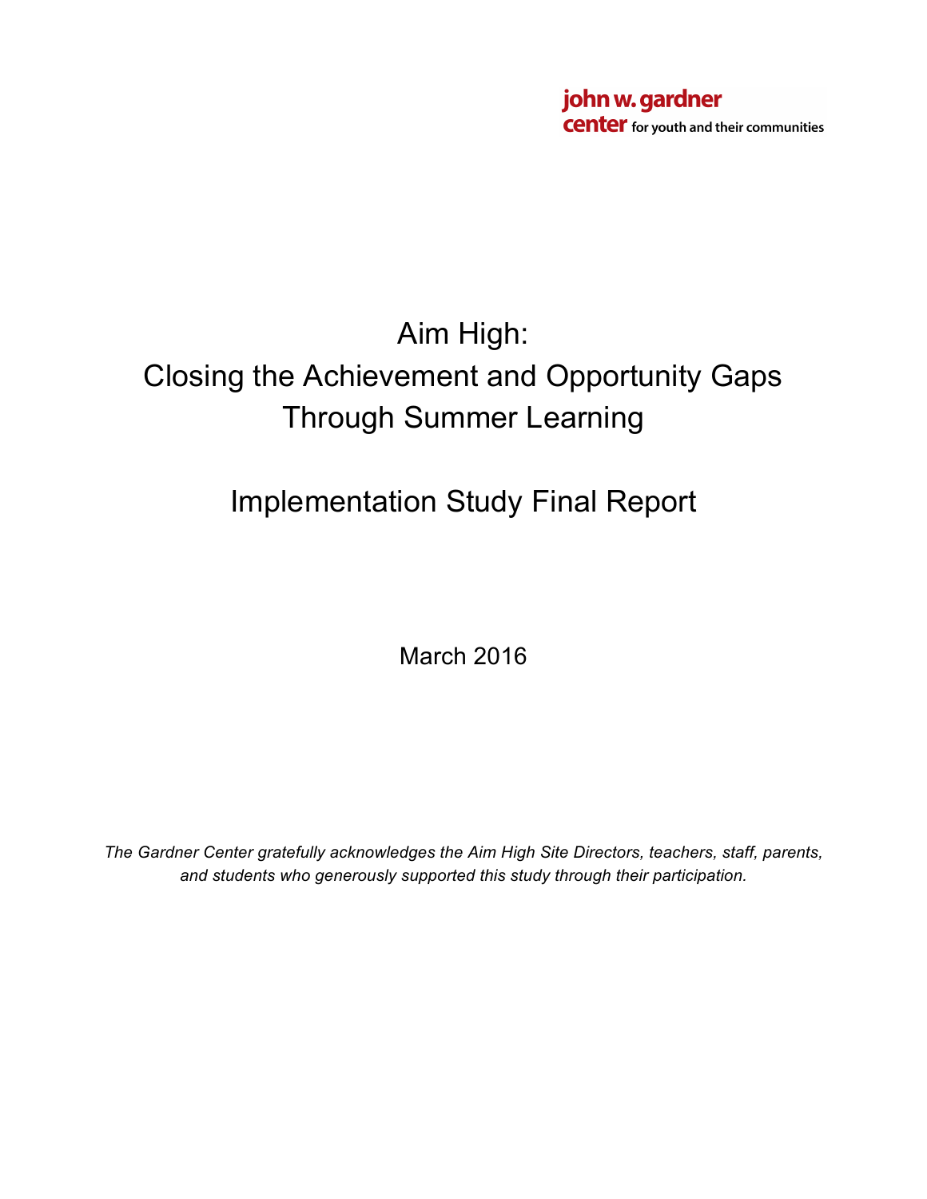john w. gardner
center for youth and their communities

# Aim High: Closing the Achievement and Opportunity Gaps Through Summer Learning

## Implementation Study Final Report

March 2016

*The Gardner Center gratefully acknowledges the Aim High Site Directors, teachers, staff, parents, and students who generously supported this study through their participation.*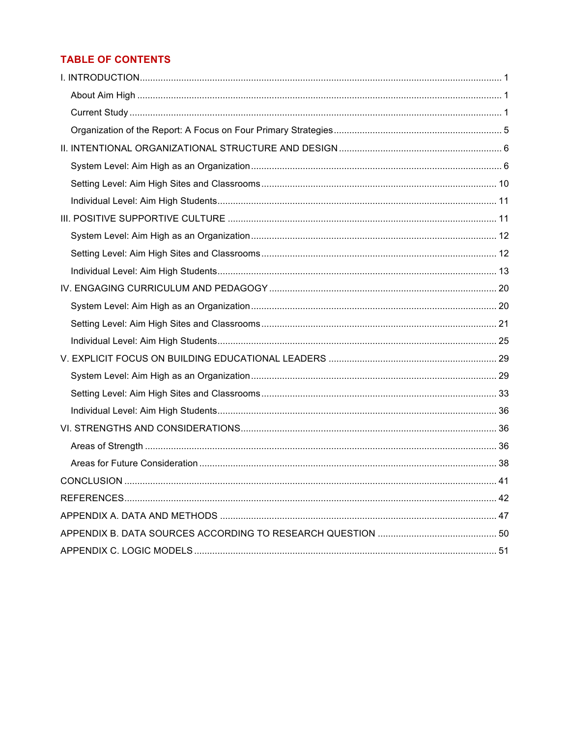## TABLE OF CONTENTS

- I. INTRODUCTION .......... 1
  - About Aim High .......... 1
  - Current Study .......... 1
  - Organization of the Report: A Focus on Four Primary Strategies .......... 5
- II. INTENTIONAL ORGANIZATIONAL STRUCTURE AND DESIGN .......... 6
  - System Level: Aim High as an Organization .......... 6
  - Setting Level: Aim High Sites and Classrooms .......... 10
  - Individual Level: Aim High Students .......... 11
- III. POSITIVE SUPPORTIVE CULTURE .......... 11
  - System Level: Aim High as an Organization .......... 12
  - Setting Level: Aim High Sites and Classrooms .......... 12
  - Individual Level: Aim High Students .......... 13
- IV. ENGAGING CURRICULUM AND PEDAGOGY .......... 20
  - System Level: Aim High as an Organization .......... 20
  - Setting Level: Aim High Sites and Classrooms .......... 21
  - Individual Level: Aim High Students .......... 25
- V. EXPLICIT FOCUS ON BUILDING EDUCATIONAL LEADERS .......... 29
  - System Level: Aim High as an Organization .......... 29
  - Setting Level: Aim High Sites and Classrooms .......... 33
  - Individual Level: Aim High Students .......... 36
- VI. STRENGTHS AND CONSIDERATIONS .......... 36
  - Areas of Strength .......... 36
  - Areas for Future Consideration .......... 38
- CONCLUSION .......... 41
- REFERENCES .......... 42
- APPENDIX A. DATA AND METHODS .......... 47
- APPENDIX B. DATA SOURCES ACCORDING TO RESEARCH QUESTION .......... 50
- APPENDIX C. LOGIC MODELS .......... 51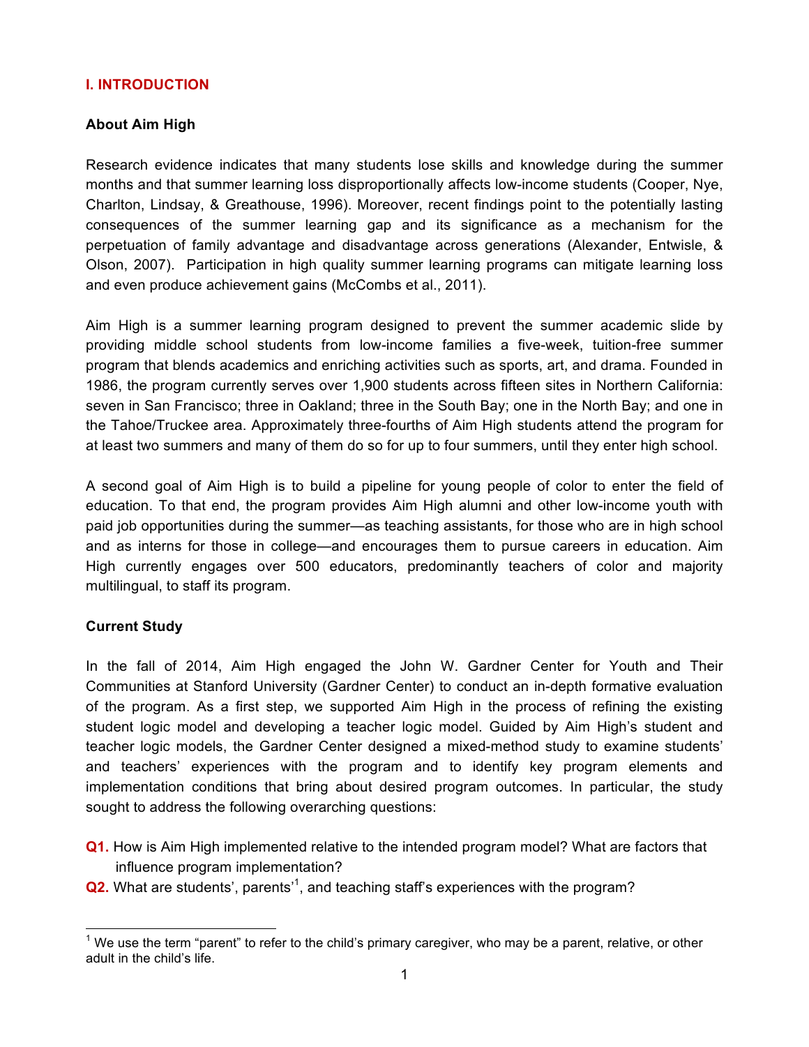## I. INTRODUCTION

### About Aim High

Research evidence indicates that many students lose skills and knowledge during the summer months and that summer learning loss disproportionally affects low-income students (Cooper, Nye, Charlton, Lindsay, & Greathouse, 1996). Moreover, recent findings point to the potentially lasting consequences of the summer learning gap and its significance as a mechanism for the perpetuation of family advantage and disadvantage across generations (Alexander, Entwisle, & Olson, 2007). Participation in high quality summer learning programs can mitigate learning loss and even produce achievement gains (McCombs et al., 2011).

Aim High is a summer learning program designed to prevent the summer academic slide by providing middle school students from low-income families a five-week, tuition-free summer program that blends academics and enriching activities such as sports, art, and drama. Founded in 1986, the program currently serves over 1,900 students across fifteen sites in Northern California: seven in San Francisco; three in Oakland; three in the South Bay; one in the North Bay; and one in the Tahoe/Truckee area. Approximately three-fourths of Aim High students attend the program for at least two summers and many of them do so for up to four summers, until they enter high school.

A second goal of Aim High is to build a pipeline for young people of color to enter the field of education. To that end, the program provides Aim High alumni and other low-income youth with paid job opportunities during the summer—as teaching assistants, for those who are in high school and as interns for those in college—and encourages them to pursue careers in education. Aim High currently engages over 500 educators, predominantly teachers of color and majority multilingual, to staff its program.

### Current Study

In the fall of 2014, Aim High engaged the John W. Gardner Center for Youth and Their Communities at Stanford University (Gardner Center) to conduct an in-depth formative evaluation of the program. As a first step, we supported Aim High in the process of refining the existing student logic model and developing a teacher logic model. Guided by Aim High's student and teacher logic models, the Gardner Center designed a mixed-method study to examine students' and teachers' experiences with the program and to identify key program elements and implementation conditions that bring about desired program outcomes. In particular, the study sought to address the following overarching questions:

**Q1.** How is Aim High implemented relative to the intended program model? What are factors that influence program implementation?

**Q2.** What are students', parents'[1], and teaching staff's experiences with the program?

[1] We use the term "parent" to refer to the child's primary caregiver, who may be a parent, relative, or other adult in the child's life.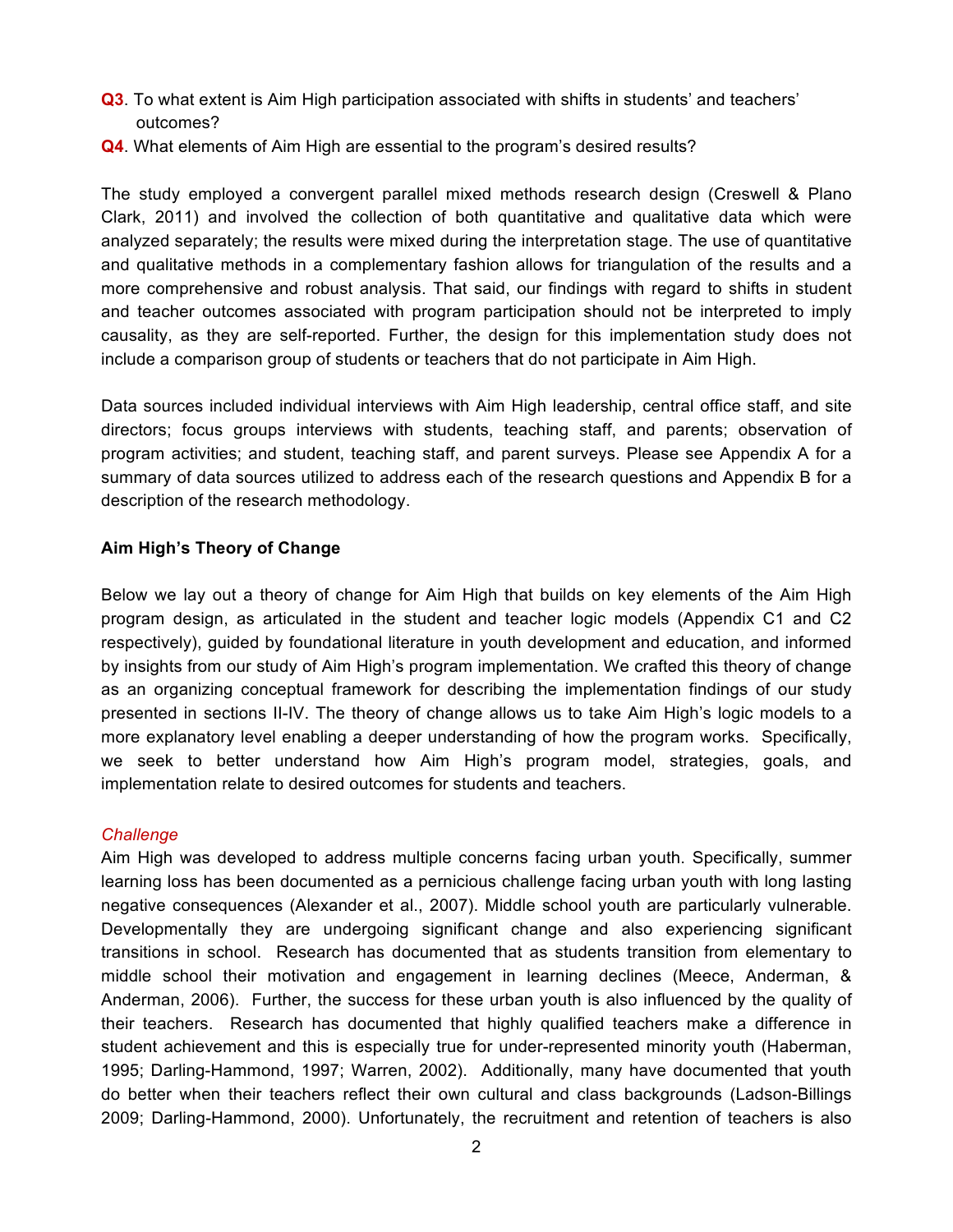**Q3**. To what extent is Aim High participation associated with shifts in students' and teachers' outcomes?

**Q4**. What elements of Aim High are essential to the program's desired results?

The study employed a convergent parallel mixed methods research design (Creswell & Plano Clark, 2011) and involved the collection of both quantitative and qualitative data which were analyzed separately; the results were mixed during the interpretation stage. The use of quantitative and qualitative methods in a complementary fashion allows for triangulation of the results and a more comprehensive and robust analysis. That said, our findings with regard to shifts in student and teacher outcomes associated with program participation should not be interpreted to imply causality, as they are self-reported. Further, the design for this implementation study does not include a comparison group of students or teachers that do not participate in Aim High.

Data sources included individual interviews with Aim High leadership, central office staff, and site directors; focus groups interviews with students, teaching staff, and parents; observation of program activities; and student, teaching staff, and parent surveys. Please see Appendix A for a summary of data sources utilized to address each of the research questions and Appendix B for a description of the research methodology.

**Aim High's Theory of Change**

Below we lay out a theory of change for Aim High that builds on key elements of the Aim High program design, as articulated in the student and teacher logic models (Appendix C1 and C2 respectively), guided by foundational literature in youth development and education, and informed by insights from our study of Aim High's program implementation. We crafted this theory of change as an organizing conceptual framework for describing the implementation findings of our study presented in sections II-IV. The theory of change allows us to take Aim High's logic models to a more explanatory level enabling a deeper understanding of how the program works. Specifically, we seek to better understand how Aim High's program model, strategies, goals, and implementation relate to desired outcomes for students and teachers.

*Challenge*

Aim High was developed to address multiple concerns facing urban youth. Specifically, summer learning loss has been documented as a pernicious challenge facing urban youth with long lasting negative consequences (Alexander et al., 2007). Middle school youth are particularly vulnerable. Developmentally they are undergoing significant change and also experiencing significant transitions in school. Research has documented that as students transition from elementary to middle school their motivation and engagement in learning declines (Meece, Anderman, & Anderman, 2006). Further, the success for these urban youth is also influenced by the quality of their teachers. Research has documented that highly qualified teachers make a difference in student achievement and this is especially true for under-represented minority youth (Haberman, 1995; Darling-Hammond, 1997; Warren, 2002). Additionally, many have documented that youth do better when their teachers reflect their own cultural and class backgrounds (Ladson-Billings 2009; Darling-Hammond, 2000). Unfortunately, the recruitment and retention of teachers is also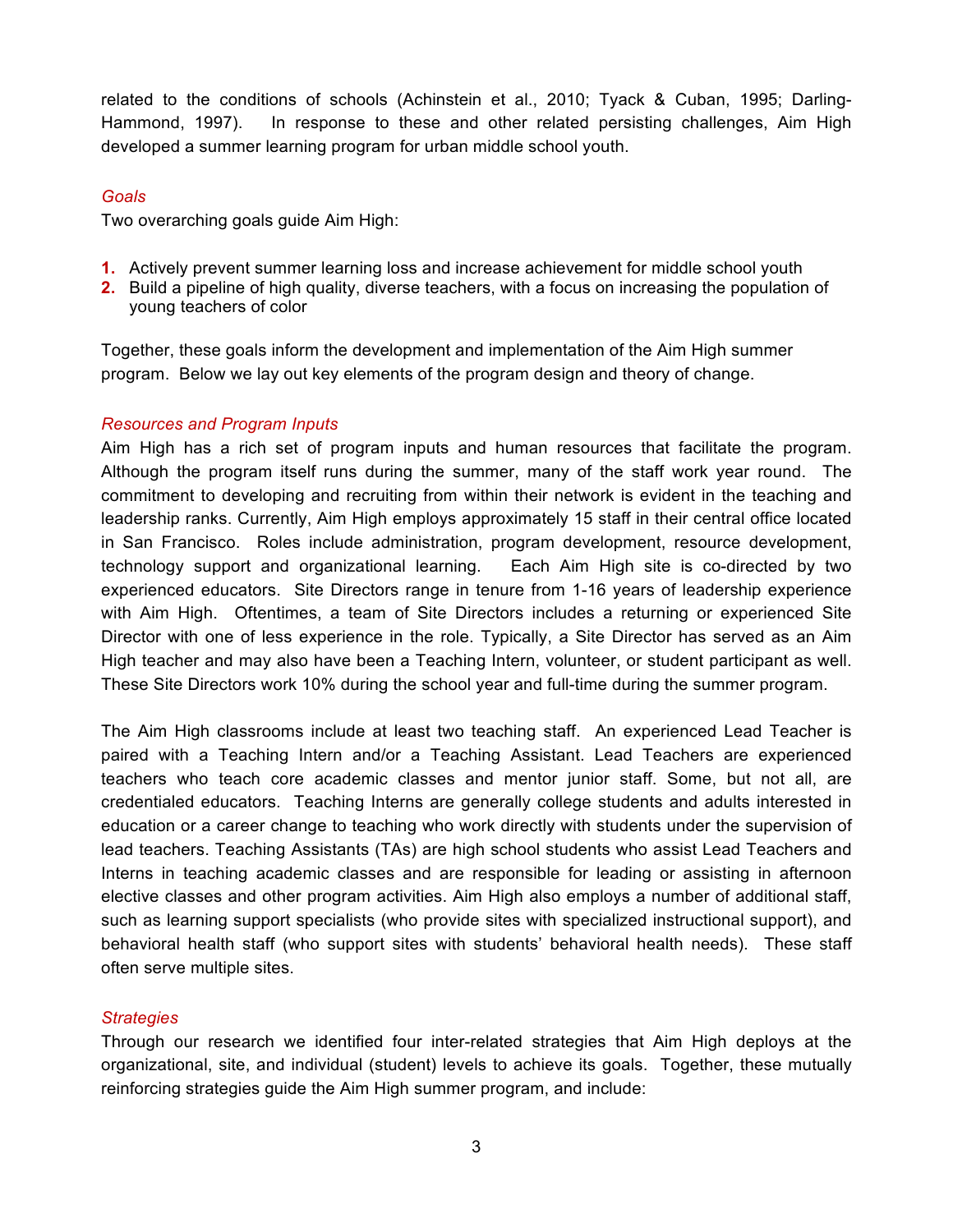related to the conditions of schools (Achinstein et al., 2010; Tyack & Cuban, 1995; Darling-Hammond, 1997). In response to these and other related persisting challenges, Aim High developed a summer learning program for urban middle school youth.

*Goals*

Two overarching goals guide Aim High:

1. Actively prevent summer learning loss and increase achievement for middle school youth
2. Build a pipeline of high quality, diverse teachers, with a focus on increasing the population of young teachers of color

Together, these goals inform the development and implementation of the Aim High summer program. Below we lay out key elements of the program design and theory of change.

*Resources and Program Inputs*

Aim High has a rich set of program inputs and human resources that facilitate the program. Although the program itself runs during the summer, many of the staff work year round. The commitment to developing and recruiting from within their network is evident in the teaching and leadership ranks. Currently, Aim High employs approximately 15 staff in their central office located in San Francisco. Roles include administration, program development, resource development, technology support and organizational learning. Each Aim High site is co-directed by two experienced educators. Site Directors range in tenure from 1-16 years of leadership experience with Aim High. Oftentimes, a team of Site Directors includes a returning or experienced Site Director with one of less experience in the role. Typically, a Site Director has served as an Aim High teacher and may also have been a Teaching Intern, volunteer, or student participant as well. These Site Directors work 10% during the school year and full-time during the summer program.

The Aim High classrooms include at least two teaching staff. An experienced Lead Teacher is paired with a Teaching Intern and/or a Teaching Assistant. Lead Teachers are experienced teachers who teach core academic classes and mentor junior staff. Some, but not all, are credentialed educators. Teaching Interns are generally college students and adults interested in education or a career change to teaching who work directly with students under the supervision of lead teachers. Teaching Assistants (TAs) are high school students who assist Lead Teachers and Interns in teaching academic classes and are responsible for leading or assisting in afternoon elective classes and other program activities. Aim High also employs a number of additional staff, such as learning support specialists (who provide sites with specialized instructional support), and behavioral health staff (who support sites with students' behavioral health needs). These staff often serve multiple sites.

*Strategies*

Through our research we identified four inter-related strategies that Aim High deploys at the organizational, site, and individual (student) levels to achieve its goals. Together, these mutually reinforcing strategies guide the Aim High summer program, and include: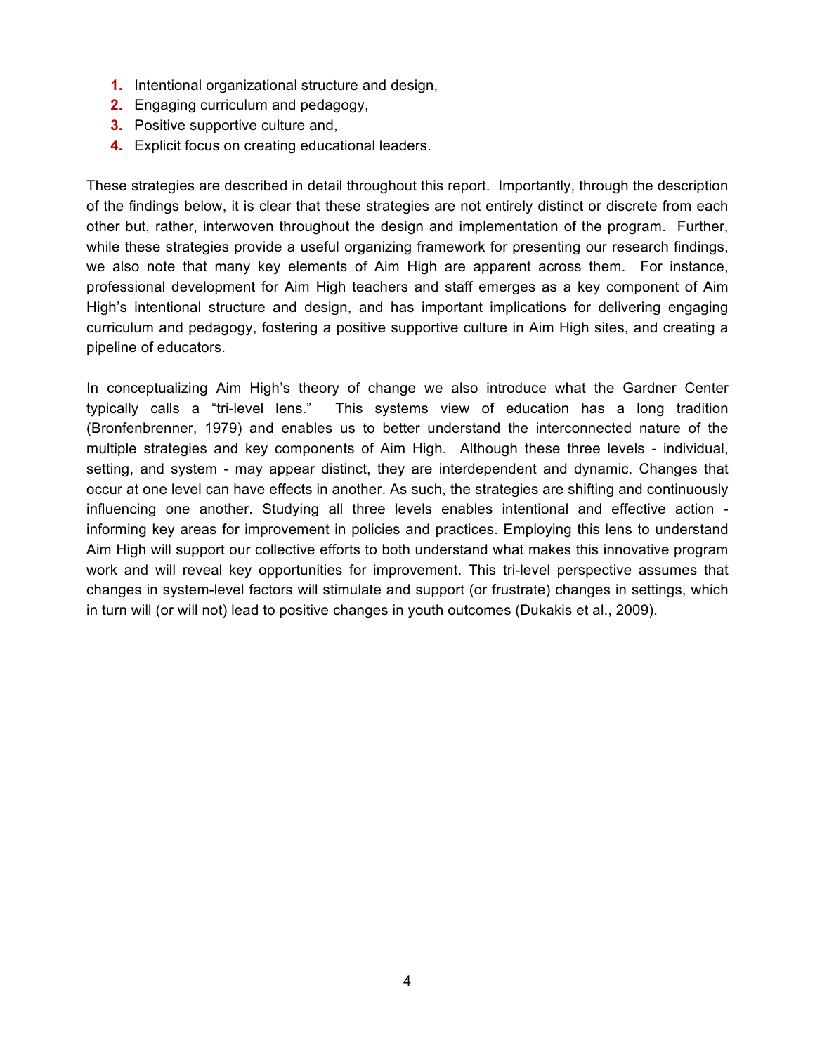1. Intentional organizational structure and design,
2. Engaging curriculum and pedagogy,
3. Positive supportive culture and,
4. Explicit focus on creating educational leaders.

These strategies are described in detail throughout this report. Importantly, through the description of the findings below, it is clear that these strategies are not entirely distinct or discrete from each other but, rather, interwoven throughout the design and implementation of the program. Further, while these strategies provide a useful organizing framework for presenting our research findings, we also note that many key elements of Aim High are apparent across them. For instance, professional development for Aim High teachers and staff emerges as a key component of Aim High's intentional structure and design, and has important implications for delivering engaging curriculum and pedagogy, fostering a positive supportive culture in Aim High sites, and creating a pipeline of educators.

In conceptualizing Aim High's theory of change we also introduce what the Gardner Center typically calls a "tri-level lens." This systems view of education has a long tradition (Bronfenbrenner, 1979) and enables us to better understand the interconnected nature of the multiple strategies and key components of Aim High. Although these three levels - individual, setting, and system - may appear distinct, they are interdependent and dynamic. Changes that occur at one level can have effects in another. As such, the strategies are shifting and continuously influencing one another. Studying all three levels enables intentional and effective action - informing key areas for improvement in policies and practices. Employing this lens to understand Aim High will support our collective efforts to both understand what makes this innovative program work and will reveal key opportunities for improvement. This tri-level perspective assumes that changes in system-level factors will stimulate and support (or frustrate) changes in settings, which in turn will (or will not) lead to positive changes in youth outcomes (Dukakis et al., 2009).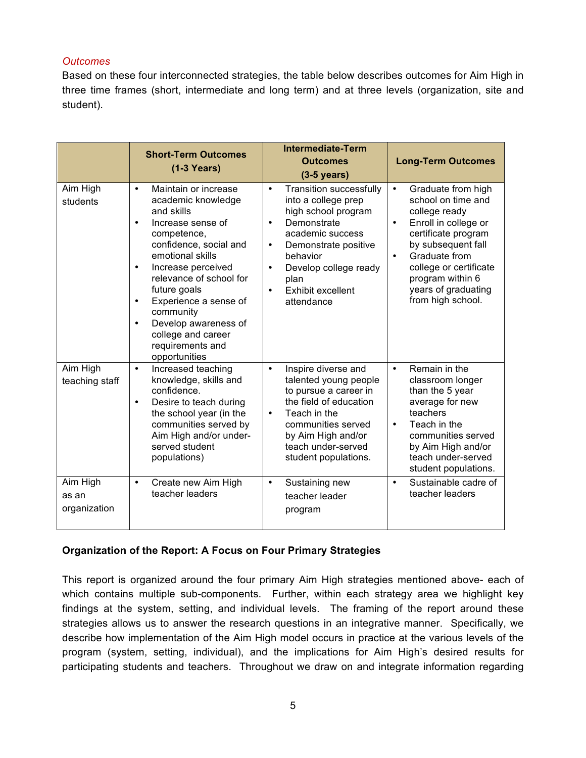*Outcomes*

Based on these four interconnected strategies, the table below describes outcomes for Aim High in three time frames (short, intermediate and long term) and at three levels (organization, site and student).

| | **Short-Term Outcomes (1-3 Years)** | **Intermediate-Term Outcomes (3-5 years)** | **Long-Term Outcomes** |
|---|---|---|---|
| Aim High students | • Maintain or increase academic knowledge and skills<br>• Increase sense of competence, confidence, social and emotional skills<br>• Increase perceived relevance of school for future goals<br>• Experience a sense of community<br>• Develop awareness of college and career requirements and opportunities | • Transition successfully into a college prep high school program<br>• Demonstrate academic success<br>• Demonstrate positive behavior<br>• Develop college ready plan<br>• Exhibit excellent attendance | • Graduate from high school on time and college ready<br>• Enroll in college or certificate program by subsequent fall<br>• Graduate from college or certificate program within 6 years of graduating from high school. |
| Aim High teaching staff | • Increased teaching knowledge, skills and confidence.<br>• Desire to teach during the school year (in the communities served by Aim High and/or under-served student populations) | • Inspire diverse and talented young people to pursue a career in the field of education<br>• Teach in the communities served by Aim High and/or teach under-served student populations. | • Remain in the classroom longer than the 5 year average for new teachers<br>• Teach in the communities served by Aim High and/or teach under-served student populations. |
| Aim High as an organization | • Create new Aim High teacher leaders | • Sustaining new teacher leader program | • Sustainable cadre of teacher leaders |

**Organization of the Report: A Focus on Four Primary Strategies**

This report is organized around the four primary Aim High strategies mentioned above- each of which contains multiple sub-components. Further, within each strategy area we highlight key findings at the system, setting, and individual levels. The framing of the report around these strategies allows us to answer the research questions in an integrative manner. Specifically, we describe how implementation of the Aim High model occurs in practice at the various levels of the program (system, setting, individual), and the implications for Aim High's desired results for participating students and teachers. Throughout we draw on and integrate information regarding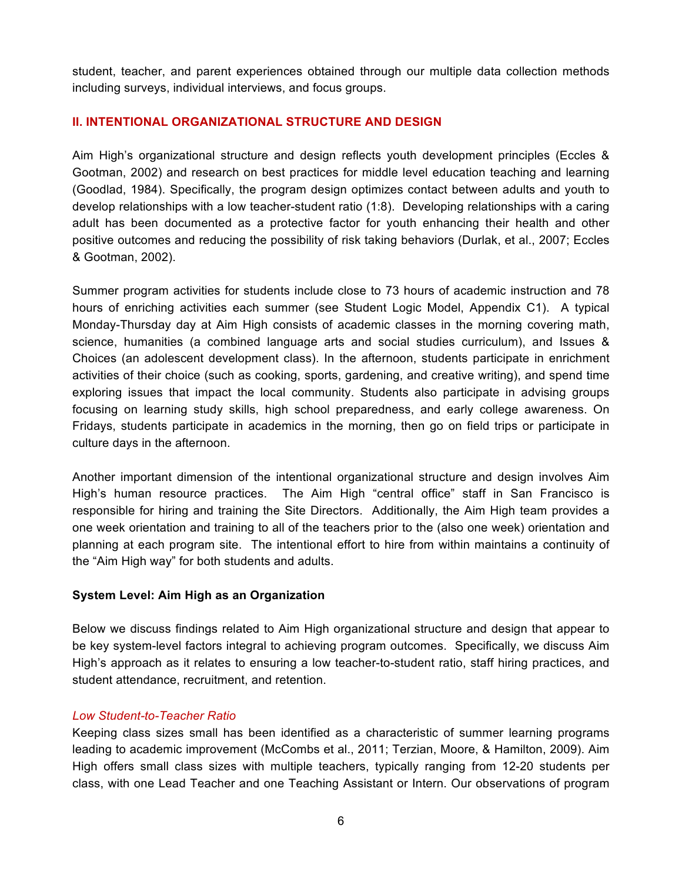student, teacher, and parent experiences obtained through our multiple data collection methods including surveys, individual interviews, and focus groups.

## II. INTENTIONAL ORGANIZATIONAL STRUCTURE AND DESIGN

Aim High's organizational structure and design reflects youth development principles (Eccles & Gootman, 2002) and research on best practices for middle level education teaching and learning (Goodlad, 1984). Specifically, the program design optimizes contact between adults and youth to develop relationships with a low teacher-student ratio (1:8). Developing relationships with a caring adult has been documented as a protective factor for youth enhancing their health and other positive outcomes and reducing the possibility of risk taking behaviors (Durlak, et al., 2007; Eccles & Gootman, 2002).

Summer program activities for students include close to 73 hours of academic instruction and 78 hours of enriching activities each summer (see Student Logic Model, Appendix C1). A typical Monday-Thursday day at Aim High consists of academic classes in the morning covering math, science, humanities (a combined language arts and social studies curriculum), and Issues & Choices (an adolescent development class). In the afternoon, students participate in enrichment activities of their choice (such as cooking, sports, gardening, and creative writing), and spend time exploring issues that impact the local community. Students also participate in advising groups focusing on learning study skills, high school preparedness, and early college awareness. On Fridays, students participate in academics in the morning, then go on field trips or participate in culture days in the afternoon.

Another important dimension of the intentional organizational structure and design involves Aim High's human resource practices. The Aim High "central office" staff in San Francisco is responsible for hiring and training the Site Directors. Additionally, the Aim High team provides a one week orientation and training to all of the teachers prior to the (also one week) orientation and planning at each program site. The intentional effort to hire from within maintains a continuity of the "Aim High way" for both students and adults.

### System Level: Aim High as an Organization

Below we discuss findings related to Aim High organizational structure and design that appear to be key system-level factors integral to achieving program outcomes. Specifically, we discuss Aim High's approach as it relates to ensuring a low teacher-to-student ratio, staff hiring practices, and student attendance, recruitment, and retention.

#### *Low Student-to-Teacher Ratio*

Keeping class sizes small has been identified as a characteristic of summer learning programs leading to academic improvement (McCombs et al., 2011; Terzian, Moore, & Hamilton, 2009). Aim High offers small class sizes with multiple teachers, typically ranging from 12-20 students per class, with one Lead Teacher and one Teaching Assistant or Intern. Our observations of program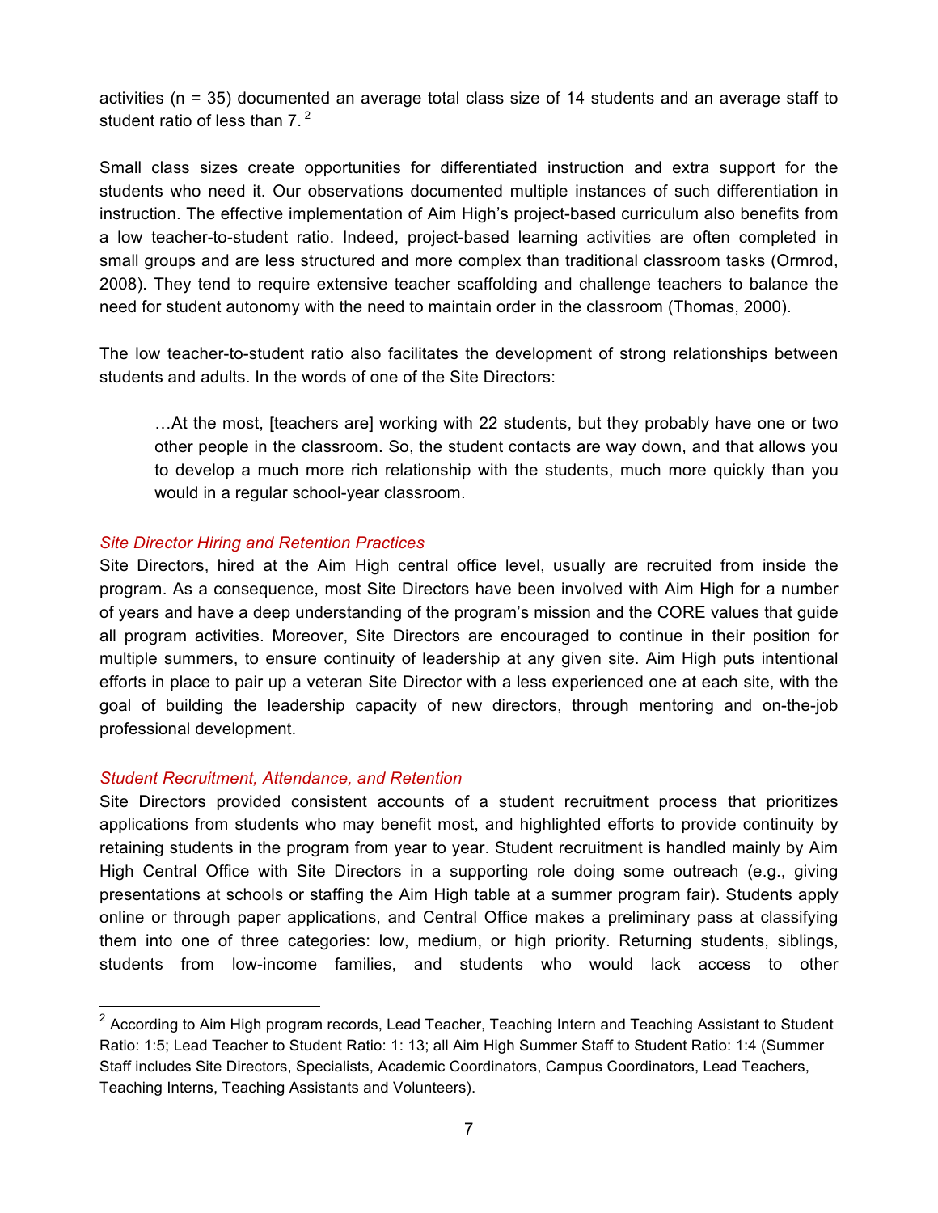activities (n = 35) documented an average total class size of 14 students and an average staff to student ratio of less than 7.[2]

Small class sizes create opportunities for differentiated instruction and extra support for the students who need it. Our observations documented multiple instances of such differentiation in instruction. The effective implementation of Aim High's project-based curriculum also benefits from a low teacher-to-student ratio. Indeed, project-based learning activities are often completed in small groups and are less structured and more complex than traditional classroom tasks (Ormrod, 2008). They tend to require extensive teacher scaffolding and challenge teachers to balance the need for student autonomy with the need to maintain order in the classroom (Thomas, 2000).

The low teacher-to-student ratio also facilitates the development of strong relationships between students and adults. In the words of one of the Site Directors:

> …At the most, [teachers are] working with 22 students, but they probably have one or two other people in the classroom. So, the student contacts are way down, and that allows you to develop a much more rich relationship with the students, much more quickly than you would in a regular school-year classroom.

*Site Director Hiring and Retention Practices*

Site Directors, hired at the Aim High central office level, usually are recruited from inside the program. As a consequence, most Site Directors have been involved with Aim High for a number of years and have a deep understanding of the program's mission and the CORE values that guide all program activities. Moreover, Site Directors are encouraged to continue in their position for multiple summers, to ensure continuity of leadership at any given site. Aim High puts intentional efforts in place to pair up a veteran Site Director with a less experienced one at each site, with the goal of building the leadership capacity of new directors, through mentoring and on-the-job professional development.

*Student Recruitment, Attendance, and Retention*

Site Directors provided consistent accounts of a student recruitment process that prioritizes applications from students who may benefit most, and highlighted efforts to provide continuity by retaining students in the program from year to year. Student recruitment is handled mainly by Aim High Central Office with Site Directors in a supporting role doing some outreach (e.g., giving presentations at schools or staffing the Aim High table at a summer program fair). Students apply online or through paper applications, and Central Office makes a preliminary pass at classifying them into one of three categories: low, medium, or high priority. Returning students, siblings, students from low-income families, and students who would lack access to other

[2] According to Aim High program records, Lead Teacher, Teaching Intern and Teaching Assistant to Student Ratio: 1:5; Lead Teacher to Student Ratio: 1: 13; all Aim High Summer Staff to Student Ratio: 1:4 (Summer Staff includes Site Directors, Specialists, Academic Coordinators, Campus Coordinators, Lead Teachers, Teaching Interns, Teaching Assistants and Volunteers).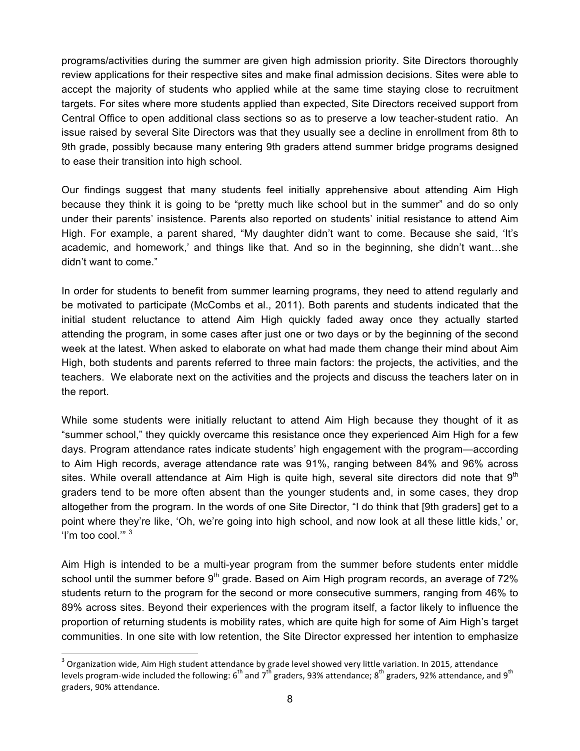programs/activities during the summer are given high admission priority. Site Directors thoroughly review applications for their respective sites and make final admission decisions. Sites were able to accept the majority of students who applied while at the same time staying close to recruitment targets. For sites where more students applied than expected, Site Directors received support from Central Office to open additional class sections so as to preserve a low teacher-student ratio. An issue raised by several Site Directors was that they usually see a decline in enrollment from 8th to 9th grade, possibly because many entering 9th graders attend summer bridge programs designed to ease their transition into high school.

Our findings suggest that many students feel initially apprehensive about attending Aim High because they think it is going to be "pretty much like school but in the summer" and do so only under their parents' insistence. Parents also reported on students' initial resistance to attend Aim High. For example, a parent shared, "My daughter didn't want to come. Because she said, 'It's academic, and homework,' and things like that. And so in the beginning, she didn't want…she didn't want to come."

In order for students to benefit from summer learning programs, they need to attend regularly and be motivated to participate (McCombs et al., 2011). Both parents and students indicated that the initial student reluctance to attend Aim High quickly faded away once they actually started attending the program, in some cases after just one or two days or by the beginning of the second week at the latest. When asked to elaborate on what had made them change their mind about Aim High, both students and parents referred to three main factors: the projects, the activities, and the teachers. We elaborate next on the activities and the projects and discuss the teachers later on in the report.

While some students were initially reluctant to attend Aim High because they thought of it as "summer school," they quickly overcame this resistance once they experienced Aim High for a few days. Program attendance rates indicate students' high engagement with the program—according to Aim High records, average attendance rate was 91%, ranging between 84% and 96% across sites. While overall attendance at Aim High is quite high, several site directors did note that 9th graders tend to be more often absent than the younger students and, in some cases, they drop altogether from the program. In the words of one Site Director, "I do think that [9th graders] get to a point where they're like, 'Oh, we're going into high school, and now look at all these little kids,' or, 'I'm too cool.'" [3]

Aim High is intended to be a multi-year program from the summer before students enter middle school until the summer before 9th grade. Based on Aim High program records, an average of 72% students return to the program for the second or more consecutive summers, ranging from 46% to 89% across sites. Beyond their experiences with the program itself, a factor likely to influence the proportion of returning students is mobility rates, which are quite high for some of Aim High's target communities. In one site with low retention, the Site Director expressed her intention to emphasize

[3] Organization wide, Aim High student attendance by grade level showed very little variation. In 2015, attendance levels program-wide included the following: 6th and 7th graders, 93% attendance; 8th graders, 92% attendance, and 9th graders, 90% attendance.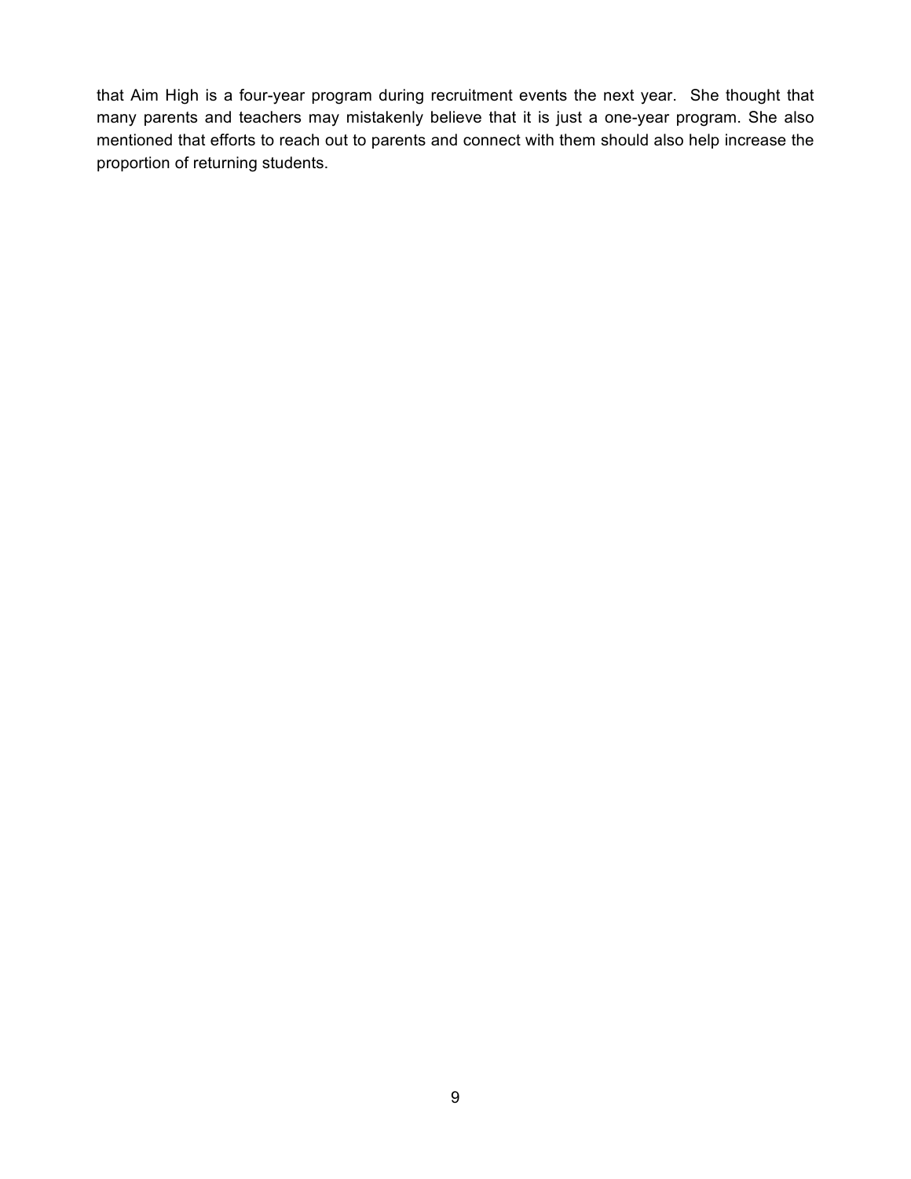that Aim High is a four-year program during recruitment events the next year. She thought that many parents and teachers may mistakenly believe that it is just a one-year program. She also mentioned that efforts to reach out to parents and connect with them should also help increase the proportion of returning students.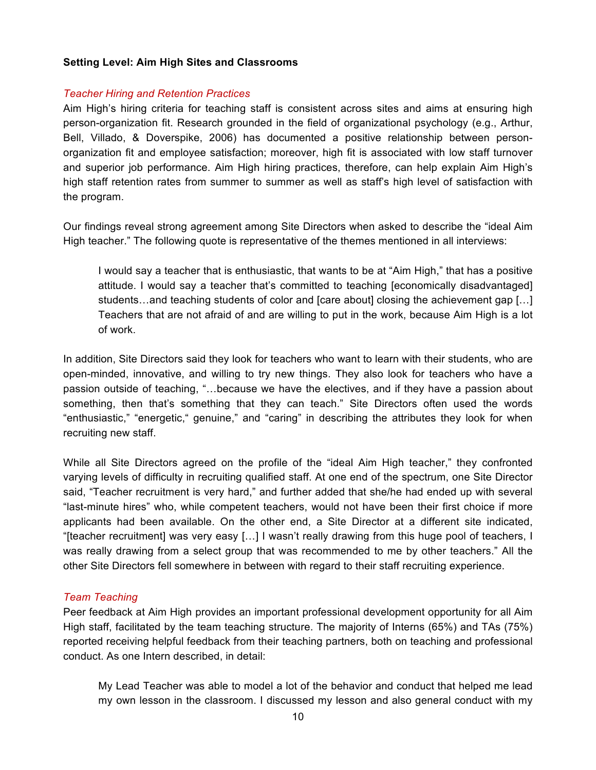**Setting Level: Aim High Sites and Classrooms**

*Teacher Hiring and Retention Practices*

Aim High's hiring criteria for teaching staff is consistent across sites and aims at ensuring high person-organization fit. Research grounded in the field of organizational psychology (e.g., Arthur, Bell, Villado, & Doverspike, 2006) has documented a positive relationship between person-organization fit and employee satisfaction; moreover, high fit is associated with low staff turnover and superior job performance. Aim High hiring practices, therefore, can help explain Aim High's high staff retention rates from summer to summer as well as staff's high level of satisfaction with the program.

Our findings reveal strong agreement among Site Directors when asked to describe the "ideal Aim High teacher." The following quote is representative of the themes mentioned in all interviews:

> I would say a teacher that is enthusiastic, that wants to be at "Aim High," that has a positive attitude. I would say a teacher that's committed to teaching [economically disadvantaged] students…and teaching students of color and [care about] closing the achievement gap […] Teachers that are not afraid of and are willing to put in the work, because Aim High is a lot of work.

In addition, Site Directors said they look for teachers who want to learn with their students, who are open-minded, innovative, and willing to try new things. They also look for teachers who have a passion outside of teaching, "…because we have the electives, and if they have a passion about something, then that's something that they can teach." Site Directors often used the words "enthusiastic," "energetic," genuine," and "caring" in describing the attributes they look for when recruiting new staff.

While all Site Directors agreed on the profile of the "ideal Aim High teacher," they confronted varying levels of difficulty in recruiting qualified staff. At one end of the spectrum, one Site Director said, "Teacher recruitment is very hard," and further added that she/he had ended up with several "last-minute hires" who, while competent teachers, would not have been their first choice if more applicants had been available. On the other end, a Site Director at a different site indicated, "[teacher recruitment] was very easy […] I wasn't really drawing from this huge pool of teachers, I was really drawing from a select group that was recommended to me by other teachers." All the other Site Directors fell somewhere in between with regard to their staff recruiting experience.

*Team Teaching*

Peer feedback at Aim High provides an important professional development opportunity for all Aim High staff, facilitated by the team teaching structure. The majority of Interns (65%) and TAs (75%) reported receiving helpful feedback from their teaching partners, both on teaching and professional conduct. As one Intern described, in detail:

> My Lead Teacher was able to model a lot of the behavior and conduct that helped me lead my own lesson in the classroom. I discussed my lesson and also general conduct with my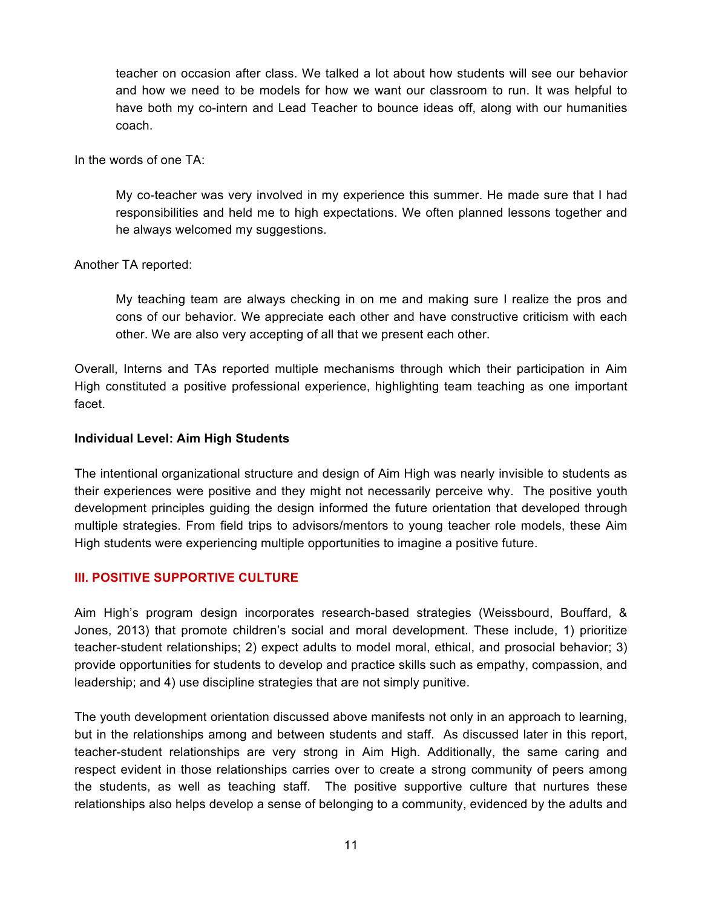> teacher on occasion after class. We talked a lot about how students will see our behavior and how we need to be models for how we want our classroom to run. It was helpful to have both my co-intern and Lead Teacher to bounce ideas off, along with our humanities coach.

In the words of one TA:

> My co-teacher was very involved in my experience this summer. He made sure that I had responsibilities and held me to high expectations. We often planned lessons together and he always welcomed my suggestions.

Another TA reported:

> My teaching team are always checking in on me and making sure I realize the pros and cons of our behavior. We appreciate each other and have constructive criticism with each other. We are also very accepting of all that we present each other.

Overall, Interns and TAs reported multiple mechanisms through which their participation in Aim High constituted a positive professional experience, highlighting team teaching as one important facet.

**Individual Level: Aim High Students**

The intentional organizational structure and design of Aim High was nearly invisible to students as their experiences were positive and they might not necessarily perceive why. The positive youth development principles guiding the design informed the future orientation that developed through multiple strategies. From field trips to advisors/mentors to young teacher role models, these Aim High students were experiencing multiple opportunities to imagine a positive future.

## III. POSITIVE SUPPORTIVE CULTURE

Aim High's program design incorporates research-based strategies (Weissbourd, Bouffard, & Jones, 2013) that promote children's social and moral development. These include, 1) prioritize teacher-student relationships; 2) expect adults to model moral, ethical, and prosocial behavior; 3) provide opportunities for students to develop and practice skills such as empathy, compassion, and leadership; and 4) use discipline strategies that are not simply punitive.

The youth development orientation discussed above manifests not only in an approach to learning, but in the relationships among and between students and staff. As discussed later in this report, teacher-student relationships are very strong in Aim High. Additionally, the same caring and respect evident in those relationships carries over to create a strong community of peers among the students, as well as teaching staff. The positive supportive culture that nurtures these relationships also helps develop a sense of belonging to a community, evidenced by the adults and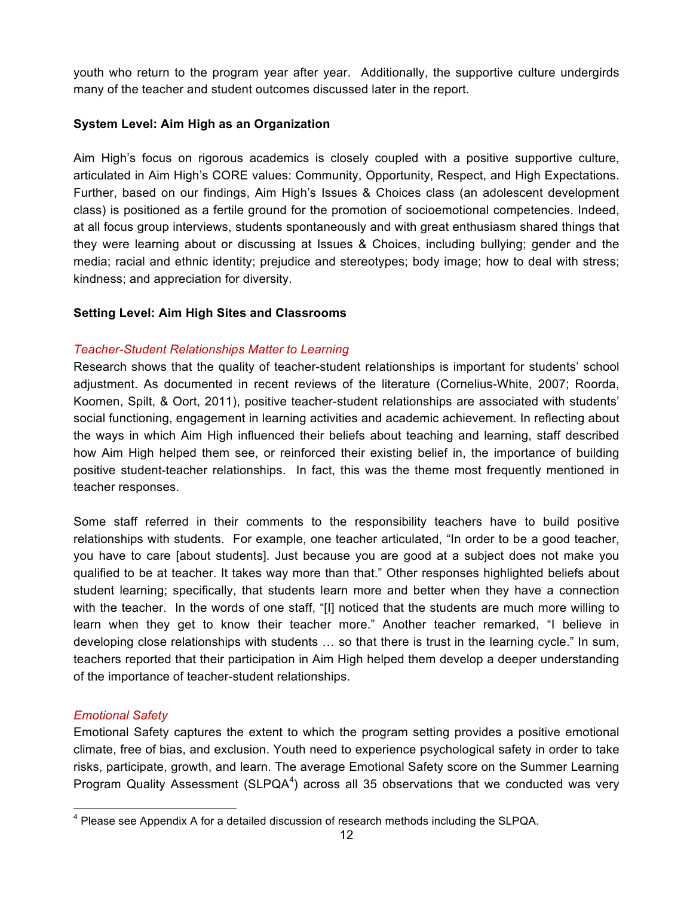youth who return to the program year after year. Additionally, the supportive culture undergirds many of the teacher and student outcomes discussed later in the report.

**System Level: Aim High as an Organization**

Aim High's focus on rigorous academics is closely coupled with a positive supportive culture, articulated in Aim High's CORE values: Community, Opportunity, Respect, and High Expectations. Further, based on our findings, Aim High's Issues & Choices class (an adolescent development class) is positioned as a fertile ground for the promotion of socioemotional competencies. Indeed, at all focus group interviews, students spontaneously and with great enthusiasm shared things that they were learning about or discussing at Issues & Choices, including bullying; gender and the media; racial and ethnic identity; prejudice and stereotypes; body image; how to deal with stress; kindness; and appreciation for diversity.

**Setting Level: Aim High Sites and Classrooms**

*Teacher-Student Relationships Matter to Learning*

Research shows that the quality of teacher-student relationships is important for students' school adjustment. As documented in recent reviews of the literature (Cornelius-White, 2007; Roorda, Koomen, Spilt, & Oort, 2011), positive teacher-student relationships are associated with students' social functioning, engagement in learning activities and academic achievement. In reflecting about the ways in which Aim High influenced their beliefs about teaching and learning, staff described how Aim High helped them see, or reinforced their existing belief in, the importance of building positive student-teacher relationships. In fact, this was the theme most frequently mentioned in teacher responses.

Some staff referred in their comments to the responsibility teachers have to build positive relationships with students. For example, one teacher articulated, "In order to be a good teacher, you have to care [about students]. Just because you are good at a subject does not make you qualified to be at teacher. It takes way more than that." Other responses highlighted beliefs about student learning; specifically, that students learn more and better when they have a connection with the teacher. In the words of one staff, "[I] noticed that the students are much more willing to learn when they get to know their teacher more." Another teacher remarked, "I believe in developing close relationships with students … so that there is trust in the learning cycle." In sum, teachers reported that their participation in Aim High helped them develop a deeper understanding of the importance of teacher-student relationships.

*Emotional Safety*

Emotional Safety captures the extent to which the program setting provides a positive emotional climate, free of bias, and exclusion. Youth need to experience psychological safety in order to take risks, participate, growth, and learn. The average Emotional Safety score on the Summer Learning Program Quality Assessment (SLPQA[4]) across all 35 observations that we conducted was very

[4] Please see Appendix A for a detailed discussion of research methods including the SLPQA.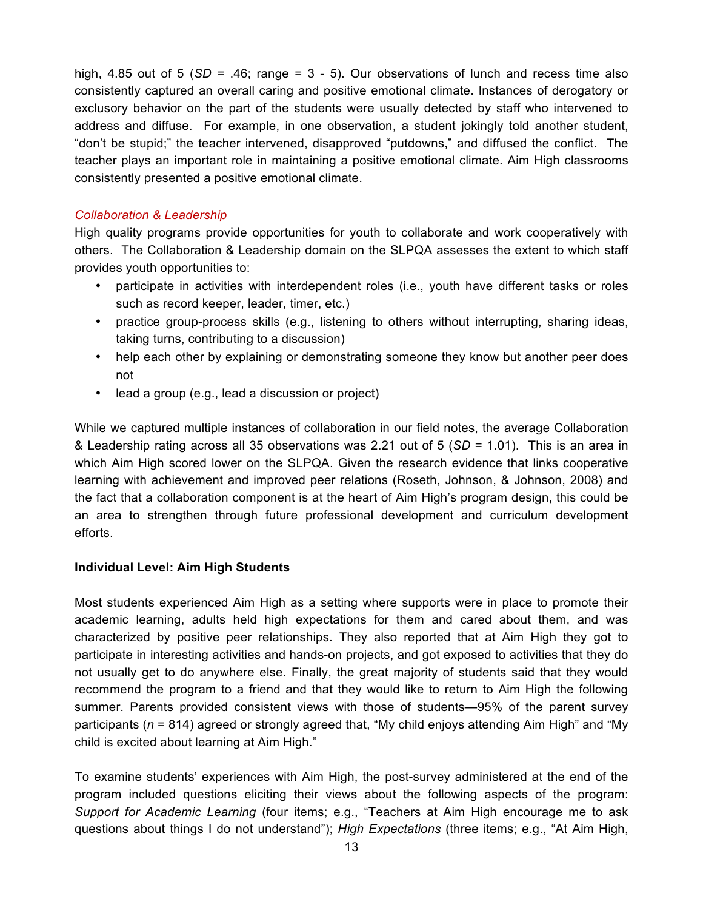high, 4.85 out of 5 (*SD* = .46; range = 3 - 5). Our observations of lunch and recess time also consistently captured an overall caring and positive emotional climate. Instances of derogatory or exclusory behavior on the part of the students were usually detected by staff who intervened to address and diffuse. For example, in one observation, a student jokingly told another student, "don't be stupid;" the teacher intervened, disapproved "putdowns," and diffused the conflict. The teacher plays an important role in maintaining a positive emotional climate. Aim High classrooms consistently presented a positive emotional climate.

### *Collaboration & Leadership*

High quality programs provide opportunities for youth to collaborate and work cooperatively with others. The Collaboration & Leadership domain on the SLPQA assesses the extent to which staff provides youth opportunities to:

- participate in activities with interdependent roles (i.e., youth have different tasks or roles such as record keeper, leader, timer, etc.)
- practice group-process skills (e.g., listening to others without interrupting, sharing ideas, taking turns, contributing to a discussion)
- help each other by explaining or demonstrating someone they know but another peer does not
- lead a group (e.g., lead a discussion or project)

While we captured multiple instances of collaboration in our field notes, the average Collaboration & Leadership rating across all 35 observations was 2.21 out of 5 (*SD* = 1.01). This is an area in which Aim High scored lower on the SLPQA. Given the research evidence that links cooperative learning with achievement and improved peer relations (Roseth, Johnson, & Johnson, 2008) and the fact that a collaboration component is at the heart of Aim High's program design, this could be an area to strengthen through future professional development and curriculum development efforts.

## Individual Level: Aim High Students

Most students experienced Aim High as a setting where supports were in place to promote their academic learning, adults held high expectations for them and cared about them, and was characterized by positive peer relationships. They also reported that at Aim High they got to participate in interesting activities and hands-on projects, and got exposed to activities that they do not usually get to do anywhere else. Finally, the great majority of students said that they would recommend the program to a friend and that they would like to return to Aim High the following summer. Parents provided consistent views with those of students—95% of the parent survey participants (*n* = 814) agreed or strongly agreed that, "My child enjoys attending Aim High" and "My child is excited about learning at Aim High."

To examine students' experiences with Aim High, the post-survey administered at the end of the program included questions eliciting their views about the following aspects of the program: *Support for Academic Learning* (four items; e.g., "Teachers at Aim High encourage me to ask questions about things I do not understand"); *High Expectations* (three items; e.g., "At Aim High,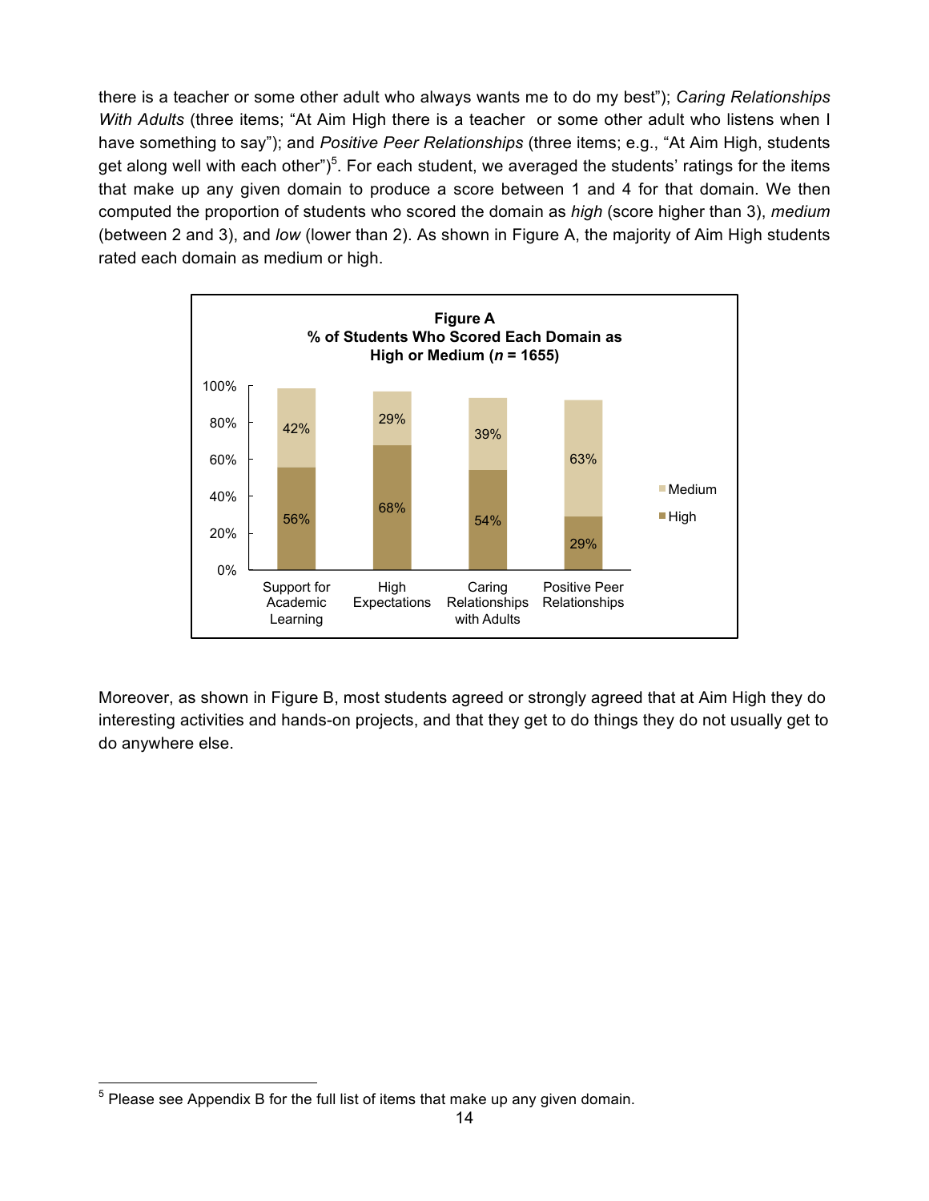there is a teacher or some other adult who always wants me to do my best"); *Caring Relationships With Adults* (three items; "At Aim High there is a teacher or some other adult who listens when I have something to say"); and *Positive Peer Relationships* (three items; e.g., "At Aim High, students get along well with each other")[5]. For each student, we averaged the students' ratings for the items that make up any given domain to produce a score between 1 and 4 for that domain. We then computed the proportion of students who scored the domain as *high* (score higher than 3), *medium* (between 2 and 3), and *low* (lower than 2). As shown in Figure A, the majority of Aim High students rated each domain as medium or high.

**Figure A**
**% of Students Who Scored Each Domain as High or Medium ($n$ = 1655)**

| | Support for Academic Learning | High Expectations | Caring Relationships with Adults | Positive Peer Relationships |
|---|---|---|---|---|
| Medium | 42% | 29% | 39% | 63% |
| High | 56% | 68% | 54% | 29% |

Moreover, as shown in Figure B, most students agreed or strongly agreed that at Aim High they do interesting activities and hands-on projects, and that they get to do things they do not usually get to do anywhere else.

[5] Please see Appendix B for the full list of items that make up any given domain.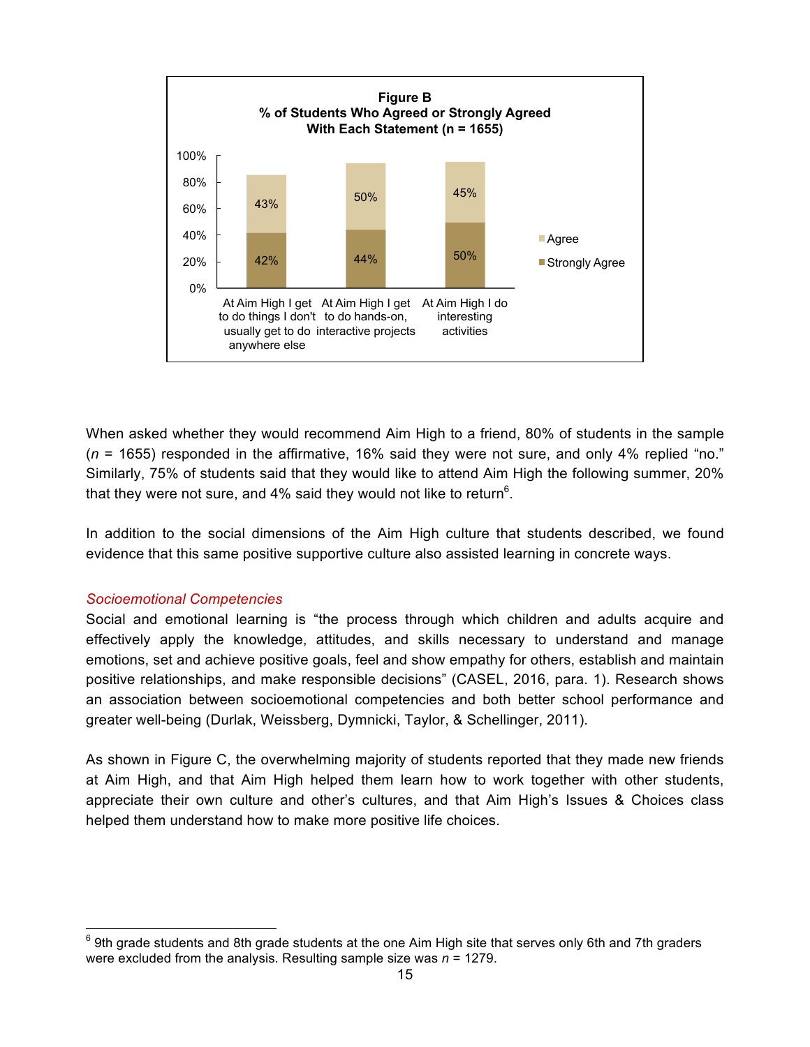**Figure B**
**% of Students Who Agreed or Strongly Agreed With Each Statement (n = 1655)**

| Statement | Strongly Agree | Agree |
|---|---|---|
| At Aim High I get to do things I don't usually get to do anywhere else | 42% | 43% |
| At Aim High I get to do hands-on, interactive projects | 44% | 50% |
| At Aim High I do interesting activities | 50% | 45% |

When asked whether they would recommend Aim High to a friend, 80% of students in the sample ($n$ = 1655) responded in the affirmative, 16% said they were not sure, and only 4% replied "no." Similarly, 75% of students said that they would like to attend Aim High the following summer, 20% that they were not sure, and 4% said they would not like to return[6].

In addition to the social dimensions of the Aim High culture that students described, we found evidence that this same positive supportive culture also assisted learning in concrete ways.

*Socioemotional Competencies*

Social and emotional learning is "the process through which children and adults acquire and effectively apply the knowledge, attitudes, and skills necessary to understand and manage emotions, set and achieve positive goals, feel and show empathy for others, establish and maintain positive relationships, and make responsible decisions" (CASEL, 2016, para. 1). Research shows an association between socioemotional competencies and both better school performance and greater well-being (Durlak, Weissberg, Dymnicki, Taylor, & Schellinger, 2011).

As shown in Figure C, the overwhelming majority of students reported that they made new friends at Aim High, and that Aim High helped them learn how to work together with other students, appreciate their own culture and other's cultures, and that Aim High's Issues & Choices class helped them understand how to make more positive life choices.

[6] 9th grade students and 8th grade students at the one Aim High site that serves only 6th and 7th graders were excluded from the analysis. Resulting sample size was $n$ = 1279.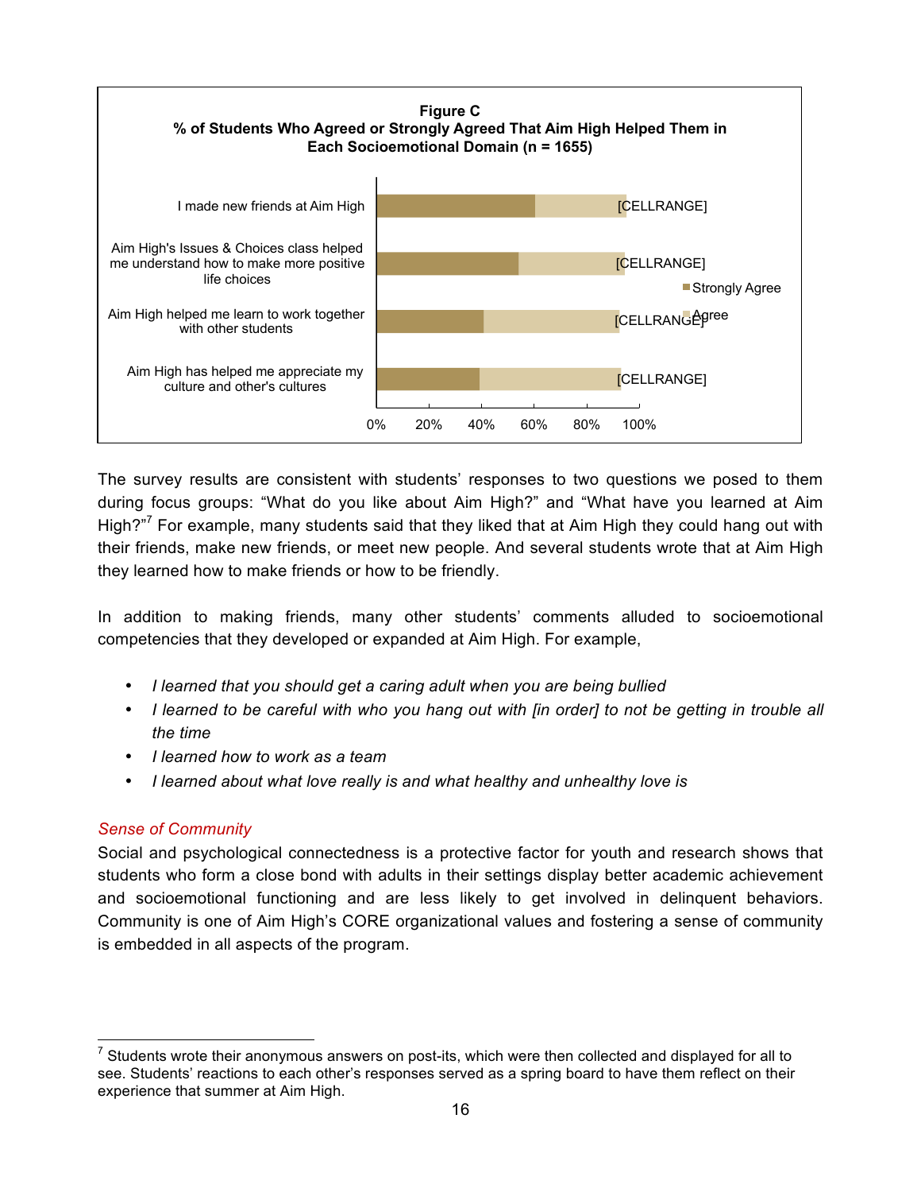**Figure C**
**% of Students Who Agreed or Strongly Agreed That Aim High Helped Them in Each Socioemotional Domain (n = 1655)**

| Item | Label |
| --- | --- |
| I made new friends at Aim High | [CELLRANGE] |
| Aim High's Issues & Choices class helped me understand how to make more positive life choices | [CELLRANGE] |
| Aim High helped me learn to work together with other students | [CELLRANGE] |
| Aim High has helped me appreciate my culture and other's cultures | [CELLRANGE] |

Legend: Strongly Agree; Agree

Axis: 0%, 20%, 40%, 60%, 80%, 100%

The survey results are consistent with students' responses to two questions we posed to them during focus groups: "What do you like about Aim High?" and "What have you learned at Aim High?"[7] For example, many students said that they liked that at Aim High they could hang out with their friends, make new friends, or meet new people. And several students wrote that at Aim High they learned how to make friends or how to be friendly.

In addition to making friends, many other students' comments alluded to socioemotional competencies that they developed or expanded at Aim High. For example,

- *I learned that you should get a caring adult when you are being bullied*
- *I learned to be careful with who you hang out with [in order] to not be getting in trouble all the time*
- *I learned how to work as a team*
- *I learned about what love really is and what healthy and unhealthy love is*

### *Sense of Community*

Social and psychological connectedness is a protective factor for youth and research shows that students who form a close bond with adults in their settings display better academic achievement and socioemotional functioning and are less likely to get involved in delinquent behaviors. Community is one of Aim High's CORE organizational values and fostering a sense of community is embedded in all aspects of the program.

[7] Students wrote their anonymous answers on post-its, which were then collected and displayed for all to see. Students' reactions to each other's responses served as a spring board to have them reflect on their experience that summer at Aim High.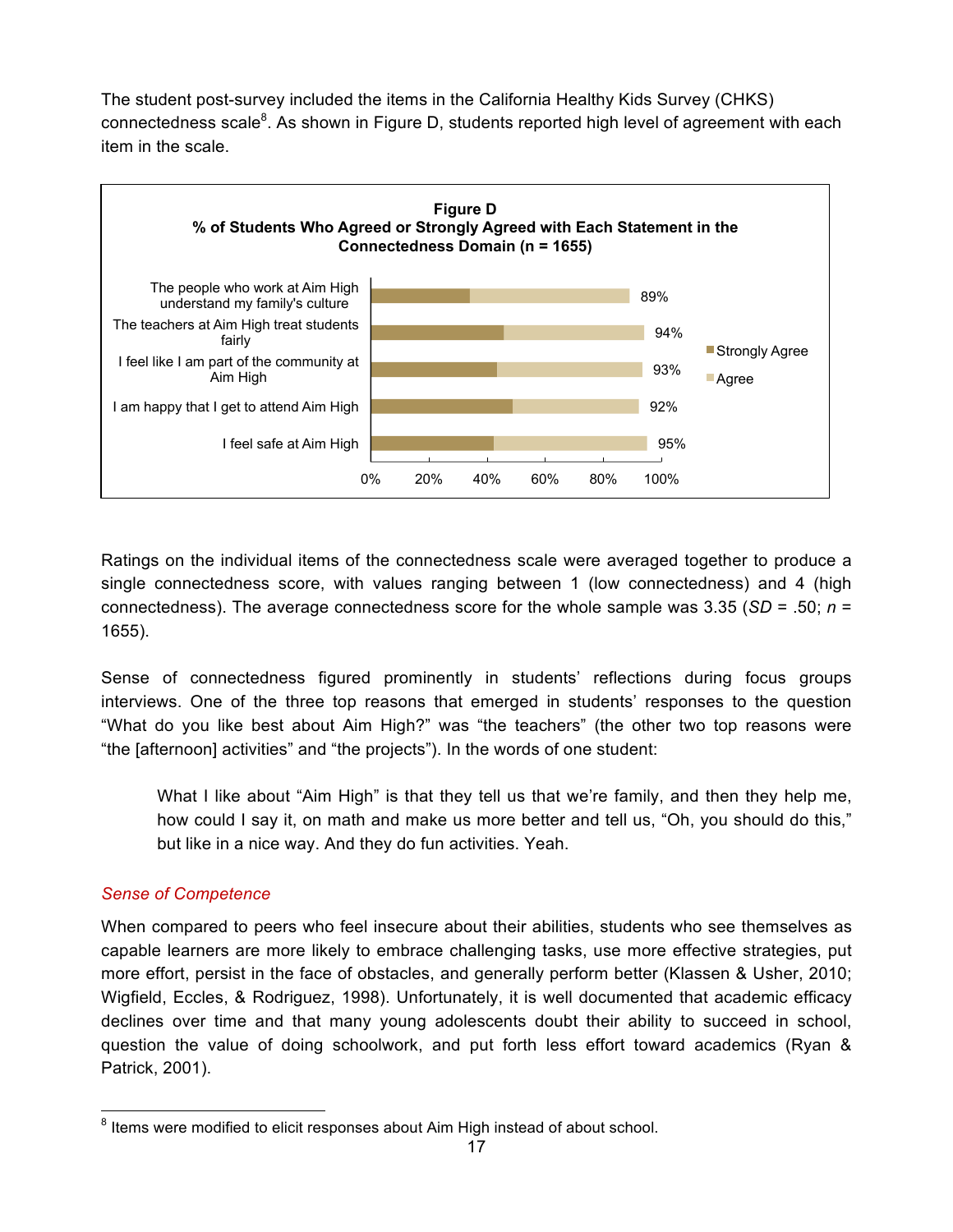The student post-survey included the items in the California Healthy Kids Survey (CHKS) connectedness scale[8]. As shown in Figure D, students reported high level of agreement with each item in the scale.

**Figure D**
**% of Students Who Agreed or Strongly Agreed with Each Statement in the Connectedness Domain (n = 1655)**

| Statement | % Agreed or Strongly Agreed |
| --- | --- |
| The people who work at Aim High understand my family's culture | 89% |
| The teachers at Aim High treat students fairly | 94% |
| I feel like I am part of the community at Aim High | 93% |
| I am happy that I get to attend Aim High | 92% |
| I feel safe at Aim High | 95% |

Ratings on the individual items of the connectedness scale were averaged together to produce a single connectedness score, with values ranging between 1 (low connectedness) and 4 (high connectedness). The average connectedness score for the whole sample was 3.35 (*SD* = .50; *n* = 1655).

Sense of connectedness figured prominently in students' reflections during focus groups interviews. One of the three top reasons that emerged in students' responses to the question "What do you like best about Aim High?" was "the teachers" (the other two top reasons were "the [afternoon] activities" and "the projects"). In the words of one student:

> What I like about "Aim High" is that they tell us that we're family, and then they help me, how could I say it, on math and make us more better and tell us, "Oh, you should do this," but like in a nice way. And they do fun activities. Yeah.

### *Sense of Competence*

When compared to peers who feel insecure about their abilities, students who see themselves as capable learners are more likely to embrace challenging tasks, use more effective strategies, put more effort, persist in the face of obstacles, and generally perform better (Klassen & Usher, 2010; Wigfield, Eccles, & Rodriguez, 1998). Unfortunately, it is well documented that academic efficacy declines over time and that many young adolescents doubt their ability to succeed in school, question the value of doing schoolwork, and put forth less effort toward academics (Ryan & Patrick, 2001).

---

[8] Items were modified to elicit responses about Aim High instead of about school.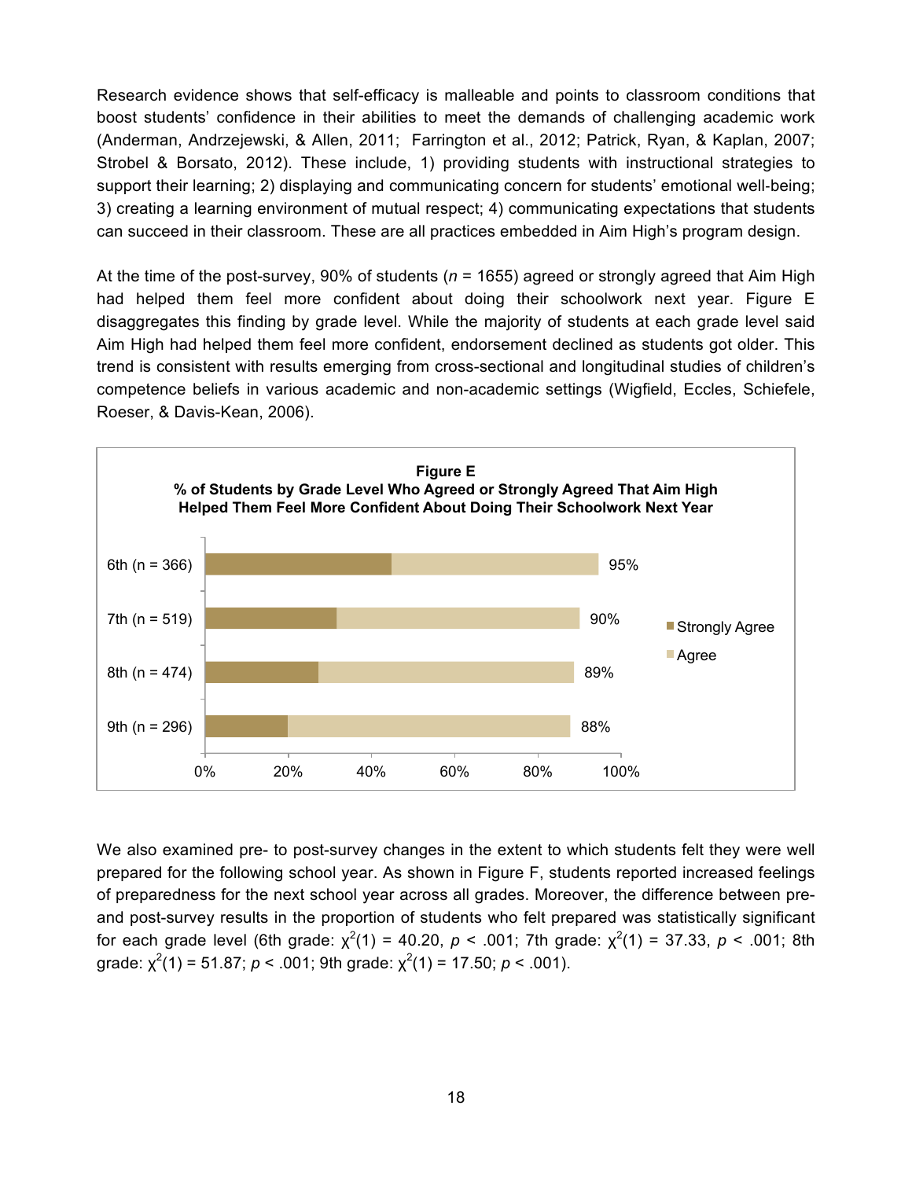Research evidence shows that self-efficacy is malleable and points to classroom conditions that boost students' confidence in their abilities to meet the demands of challenging academic work (Anderman, Andrzejewski, & Allen, 2011; Farrington et al., 2012; Patrick, Ryan, & Kaplan, 2007; Strobel & Borsato, 2012). These include, 1) providing students with instructional strategies to support their learning; 2) displaying and communicating concern for students' emotional well-being; 3) creating a learning environment of mutual respect; 4) communicating expectations that students can succeed in their classroom. These are all practices embedded in Aim High's program design.

At the time of the post-survey, 90% of students ($n$ = 1655) agreed or strongly agreed that Aim High had helped them feel more confident about doing their schoolwork next year. Figure E disaggregates this finding by grade level. While the majority of students at each grade level said Aim High had helped them feel more confident, endorsement declined as students got older. This trend is consistent with results emerging from cross-sectional and longitudinal studies of children's competence beliefs in various academic and non-academic settings (Wigfield, Eccles, Schiefele, Roeser, & Davis-Kean, 2006).

**Figure E**
**% of Students by Grade Level Who Agreed or Strongly Agreed That Aim High Helped Them Feel More Confident About Doing Their Schoolwork Next Year**

| Grade | Total (Strongly Agree + Agree) |
|---|---|
| 6th (n = 366) | 95% |
| 7th (n = 519) | 90% |
| 8th (n = 474) | 89% |
| 9th (n = 296) | 88% |

We also examined pre- to post-survey changes in the extent to which students felt they were well prepared for the following school year. As shown in Figure F, students reported increased feelings of preparedness for the next school year across all grades. Moreover, the difference between pre- and post-survey results in the proportion of students who felt prepared was statistically significant for each grade level (6th grade: $\chi^2(1) = 40.20$, $p < .001$; 7th grade: $\chi^2(1) = 37.33$, $p < .001$; 8th grade: $\chi^2(1) = 51.87$; $p < .001$; 9th grade: $\chi^2(1) = 17.50$; $p < .001$).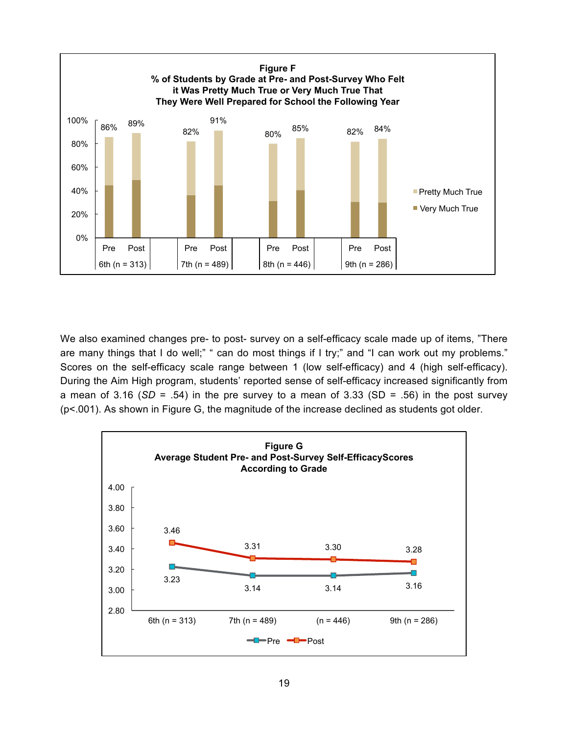**Figure F**
**% of Students by Grade at Pre- and Post-Survey Who Felt it Was Pretty Much True or Very Much True That They Were Well Prepared for School the Following Year**

| Grade | Pre | Post |
|---|---|---|
| 6th (n = 313) | 86% | 89% |
| 7th (n = 489) | 82% | 91% |
| 8th (n = 446) | 80% | 85% |
| 9th (n = 286) | 82% | 84% |

We also examined changes pre- to post- survey on a self-efficacy scale made up of items, "There are many things that I do well;" " can do most things if I try;" and "I can work out my problems." Scores on the self-efficacy scale range between 1 (low self-efficacy) and 4 (high self-efficacy). During the Aim High program, students' reported sense of self-efficacy increased significantly from a mean of 3.16 (*SD* = .54) in the pre survey to a mean of 3.33 (SD = .56) in the post survey ($p<.001$). As shown in Figure G, the magnitude of the increase declined as students got older.

**Figure G**
**Average Student Pre- and Post-Survey Self-EfficacyScores According to Grade**

| Grade | Pre | Post |
|---|---|---|
| 6th (n = 313) | 3.23 | 3.46 |
| 7th (n = 489) | 3.14 | 3.31 |
| (n = 446) | 3.14 | 3.30 |
| 9th (n = 286) | 3.16 | 3.28 |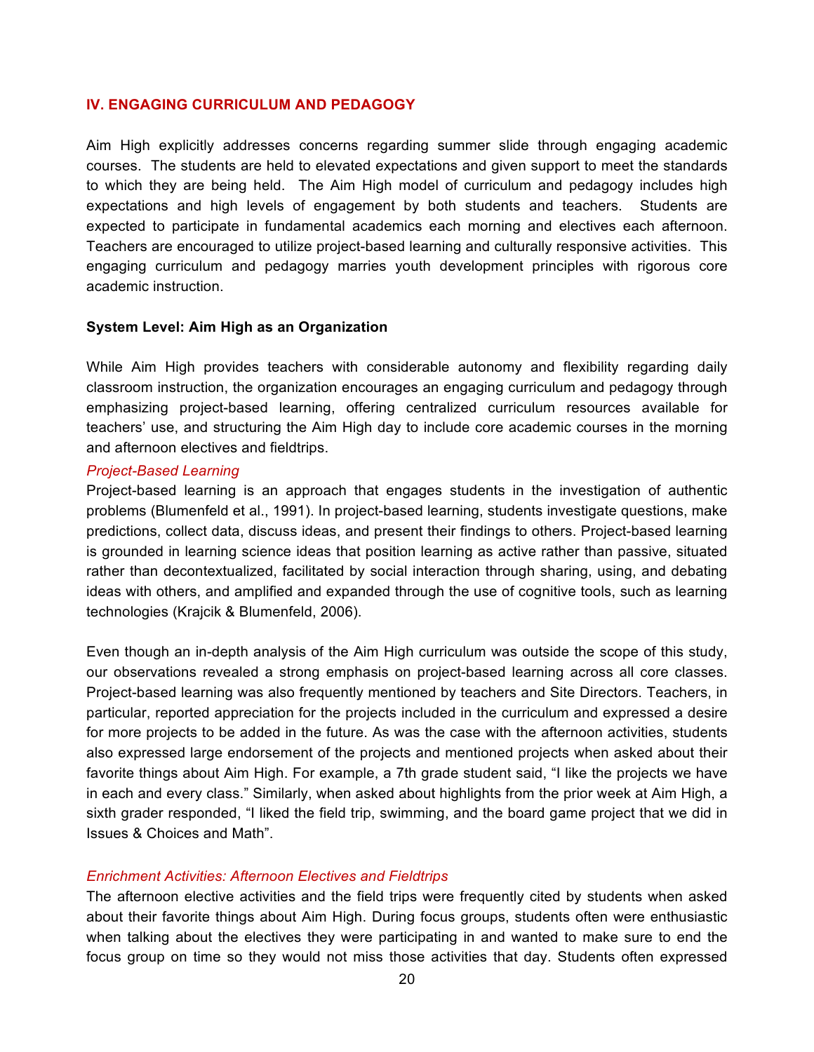## IV. ENGAGING CURRICULUM AND PEDAGOGY

Aim High explicitly addresses concerns regarding summer slide through engaging academic courses. The students are held to elevated expectations and given support to meet the standards to which they are being held. The Aim High model of curriculum and pedagogy includes high expectations and high levels of engagement by both students and teachers. Students are expected to participate in fundamental academics each morning and electives each afternoon. Teachers are encouraged to utilize project-based learning and culturally responsive activities. This engaging curriculum and pedagogy marries youth development principles with rigorous core academic instruction.

### System Level: Aim High as an Organization

While Aim High provides teachers with considerable autonomy and flexibility regarding daily classroom instruction, the organization encourages an engaging curriculum and pedagogy through emphasizing project-based learning, offering centralized curriculum resources available for teachers' use, and structuring the Aim High day to include core academic courses in the morning and afternoon electives and fieldtrips.

#### *Project-Based Learning*

Project-based learning is an approach that engages students in the investigation of authentic problems (Blumenfeld et al., 1991). In project-based learning, students investigate questions, make predictions, collect data, discuss ideas, and present their findings to others. Project-based learning is grounded in learning science ideas that position learning as active rather than passive, situated rather than decontextualized, facilitated by social interaction through sharing, using, and debating ideas with others, and amplified and expanded through the use of cognitive tools, such as learning technologies (Krajcik & Blumenfeld, 2006).

Even though an in-depth analysis of the Aim High curriculum was outside the scope of this study, our observations revealed a strong emphasis on project-based learning across all core classes. Project-based learning was also frequently mentioned by teachers and Site Directors. Teachers, in particular, reported appreciation for the projects included in the curriculum and expressed a desire for more projects to be added in the future. As was the case with the afternoon activities, students also expressed large endorsement of the projects and mentioned projects when asked about their favorite things about Aim High. For example, a 7th grade student said, "I like the projects we have in each and every class." Similarly, when asked about highlights from the prior week at Aim High, a sixth grader responded, "I liked the field trip, swimming, and the board game project that we did in Issues & Choices and Math".

#### *Enrichment Activities: Afternoon Electives and Fieldtrips*

The afternoon elective activities and the field trips were frequently cited by students when asked about their favorite things about Aim High. During focus groups, students often were enthusiastic when talking about the electives they were participating in and wanted to make sure to end the focus group on time so they would not miss those activities that day. Students often expressed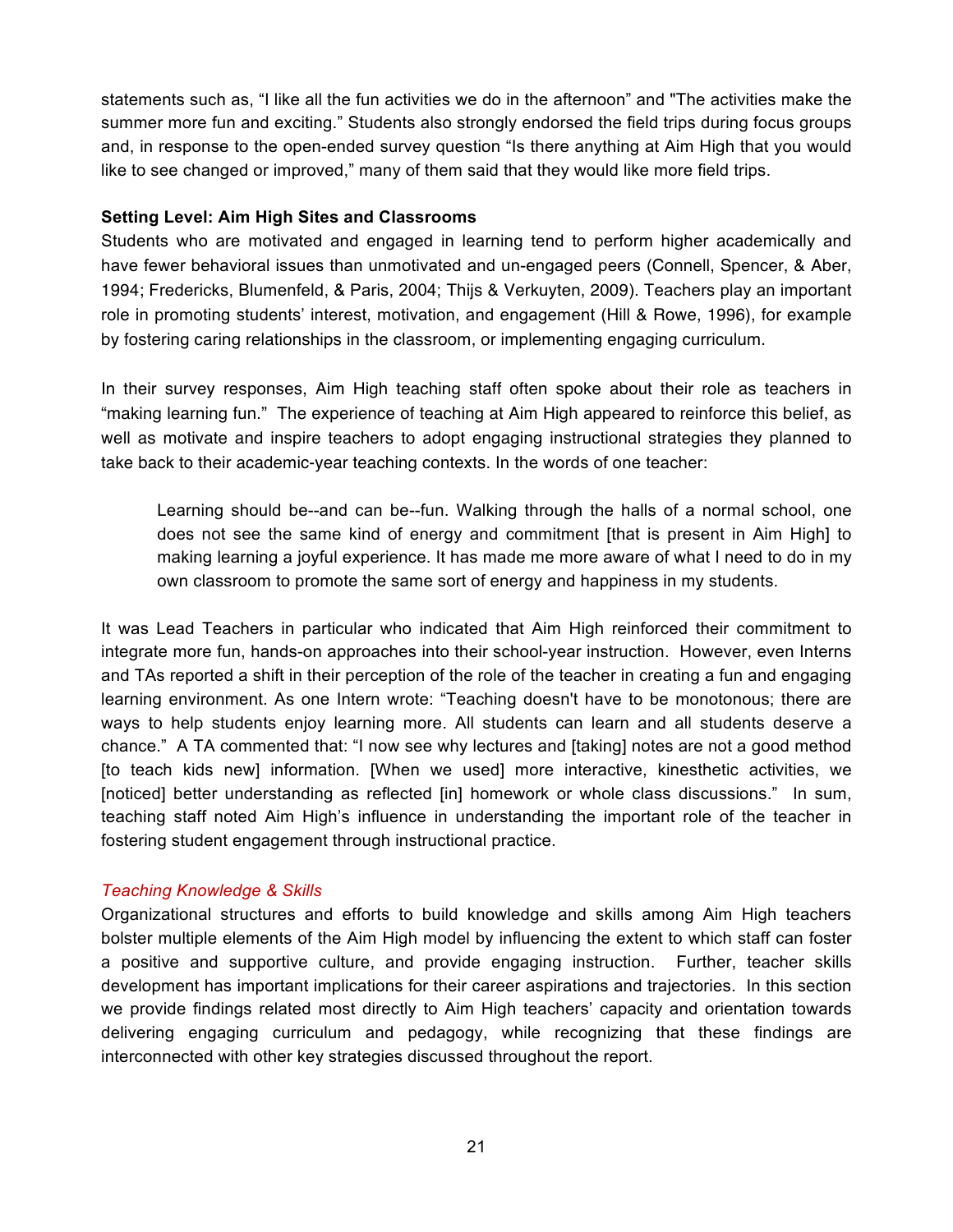statements such as, “I like all the fun activities we do in the afternoon” and "The activities make the summer more fun and exciting.” Students also strongly endorsed the field trips during focus groups and, in response to the open-ended survey question “Is there anything at Aim High that you would like to see changed or improved,” many of them said that they would like more field trips.

**Setting Level: Aim High Sites and Classrooms**

Students who are motivated and engaged in learning tend to perform higher academically and have fewer behavioral issues than unmotivated and un-engaged peers (Connell, Spencer, & Aber, 1994; Fredericks, Blumenfeld, & Paris, 2004; Thijs & Verkuyten, 2009). Teachers play an important role in promoting students’ interest, motivation, and engagement (Hill & Rowe, 1996), for example by fostering caring relationships in the classroom, or implementing engaging curriculum.

In their survey responses, Aim High teaching staff often spoke about their role as teachers in “making learning fun.” The experience of teaching at Aim High appeared to reinforce this belief, as well as motivate and inspire teachers to adopt engaging instructional strategies they planned to take back to their academic-year teaching contexts. In the words of one teacher:

> Learning should be--and can be--fun. Walking through the halls of a normal school, one does not see the same kind of energy and commitment [that is present in Aim High] to making learning a joyful experience. It has made me more aware of what I need to do in my own classroom to promote the same sort of energy and happiness in my students.

It was Lead Teachers in particular who indicated that Aim High reinforced their commitment to integrate more fun, hands-on approaches into their school-year instruction. However, even Interns and TAs reported a shift in their perception of the role of the teacher in creating a fun and engaging learning environment. As one Intern wrote: “Teaching doesn't have to be monotonous; there are ways to help students enjoy learning more. All students can learn and all students deserve a chance.” A TA commented that: “I now see why lectures and [taking] notes are not a good method [to teach kids new] information. [When we used] more interactive, kinesthetic activities, we [noticed] better understanding as reflected [in] homework or whole class discussions.” In sum, teaching staff noted Aim High’s influence in understanding the important role of the teacher in fostering student engagement through instructional practice.

*Teaching Knowledge & Skills*

Organizational structures and efforts to build knowledge and skills among Aim High teachers bolster multiple elements of the Aim High model by influencing the extent to which staff can foster a positive and supportive culture, and provide engaging instruction. Further, teacher skills development has important implications for their career aspirations and trajectories. In this section we provide findings related most directly to Aim High teachers’ capacity and orientation towards delivering engaging curriculum and pedagogy, while recognizing that these findings are interconnected with other key strategies discussed throughout the report.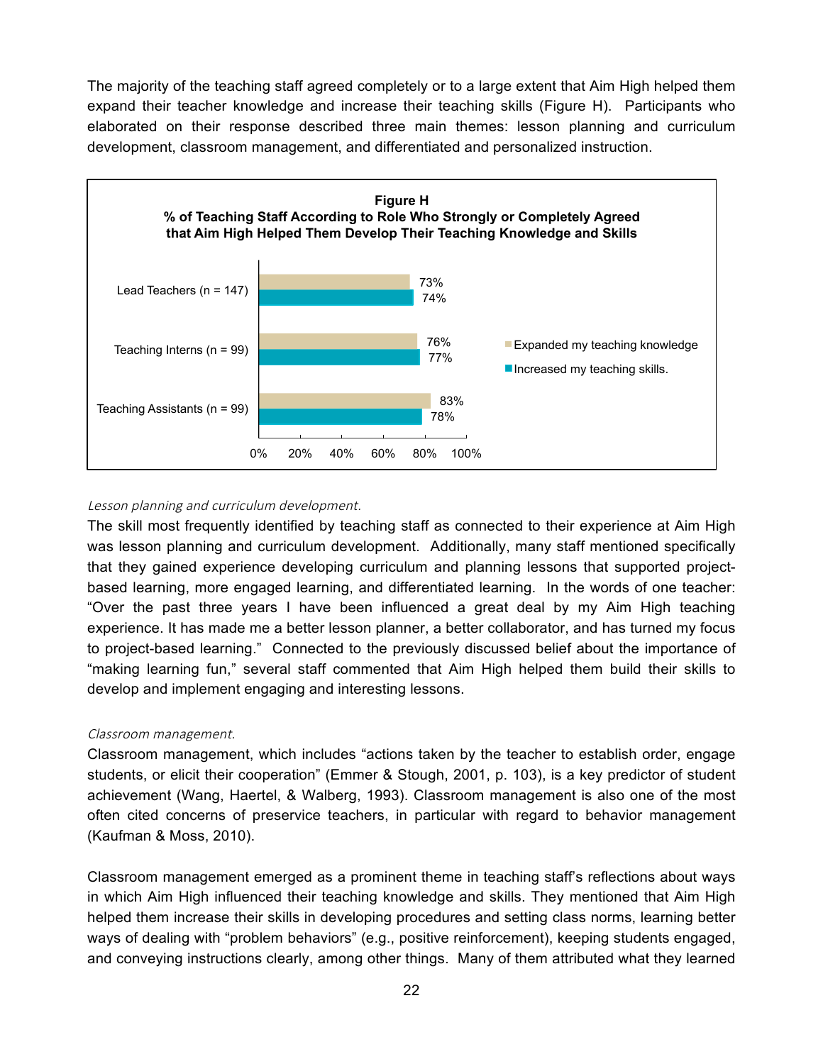The majority of the teaching staff agreed completely or to a large extent that Aim High helped them expand their teacher knowledge and increase their teaching skills (Figure H). Participants who elaborated on their response described three main themes: lesson planning and curriculum development, classroom management, and differentiated and personalized instruction.

**Figure H**
**% of Teaching Staff According to Role Who Strongly or Completely Agreed that Aim High Helped Them Develop Their Teaching Knowledge and Skills**

| Role | Expanded my teaching knowledge | Increased my teaching skills. |
|---|---|---|
| Lead Teachers (n = 147) | 73% | 74% |
| Teaching Interns (n = 99) | 76% | 77% |
| Teaching Assistants (n = 99) | 83% | 78% |

*Lesson planning and curriculum development.*

The skill most frequently identified by teaching staff as connected to their experience at Aim High was lesson planning and curriculum development. Additionally, many staff mentioned specifically that they gained experience developing curriculum and planning lessons that supported project-based learning, more engaged learning, and differentiated learning. In the words of one teacher: "Over the past three years I have been influenced a great deal by my Aim High teaching experience. It has made me a better lesson planner, a better collaborator, and has turned my focus to project-based learning." Connected to the previously discussed belief about the importance of "making learning fun," several staff commented that Aim High helped them build their skills to develop and implement engaging and interesting lessons.

*Classroom management.*

Classroom management, which includes "actions taken by the teacher to establish order, engage students, or elicit their cooperation" (Emmer & Stough, 2001, p. 103), is a key predictor of student achievement (Wang, Haertel, & Walberg, 1993). Classroom management is also one of the most often cited concerns of preservice teachers, in particular with regard to behavior management (Kaufman & Moss, 2010).

Classroom management emerged as a prominent theme in teaching staff's reflections about ways in which Aim High influenced their teaching knowledge and skills. They mentioned that Aim High helped them increase their skills in developing procedures and setting class norms, learning better ways of dealing with "problem behaviors" (e.g., positive reinforcement), keeping students engaged, and conveying instructions clearly, among other things. Many of them attributed what they learned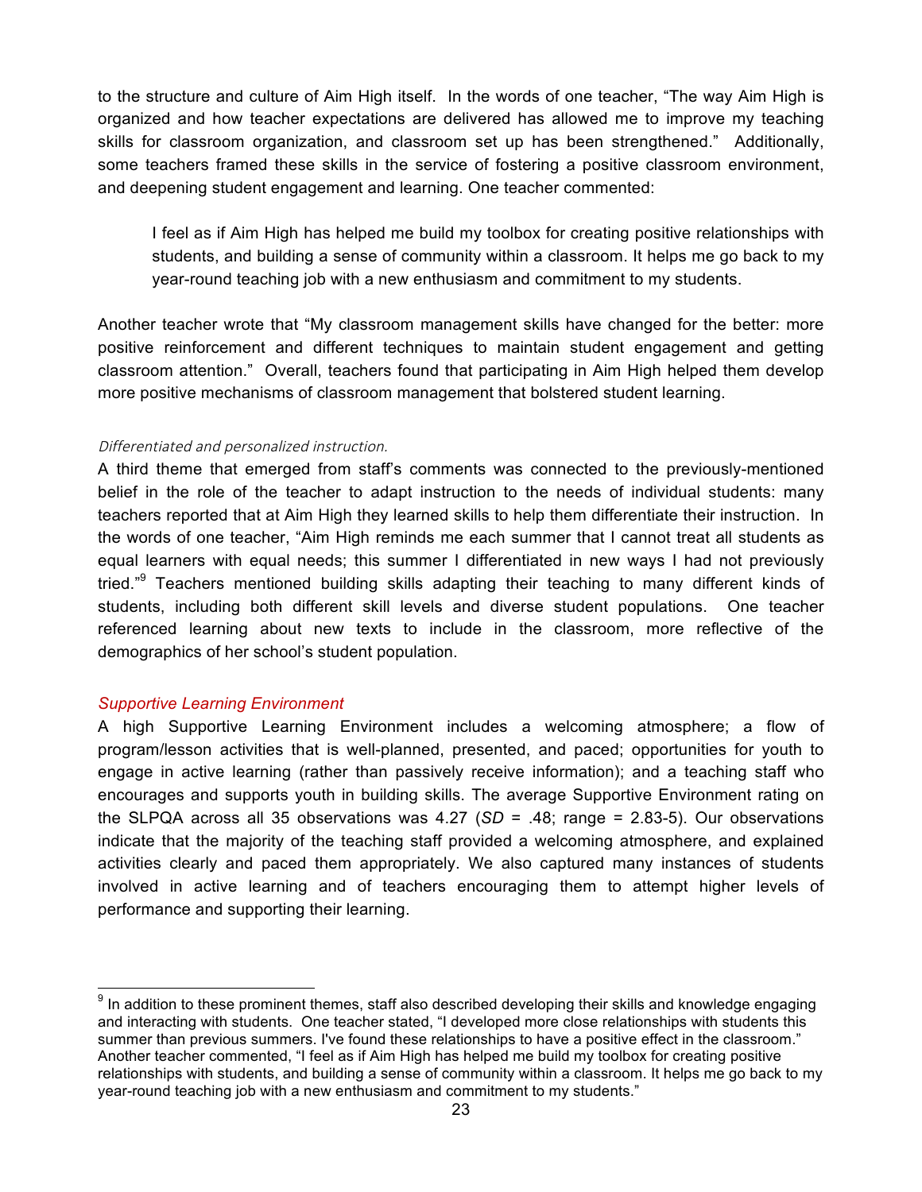to the structure and culture of Aim High itself. In the words of one teacher, "The way Aim High is organized and how teacher expectations are delivered has allowed me to improve my teaching skills for classroom organization, and classroom set up has been strengthened." Additionally, some teachers framed these skills in the service of fostering a positive classroom environment, and deepening student engagement and learning. One teacher commented:

> I feel as if Aim High has helped me build my toolbox for creating positive relationships with students, and building a sense of community within a classroom. It helps me go back to my year-round teaching job with a new enthusiasm and commitment to my students.

Another teacher wrote that "My classroom management skills have changed for the better: more positive reinforcement and different techniques to maintain student engagement and getting classroom attention." Overall, teachers found that participating in Aim High helped them develop more positive mechanisms of classroom management that bolstered student learning.

*Differentiated and personalized instruction.*

A third theme that emerged from staff's comments was connected to the previously-mentioned belief in the role of the teacher to adapt instruction to the needs of individual students: many teachers reported that at Aim High they learned skills to help them differentiate their instruction. In the words of one teacher, "Aim High reminds me each summer that I cannot treat all students as equal learners with equal needs; this summer I differentiated in new ways I had not previously tried."[9] Teachers mentioned building skills adapting their teaching to many different kinds of students, including both different skill levels and diverse student populations. One teacher referenced learning about new texts to include in the classroom, more reflective of the demographics of her school's student population.

### *Supportive Learning Environment*

A high Supportive Learning Environment includes a welcoming atmosphere; a flow of program/lesson activities that is well-planned, presented, and paced; opportunities for youth to engage in active learning (rather than passively receive information); and a teaching staff who encourages and supports youth in building skills. The average Supportive Environment rating on the SLPQA across all 35 observations was 4.27 (*SD* = .48; range = 2.83-5). Our observations indicate that the majority of the teaching staff provided a welcoming atmosphere, and explained activities clearly and paced them appropriately. We also captured many instances of students involved in active learning and of teachers encouraging them to attempt higher levels of performance and supporting their learning.

---

[9] In addition to these prominent themes, staff also described developing their skills and knowledge engaging and interacting with students. One teacher stated, "I developed more close relationships with students this summer than previous summers. I've found these relationships to have a positive effect in the classroom." Another teacher commented, "I feel as if Aim High has helped me build my toolbox for creating positive relationships with students, and building a sense of community within a classroom. It helps me go back to my year-round teaching job with a new enthusiasm and commitment to my students."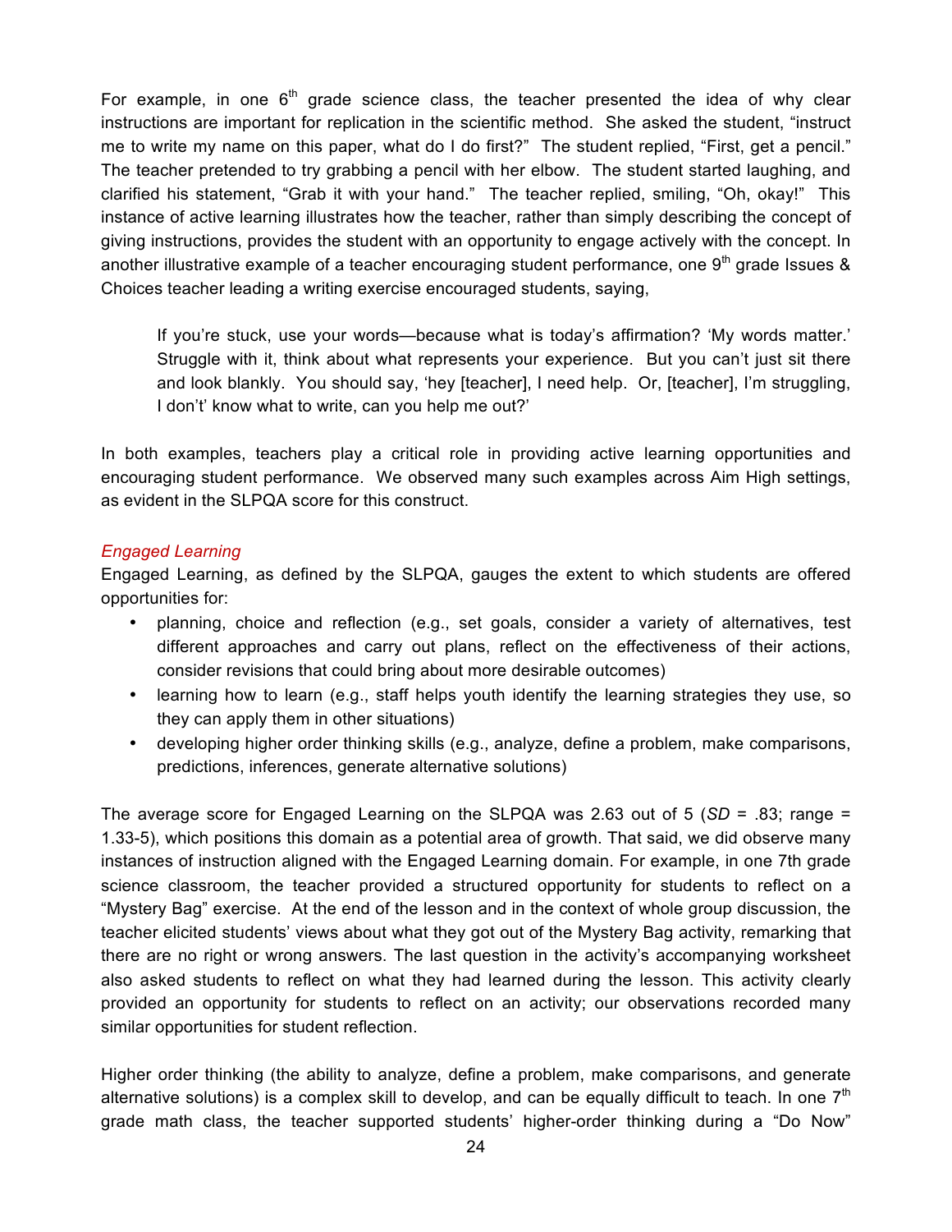For example, in one 6th grade science class, the teacher presented the idea of why clear instructions are important for replication in the scientific method. She asked the student, "instruct me to write my name on this paper, what do I do first?" The student replied, "First, get a pencil." The teacher pretended to try grabbing a pencil with her elbow. The student started laughing, and clarified his statement, "Grab it with your hand." The teacher replied, smiling, "Oh, okay!" This instance of active learning illustrates how the teacher, rather than simply describing the concept of giving instructions, provides the student with an opportunity to engage actively with the concept. In another illustrative example of a teacher encouraging student performance, one 9th grade Issues & Choices teacher leading a writing exercise encouraged students, saying,

> If you're stuck, use your words—because what is today's affirmation? 'My words matter.' Struggle with it, think about what represents your experience. But you can't just sit there and look blankly. You should say, 'hey [teacher], I need help. Or, [teacher], I'm struggling, I don't' know what to write, can you help me out?'

In both examples, teachers play a critical role in providing active learning opportunities and encouraging student performance. We observed many such examples across Aim High settings, as evident in the SLPQA score for this construct.

*Engaged Learning*

Engaged Learning, as defined by the SLPQA, gauges the extent to which students are offered opportunities for:

- planning, choice and reflection (e.g., set goals, consider a variety of alternatives, test different approaches and carry out plans, reflect on the effectiveness of their actions, consider revisions that could bring about more desirable outcomes)
- learning how to learn (e.g., staff helps youth identify the learning strategies they use, so they can apply them in other situations)
- developing higher order thinking skills (e.g., analyze, define a problem, make comparisons, predictions, inferences, generate alternative solutions)

The average score for Engaged Learning on the SLPQA was 2.63 out of 5 (*SD* = .83; range = 1.33-5), which positions this domain as a potential area of growth. That said, we did observe many instances of instruction aligned with the Engaged Learning domain. For example, in one 7th grade science classroom, the teacher provided a structured opportunity for students to reflect on a "Mystery Bag" exercise. At the end of the lesson and in the context of whole group discussion, the teacher elicited students' views about what they got out of the Mystery Bag activity, remarking that there are no right or wrong answers. The last question in the activity's accompanying worksheet also asked students to reflect on what they had learned during the lesson. This activity clearly provided an opportunity for students to reflect on an activity; our observations recorded many similar opportunities for student reflection.

Higher order thinking (the ability to analyze, define a problem, make comparisons, and generate alternative solutions) is a complex skill to develop, and can be equally difficult to teach. In one 7th grade math class, the teacher supported students' higher-order thinking during a "Do Now"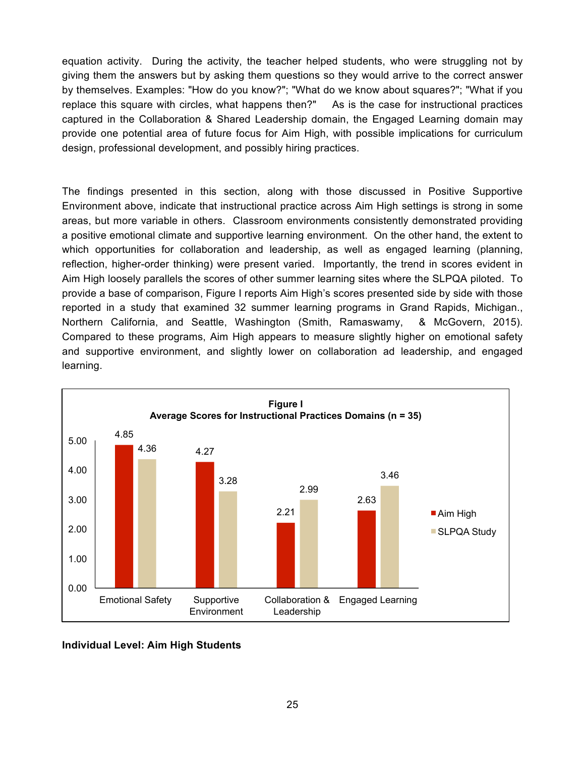equation activity. During the activity, the teacher helped students, who were struggling not by giving them the answers but by asking them questions so they would arrive to the correct answer by themselves. Examples: "How do you know?"; "What do we know about squares?"; "What if you replace this square with circles, what happens then?" As is the case for instructional practices captured in the Collaboration & Shared Leadership domain, the Engaged Learning domain may provide one potential area of future focus for Aim High, with possible implications for curriculum design, professional development, and possibly hiring practices.

The findings presented in this section, along with those discussed in Positive Supportive Environment above, indicate that instructional practice across Aim High settings is strong in some areas, but more variable in others. Classroom environments consistently demonstrated providing a positive emotional climate and supportive learning environment. On the other hand, the extent to which opportunities for collaboration and leadership, as well as engaged learning (planning, reflection, higher-order thinking) were present varied. Importantly, the trend in scores evident in Aim High loosely parallels the scores of other summer learning sites where the SLPQA piloted. To provide a base of comparison, Figure I reports Aim High's scores presented side by side with those reported in a study that examined 32 summer learning programs in Grand Rapids, Michigan., Northern California, and Seattle, Washington (Smith, Ramaswamy, & McGovern, 2015). Compared to these programs, Aim High appears to measure slightly higher on emotional safety and supportive environment, and slightly lower on collaboration ad leadership, and engaged learning.

**Figure I**
**Average Scores for Instructional Practices Domains (n = 35)**

| Domain | Aim High | SLPQA Study |
|---|---|---|
| Emotional Safety | 4.85 | 4.36 |
| Supportive Environment | 4.27 | 3.28 |
| Collaboration & Leadership | 2.21 | 2.99 |
| Engaged Learning | 2.63 | 3.46 |

**Individual Level: Aim High Students**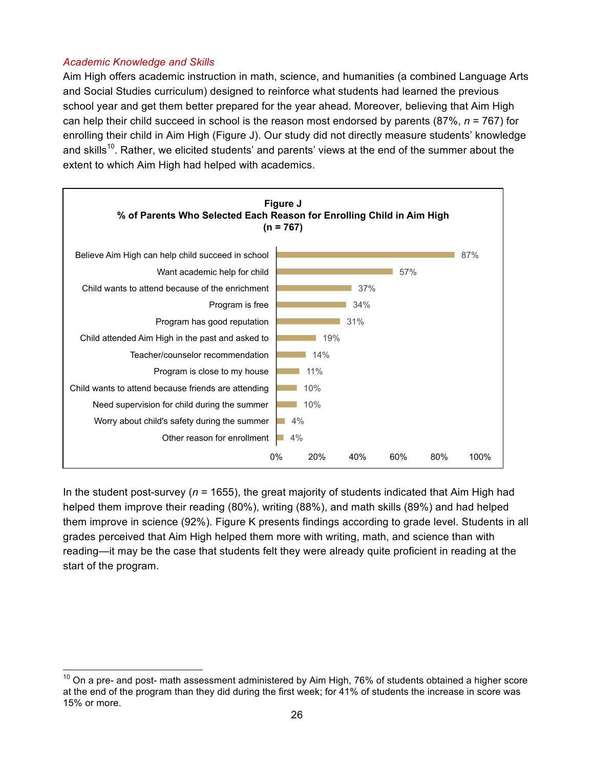*Academic Knowledge and Skills*

Aim High offers academic instruction in math, science, and humanities (a combined Language Arts and Social Studies curriculum) designed to reinforce what students had learned the previous school year and get them better prepared for the year ahead. Moreover, believing that Aim High can help their child succeed in school is the reason most endorsed by parents (87%, *n* = 767) for enrolling their child in Aim High (Figure J). Our study did not directly measure students' knowledge and skills[10]. Rather, we elicited students' and parents' views at the end of the summer about the extent to which Aim High had helped with academics.

**Figure J**
**% of Parents Who Selected Each Reason for Enrolling Child in Aim High**
**(n = 767)**

| Reason | % |
| --- | --- |
| Believe Aim High can help child succeed in school | 87% |
| Want academic help for child | 57% |
| Child wants to attend because of the enrichment | 37% |
| Program is free | 34% |
| Program has good reputation | 31% |
| Child attended Aim High in the past and asked to | 19% |
| Teacher/counselor recommendation | 14% |
| Program is close to my house | 11% |
| Child wants to attend because friends are attending | 10% |
| Need supervision for child during the summer | 10% |
| Worry about child's safety during the summer | 4% |
| Other reason for enrollment | 4% |

In the student post-survey (*n* = 1655), the great majority of students indicated that Aim High had helped them improve their reading (80%), writing (88%), and math skills (89%) and had helped them improve in science (92%). Figure K presents findings according to grade level. Students in all grades perceived that Aim High helped them more with writing, math, and science than with reading—it may be the case that students felt they were already quite proficient in reading at the start of the program.

[10] On a pre- and post- math assessment administered by Aim High, 76% of students obtained a higher score at the end of the program than they did during the first week; for 41% of students the increase in score was 15% or more.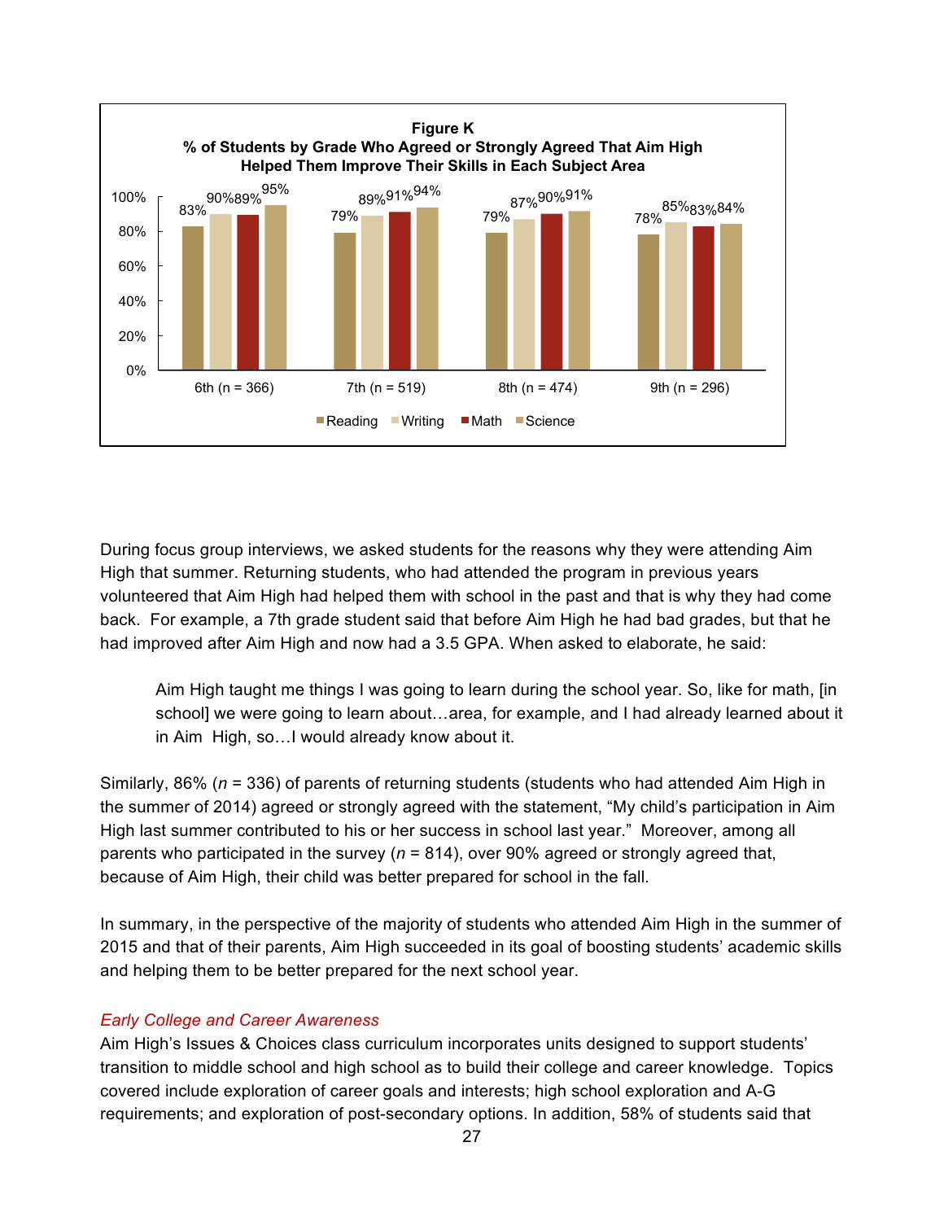**Figure K**
**% of Students by Grade Who Agreed or Strongly Agreed That Aim High Helped Them Improve Their Skills in Each Subject Area**

| Grade | Reading | Writing | Math | Science |
|---|---|---|---|---|
| 6th (n = 366) | 83% | 90% | 89% | 95% |
| 7th (n = 519) | 79% | 89% | 91% | 94% |
| 8th (n = 474) | 79% | 87% | 90% | 91% |
| 9th (n = 296) | 78% | 85% | 83% | 84% |

During focus group interviews, we asked students for the reasons why they were attending Aim High that summer. Returning students, who had attended the program in previous years volunteered that Aim High had helped them with school in the past and that is why they had come back. For example, a 7th grade student said that before Aim High he had bad grades, but that he had improved after Aim High and now had a 3.5 GPA. When asked to elaborate, he said:

> Aim High taught me things I was going to learn during the school year. So, like for math, [in school] we were going to learn about…area, for example, and I had already learned about it in Aim High, so…I would already know about it.

Similarly, 86% (*n* = 336) of parents of returning students (students who had attended Aim High in the summer of 2014) agreed or strongly agreed with the statement, "My child's participation in Aim High last summer contributed to his or her success in school last year." Moreover, among all parents who participated in the survey (*n* = 814), over 90% agreed or strongly agreed that, because of Aim High, their child was better prepared for school in the fall.

In summary, in the perspective of the majority of students who attended Aim High in the summer of 2015 and that of their parents, Aim High succeeded in its goal of boosting students' academic skills and helping them to be better prepared for the next school year.

*Early College and Career Awareness*

Aim High's Issues & Choices class curriculum incorporates units designed to support students' transition to middle school and high school as to build their college and career knowledge. Topics covered include exploration of career goals and interests; high school exploration and A-G requirements; and exploration of post-secondary options. In addition, 58% of students said that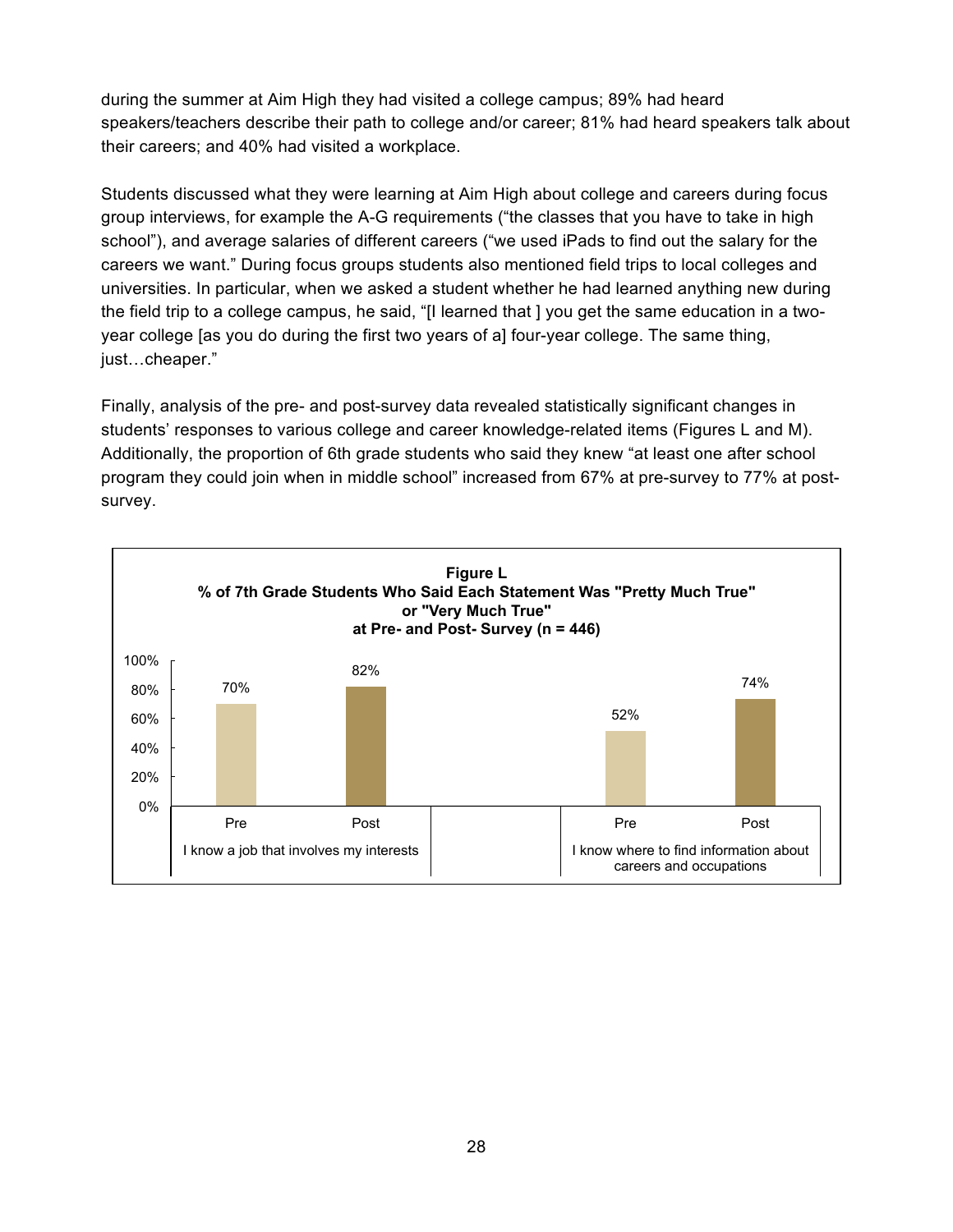during the summer at Aim High they had visited a college campus; 89% had heard speakers/teachers describe their path to college and/or career; 81% had heard speakers talk about their careers; and 40% had visited a workplace.

Students discussed what they were learning at Aim High about college and careers during focus group interviews, for example the A-G requirements ("the classes that you have to take in high school"), and average salaries of different careers ("we used iPads to find out the salary for the careers we want." During focus groups students also mentioned field trips to local colleges and universities. In particular, when we asked a student whether he had learned anything new during the field trip to a college campus, he said, "[I learned that ] you get the same education in a two-year college [as you do during the first two years of a] four-year college. The same thing, just…cheaper."

Finally, analysis of the pre- and post-survey data revealed statistically significant changes in students' responses to various college and career knowledge-related items (Figures L and M). Additionally, the proportion of 6th grade students who said they knew "at least one after school program they could join when in middle school" increased from 67% at pre-survey to 77% at post-survey.

**Figure L**
**% of 7th Grade Students Who Said Each Statement Was "Pretty Much True" or "Very Much True" at Pre- and Post- Survey (n = 446)**

| Statement | Pre | Post |
|---|---|---|
| I know a job that involves my interests | 70% | 82% |
| I know where to find information about careers and occupations | 52% | 74% |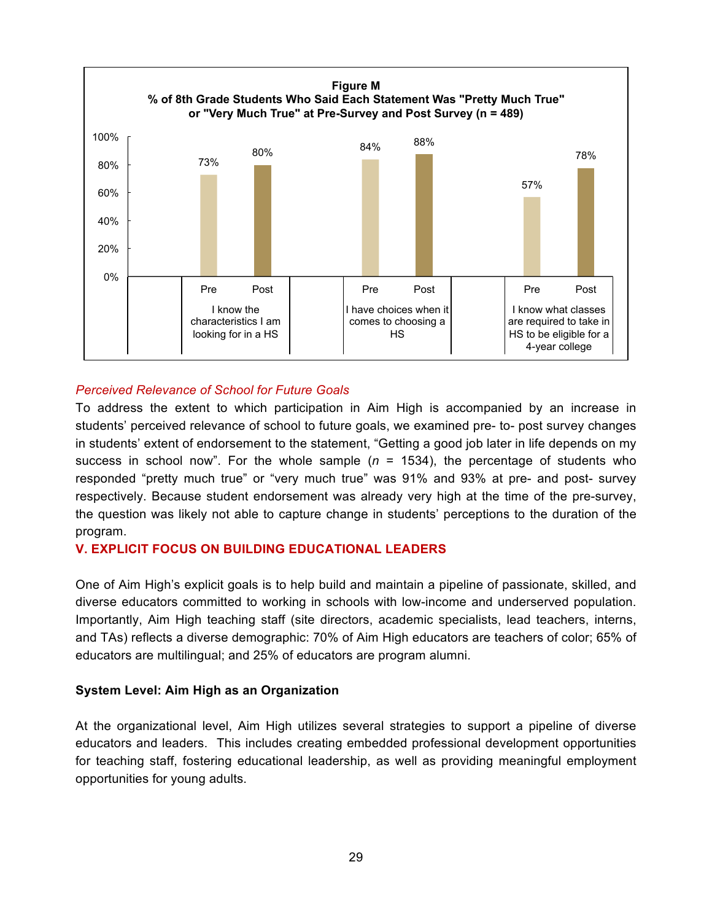**Figure M**
**% of 8th Grade Students Who Said Each Statement Was "Pretty Much True" or "Very Much True" at Pre-Survey and Post Survey (n = 489)**

| Statement | Pre | Post |
| --- | --- | --- |
| I know the characteristics I am looking for in a HS | 73% | 80% |
| I have choices when it comes to choosing a HS | 84% | 88% |
| I know what classes are required to take in HS to be eligible for a 4-year college | 57% | 78% |

*Perceived Relevance of School for Future Goals*

To address the extent to which participation in Aim High is accompanied by an increase in students' perceived relevance of school to future goals, we examined pre- to- post survey changes in students' extent of endorsement to the statement, "Getting a good job later in life depends on my success in school now". For the whole sample ($n$ = 1534), the percentage of students who responded "pretty much true" or "very much true" was 91% and 93% at pre- and post- survey respectively. Because student endorsement was already very high at the time of the pre-survey, the question was likely not able to capture change in students' perceptions to the duration of the program.

## V. EXPLICIT FOCUS ON BUILDING EDUCATIONAL LEADERS

One of Aim High's explicit goals is to help build and maintain a pipeline of passionate, skilled, and diverse educators committed to working in schools with low-income and underserved population. Importantly, Aim High teaching staff (site directors, academic specialists, lead teachers, interns, and TAs) reflects a diverse demographic: 70% of Aim High educators are teachers of color; 65% of educators are multilingual; and 25% of educators are program alumni.

**System Level: Aim High as an Organization**

At the organizational level, Aim High utilizes several strategies to support a pipeline of diverse educators and leaders. This includes creating embedded professional development opportunities for teaching staff, fostering educational leadership, as well as providing meaningful employment opportunities for young adults.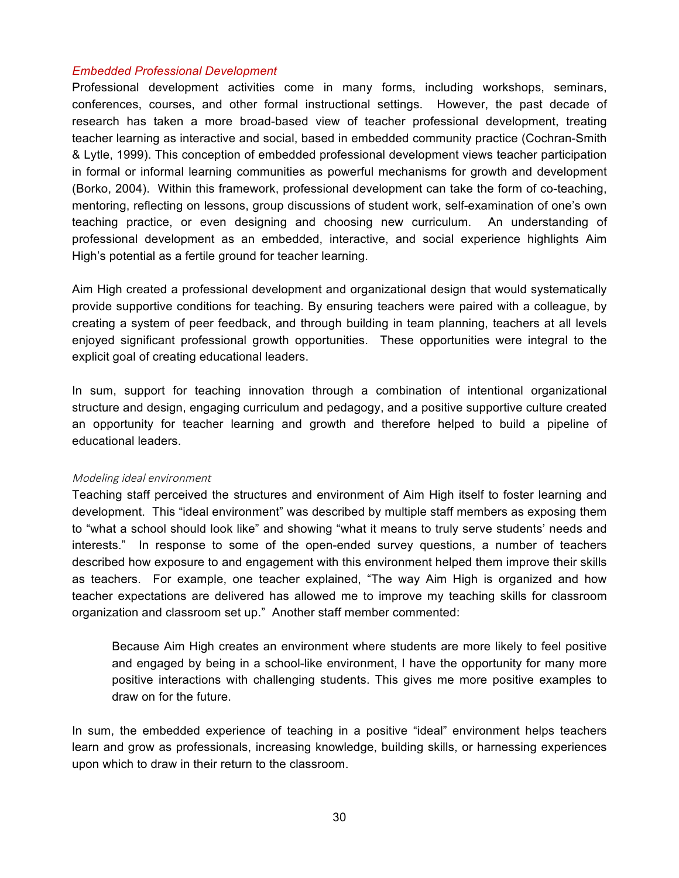### *Embedded Professional Development*

Professional development activities come in many forms, including workshops, seminars, conferences, courses, and other formal instructional settings. However, the past decade of research has taken a more broad-based view of teacher professional development, treating teacher learning as interactive and social, based in embedded community practice (Cochran-Smith & Lytle, 1999). This conception of embedded professional development views teacher participation in formal or informal learning communities as powerful mechanisms for growth and development (Borko, 2004). Within this framework, professional development can take the form of co-teaching, mentoring, reflecting on lessons, group discussions of student work, self-examination of one's own teaching practice, or even designing and choosing new curriculum. An understanding of professional development as an embedded, interactive, and social experience highlights Aim High's potential as a fertile ground for teacher learning.

Aim High created a professional development and organizational design that would systematically provide supportive conditions for teaching. By ensuring teachers were paired with a colleague, by creating a system of peer feedback, and through building in team planning, teachers at all levels enjoyed significant professional growth opportunities. These opportunities were integral to the explicit goal of creating educational leaders.

In sum, support for teaching innovation through a combination of intentional organizational structure and design, engaging curriculum and pedagogy, and a positive supportive culture created an opportunity for teacher learning and growth and therefore helped to build a pipeline of educational leaders.

#### *Modeling ideal environment*

Teaching staff perceived the structures and environment of Aim High itself to foster learning and development. This "ideal environment" was described by multiple staff members as exposing them to "what a school should look like" and showing "what it means to truly serve students' needs and interests." In response to some of the open-ended survey questions, a number of teachers described how exposure to and engagement with this environment helped them improve their skills as teachers. For example, one teacher explained, "The way Aim High is organized and how teacher expectations are delivered has allowed me to improve my teaching skills for classroom organization and classroom set up." Another staff member commented:

> Because Aim High creates an environment where students are more likely to feel positive and engaged by being in a school-like environment, I have the opportunity for many more positive interactions with challenging students. This gives me more positive examples to draw on for the future.

In sum, the embedded experience of teaching in a positive "ideal" environment helps teachers learn and grow as professionals, increasing knowledge, building skills, or harnessing experiences upon which to draw in their return to the classroom.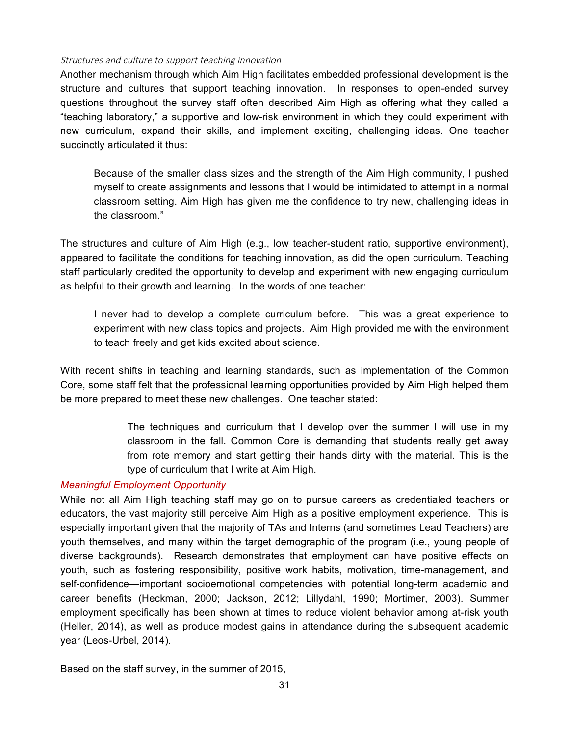*Structures and culture to support teaching innovation*

Another mechanism through which Aim High facilitates embedded professional development is the structure and cultures that support teaching innovation. In responses to open-ended survey questions throughout the survey staff often described Aim High as offering what they called a "teaching laboratory," a supportive and low-risk environment in which they could experiment with new curriculum, expand their skills, and implement exciting, challenging ideas. One teacher succinctly articulated it thus:

> Because of the smaller class sizes and the strength of the Aim High community, I pushed myself to create assignments and lessons that I would be intimidated to attempt in a normal classroom setting. Aim High has given me the confidence to try new, challenging ideas in the classroom."

The structures and culture of Aim High (e.g., low teacher-student ratio, supportive environment), appeared to facilitate the conditions for teaching innovation, as did the open curriculum. Teaching staff particularly credited the opportunity to develop and experiment with new engaging curriculum as helpful to their growth and learning. In the words of one teacher:

> I never had to develop a complete curriculum before. This was a great experience to experiment with new class topics and projects. Aim High provided me with the environment to teach freely and get kids excited about science.

With recent shifts in teaching and learning standards, such as implementation of the Common Core, some staff felt that the professional learning opportunities provided by Aim High helped them be more prepared to meet these new challenges. One teacher stated:

> The techniques and curriculum that I develop over the summer I will use in my classroom in the fall. Common Core is demanding that students really get away from rote memory and start getting their hands dirty with the material. This is the type of curriculum that I write at Aim High.

*Meaningful Employment Opportunity*

While not all Aim High teaching staff may go on to pursue careers as credentialed teachers or educators, the vast majority still perceive Aim High as a positive employment experience. This is especially important given that the majority of TAs and Interns (and sometimes Lead Teachers) are youth themselves, and many within the target demographic of the program (i.e., young people of diverse backgrounds). Research demonstrates that employment can have positive effects on youth, such as fostering responsibility, positive work habits, motivation, time-management, and self-confidence—important socioemotional competencies with potential long-term academic and career benefits (Heckman, 2000; Jackson, 2012; Lillydahl, 1990; Mortimer, 2003). Summer employment specifically has been shown at times to reduce violent behavior among at-risk youth (Heller, 2014), as well as produce modest gains in attendance during the subsequent academic year (Leos-Urbel, 2014).

Based on the staff survey, in the summer of 2015,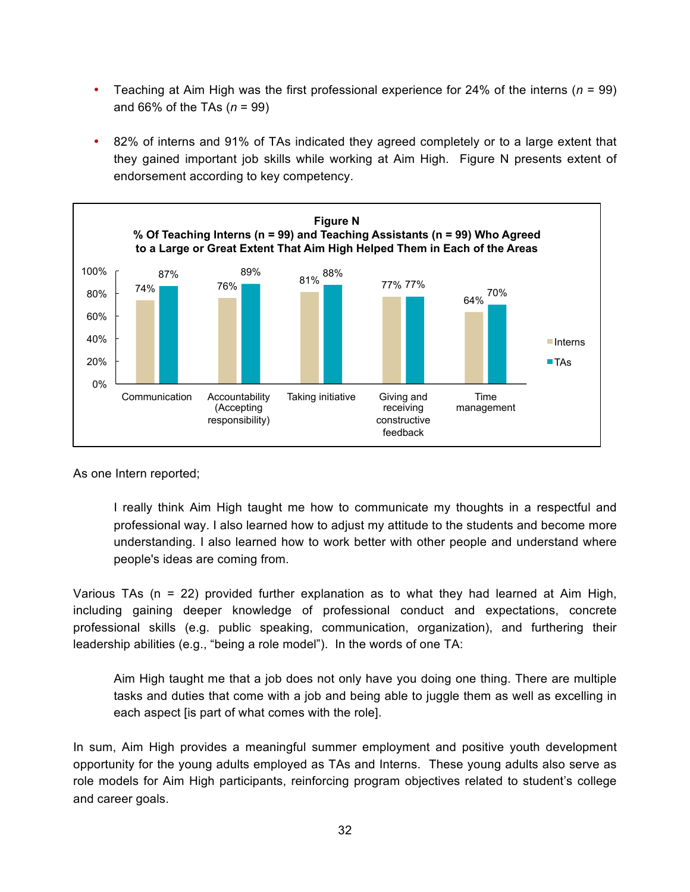- Teaching at Aim High was the first professional experience for 24% of the interns (*n* = 99) and 66% of the TAs (*n* = 99)
- 82% of interns and 91% of TAs indicated they agreed completely or to a large extent that they gained important job skills while working at Aim High. Figure N presents extent of endorsement according to key competency.

**Figure N**
**% Of Teaching Interns (n = 99) and Teaching Assistants (n = 99) Who Agreed to a Large or Great Extent That Aim High Helped Them in Each of the Areas**

| | Interns | TAs |
|---|---|---|
| Communication | 74% | 87% |
| Accountability (Accepting responsibility) | 76% | 89% |
| Taking initiative | 81% | 88% |
| Giving and receiving constructive feedback | 77% | 77% |
| Time management | 64% | 70% |

As one Intern reported;

> I really think Aim High taught me how to communicate my thoughts in a respectful and professional way. I also learned how to adjust my attitude to the students and become more understanding. I also learned how to work better with other people and understand where people's ideas are coming from.

Various TAs (n = 22) provided further explanation as to what they had learned at Aim High, including gaining deeper knowledge of professional conduct and expectations, concrete professional skills (e.g. public speaking, communication, organization), and furthering their leadership abilities (e.g., "being a role model"). In the words of one TA:

> Aim High taught me that a job does not only have you doing one thing. There are multiple tasks and duties that come with a job and being able to juggle them as well as excelling in each aspect [is part of what comes with the role].

In sum, Aim High provides a meaningful summer employment and positive youth development opportunity for the young adults employed as TAs and Interns. These young adults also serve as role models for Aim High participants, reinforcing program objectives related to student's college and career goals.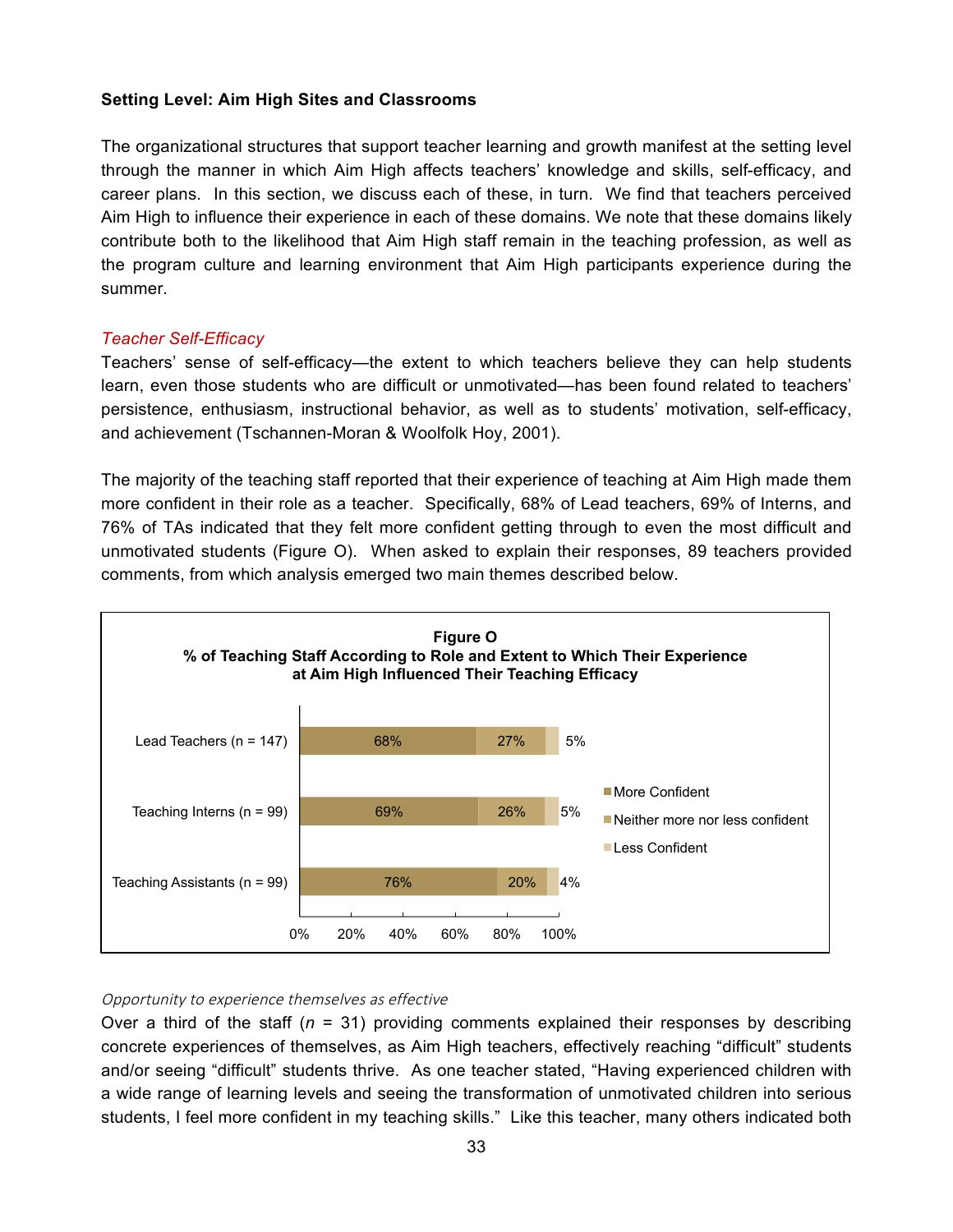**Setting Level: Aim High Sites and Classrooms**

The organizational structures that support teacher learning and growth manifest at the setting level through the manner in which Aim High affects teachers' knowledge and skills, self-efficacy, and career plans. In this section, we discuss each of these, in turn. We find that teachers perceived Aim High to influence their experience in each of these domains. We note that these domains likely contribute both to the likelihood that Aim High staff remain in the teaching profession, as well as the program culture and learning environment that Aim High participants experience during the summer.

*Teacher Self-Efficacy*

Teachers' sense of self-efficacy—the extent to which teachers believe they can help students learn, even those students who are difficult or unmotivated—has been found related to teachers' persistence, enthusiasm, instructional behavior, as well as to students' motivation, self-efficacy, and achievement (Tschannen-Moran & Woolfolk Hoy, 2001).

The majority of the teaching staff reported that their experience of teaching at Aim High made them more confident in their role as a teacher. Specifically, 68% of Lead teachers, 69% of Interns, and 76% of TAs indicated that they felt more confident getting through to even the most difficult and unmotivated students (Figure O). When asked to explain their responses, 89 teachers provided comments, from which analysis emerged two main themes described below.

**Figure O**
**% of Teaching Staff According to Role and Extent to Which Their Experience at Aim High Influenced Their Teaching Efficacy**

| | More Confident | Neither more nor less confident | Less Confident |
|---|---|---|---|
| Lead Teachers (n = 147) | 68% | 27% | 5% |
| Teaching Interns (n = 99) | 69% | 26% | 5% |
| Teaching Assistants (n = 99) | 76% | 20% | 4% |

*Opportunity to experience themselves as effective*

Over a third of the staff ($n$ = 31) providing comments explained their responses by describing concrete experiences of themselves, as Aim High teachers, effectively reaching "difficult" students and/or seeing "difficult" students thrive. As one teacher stated, "Having experienced children with a wide range of learning levels and seeing the transformation of unmotivated children into serious students, I feel more confident in my teaching skills." Like this teacher, many others indicated both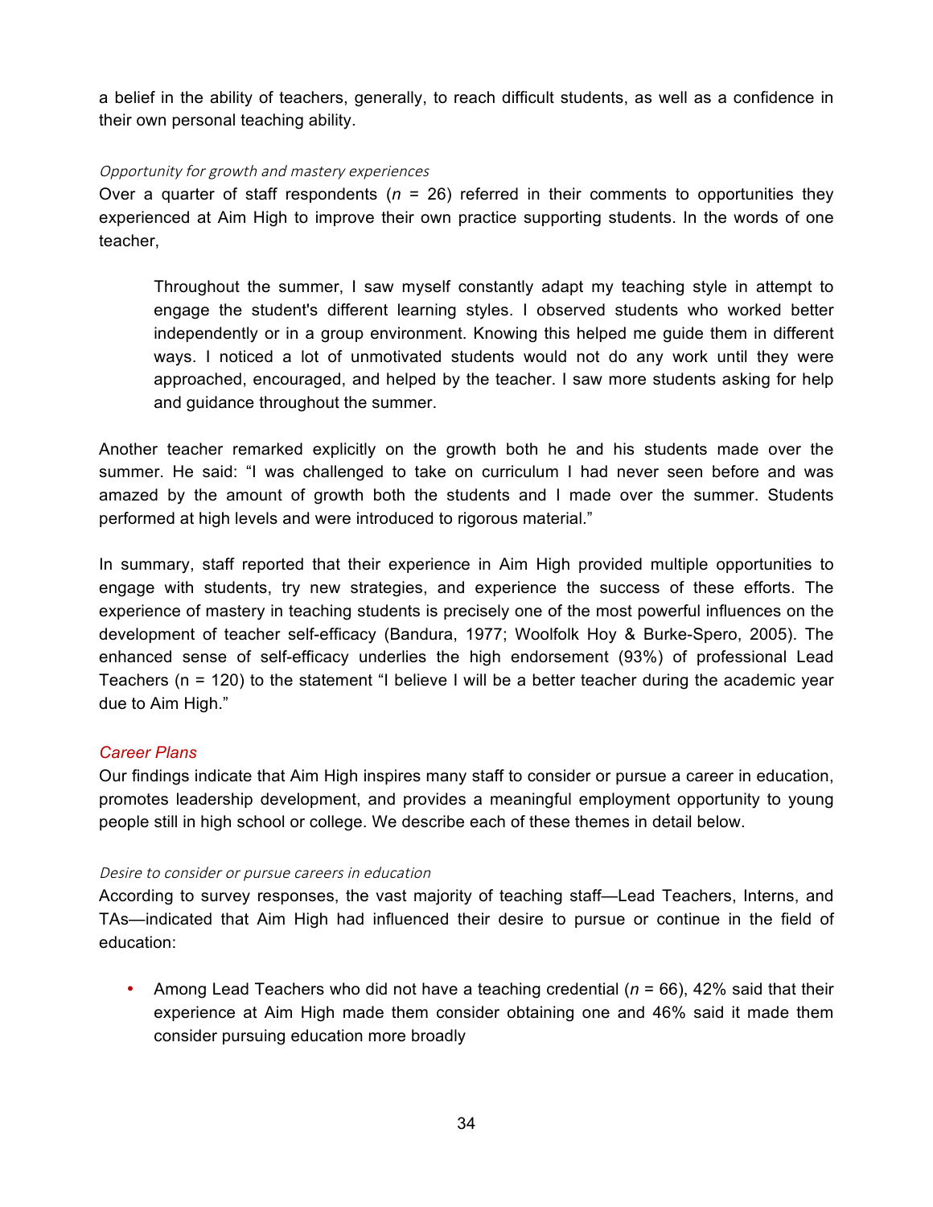a belief in the ability of teachers, generally, to reach difficult students, as well as a confidence in their own personal teaching ability.

#### *Opportunity for growth and mastery experiences*

Over a quarter of staff respondents ($n$ = 26) referred in their comments to opportunities they experienced at Aim High to improve their own practice supporting students. In the words of one teacher,

> Throughout the summer, I saw myself constantly adapt my teaching style in attempt to engage the student's different learning styles. I observed students who worked better independently or in a group environment. Knowing this helped me guide them in different ways. I noticed a lot of unmotivated students would not do any work until they were approached, encouraged, and helped by the teacher. I saw more students asking for help and guidance throughout the summer.

Another teacher remarked explicitly on the growth both he and his students made over the summer. He said: "I was challenged to take on curriculum I had never seen before and was amazed by the amount of growth both the students and I made over the summer. Students performed at high levels and were introduced to rigorous material."

In summary, staff reported that their experience in Aim High provided multiple opportunities to engage with students, try new strategies, and experience the success of these efforts. The experience of mastery in teaching students is precisely one of the most powerful influences on the development of teacher self-efficacy (Bandura, 1977; Woolfolk Hoy & Burke-Spero, 2005). The enhanced sense of self-efficacy underlies the high endorsement (93%) of professional Lead Teachers (n = 120) to the statement "I believe I will be a better teacher during the academic year due to Aim High."

### *Career Plans*

Our findings indicate that Aim High inspires many staff to consider or pursue a career in education, promotes leadership development, and provides a meaningful employment opportunity to young people still in high school or college. We describe each of these themes in detail below.

#### *Desire to consider or pursue careers in education*

According to survey responses, the vast majority of teaching staff—Lead Teachers, Interns, and TAs—indicated that Aim High had influenced their desire to pursue or continue in the field of education:

- Among Lead Teachers who did not have a teaching credential ($n$ = 66), 42% said that their experience at Aim High made them consider obtaining one and 46% said it made them consider pursuing education more broadly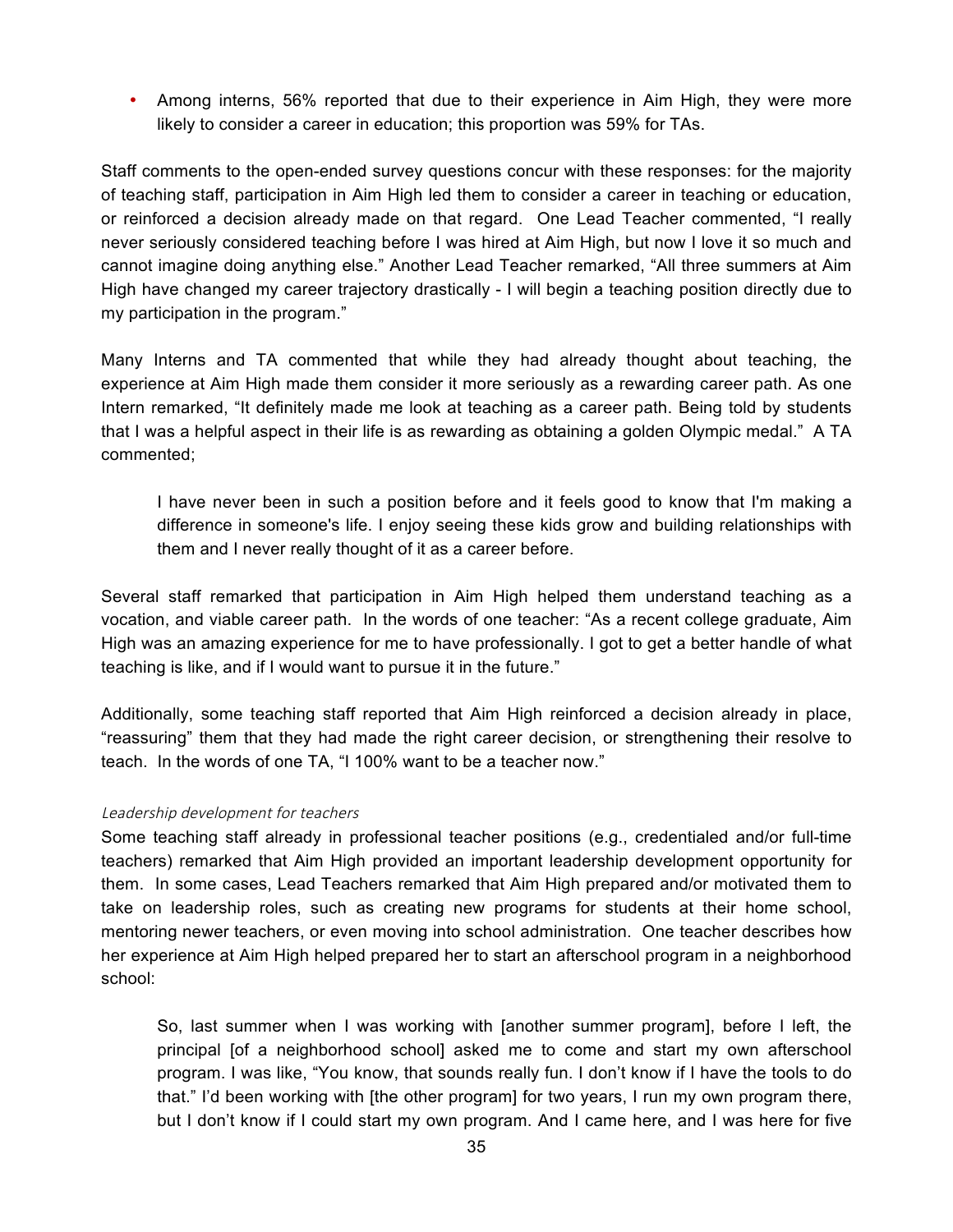- Among interns, 56% reported that due to their experience in Aim High, they were more likely to consider a career in education; this proportion was 59% for TAs.

Staff comments to the open-ended survey questions concur with these responses: for the majority of teaching staff, participation in Aim High led them to consider a career in teaching or education, or reinforced a decision already made on that regard. One Lead Teacher commented, "I really never seriously considered teaching before I was hired at Aim High, but now I love it so much and cannot imagine doing anything else." Another Lead Teacher remarked, "All three summers at Aim High have changed my career trajectory drastically - I will begin a teaching position directly due to my participation in the program."

Many Interns and TA commented that while they had already thought about teaching, the experience at Aim High made them consider it more seriously as a rewarding career path. As one Intern remarked, "It definitely made me look at teaching as a career path. Being told by students that I was a helpful aspect in their life is as rewarding as obtaining a golden Olympic medal." A TA commented;

> I have never been in such a position before and it feels good to know that I'm making a difference in someone's life. I enjoy seeing these kids grow and building relationships with them and I never really thought of it as a career before.

Several staff remarked that participation in Aim High helped them understand teaching as a vocation, and viable career path. In the words of one teacher: "As a recent college graduate, Aim High was an amazing experience for me to have professionally. I got to get a better handle of what teaching is like, and if I would want to pursue it in the future."

Additionally, some teaching staff reported that Aim High reinforced a decision already in place, "reassuring" them that they had made the right career decision, or strengthening their resolve to teach. In the words of one TA, "I 100% want to be a teacher now."

*Leadership development for teachers*

Some teaching staff already in professional teacher positions (e.g., credentialed and/or full-time teachers) remarked that Aim High provided an important leadership development opportunity for them. In some cases, Lead Teachers remarked that Aim High prepared and/or motivated them to take on leadership roles, such as creating new programs for students at their home school, mentoring newer teachers, or even moving into school administration. One teacher describes how her experience at Aim High helped prepared her to start an afterschool program in a neighborhood school:

> So, last summer when I was working with [another summer program], before I left, the principal [of a neighborhood school] asked me to come and start my own afterschool program. I was like, "You know, that sounds really fun. I don't know if I have the tools to do that." I'd been working with [the other program] for two years, I run my own program there, but I don't know if I could start my own program. And I came here, and I was here for five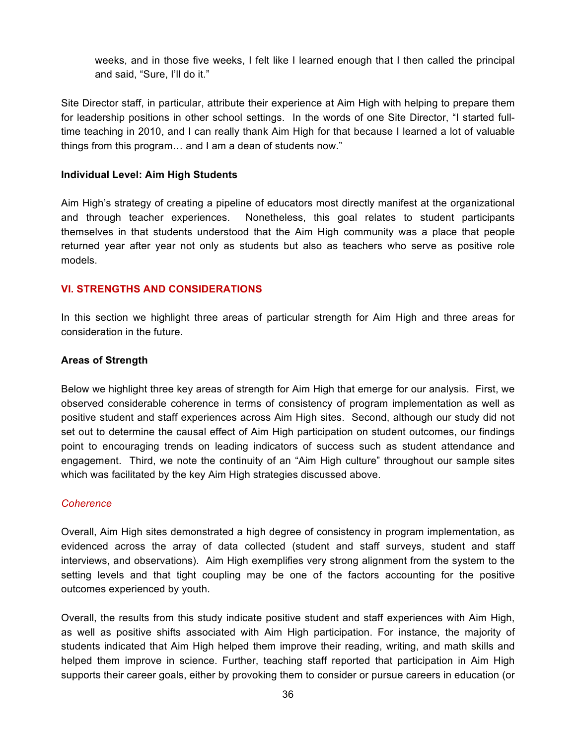> weeks, and in those five weeks, I felt like I learned enough that I then called the principal and said, "Sure, I'll do it."

Site Director staff, in particular, attribute their experience at Aim High with helping to prepare them for leadership positions in other school settings. In the words of one Site Director, "I started full-time teaching in 2010, and I can really thank Aim High for that because I learned a lot of valuable things from this program… and I am a dean of students now."

**Individual Level: Aim High Students**

Aim High's strategy of creating a pipeline of educators most directly manifest at the organizational and through teacher experiences. Nonetheless, this goal relates to student participants themselves in that students understood that the Aim High community was a place that people returned year after year not only as students but also as teachers who serve as positive role models.

## VI. STRENGTHS AND CONSIDERATIONS

In this section we highlight three areas of particular strength for Aim High and three areas for consideration in the future.

### Areas of Strength

Below we highlight three key areas of strength for Aim High that emerge for our analysis. First, we observed considerable coherence in terms of consistency of program implementation as well as positive student and staff experiences across Aim High sites. Second, although our study did not set out to determine the causal effect of Aim High participation on student outcomes, our findings point to encouraging trends on leading indicators of success such as student attendance and engagement. Third, we note the continuity of an "Aim High culture" throughout our sample sites which was facilitated by the key Aim High strategies discussed above.

#### *Coherence*

Overall, Aim High sites demonstrated a high degree of consistency in program implementation, as evidenced across the array of data collected (student and staff surveys, student and staff interviews, and observations). Aim High exemplifies very strong alignment from the system to the setting levels and that tight coupling may be one of the factors accounting for the positive outcomes experienced by youth.

Overall, the results from this study indicate positive student and staff experiences with Aim High, as well as positive shifts associated with Aim High participation. For instance, the majority of students indicated that Aim High helped them improve their reading, writing, and math skills and helped them improve in science. Further, teaching staff reported that participation in Aim High supports their career goals, either by provoking them to consider or pursue careers in education (or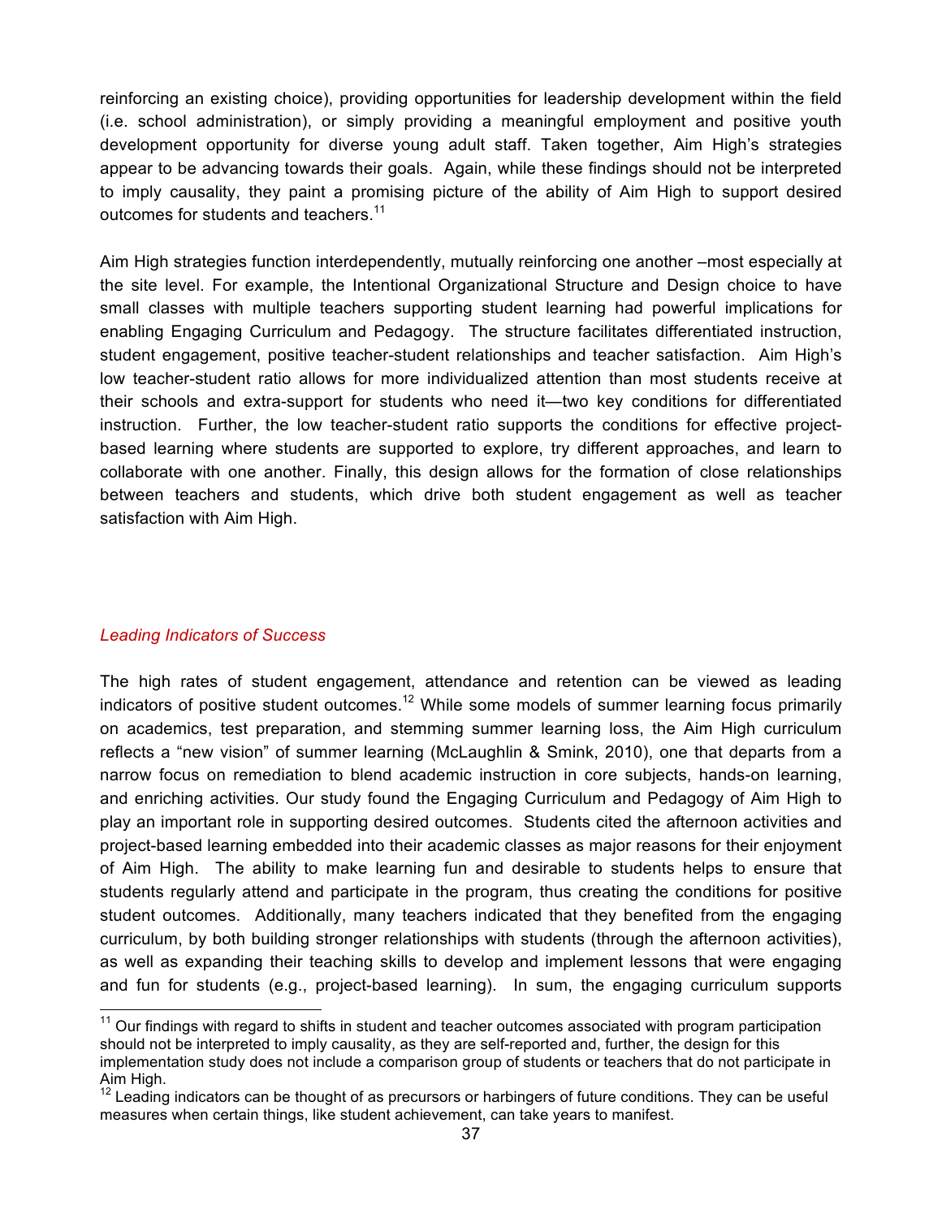reinforcing an existing choice), providing opportunities for leadership development within the field (i.e. school administration), or simply providing a meaningful employment and positive youth development opportunity for diverse young adult staff. Taken together, Aim High's strategies appear to be advancing towards their goals. Again, while these findings should not be interpreted to imply causality, they paint a promising picture of the ability of Aim High to support desired outcomes for students and teachers.[11]

Aim High strategies function interdependently, mutually reinforcing one another –most especially at the site level. For example, the Intentional Organizational Structure and Design choice to have small classes with multiple teachers supporting student learning had powerful implications for enabling Engaging Curriculum and Pedagogy. The structure facilitates differentiated instruction, student engagement, positive teacher-student relationships and teacher satisfaction. Aim High's low teacher-student ratio allows for more individualized attention than most students receive at their schools and extra-support for students who need it—two key conditions for differentiated instruction. Further, the low teacher-student ratio supports the conditions for effective project-based learning where students are supported to explore, try different approaches, and learn to collaborate with one another. Finally, this design allows for the formation of close relationships between teachers and students, which drive both student engagement as well as teacher satisfaction with Aim High.

### *Leading Indicators of Success*

The high rates of student engagement, attendance and retention can be viewed as leading indicators of positive student outcomes.[12] While some models of summer learning focus primarily on academics, test preparation, and stemming summer learning loss, the Aim High curriculum reflects a "new vision" of summer learning (McLaughlin & Smink, 2010), one that departs from a narrow focus on remediation to blend academic instruction in core subjects, hands-on learning, and enriching activities. Our study found the Engaging Curriculum and Pedagogy of Aim High to play an important role in supporting desired outcomes. Students cited the afternoon activities and project-based learning embedded into their academic classes as major reasons for their enjoyment of Aim High. The ability to make learning fun and desirable to students helps to ensure that students regularly attend and participate in the program, thus creating the conditions for positive student outcomes. Additionally, many teachers indicated that they benefited from the engaging curriculum, by both building stronger relationships with students (through the afternoon activities), as well as expanding their teaching skills to develop and implement lessons that were engaging and fun for students (e.g., project-based learning). In sum, the engaging curriculum supports

---

[11] Our findings with regard to shifts in student and teacher outcomes associated with program participation should not be interpreted to imply causality, as they are self-reported and, further, the design for this implementation study does not include a comparison group of students or teachers that do not participate in Aim High.

[12] Leading indicators can be thought of as precursors or harbingers of future conditions. They can be useful measures when certain things, like student achievement, can take years to manifest.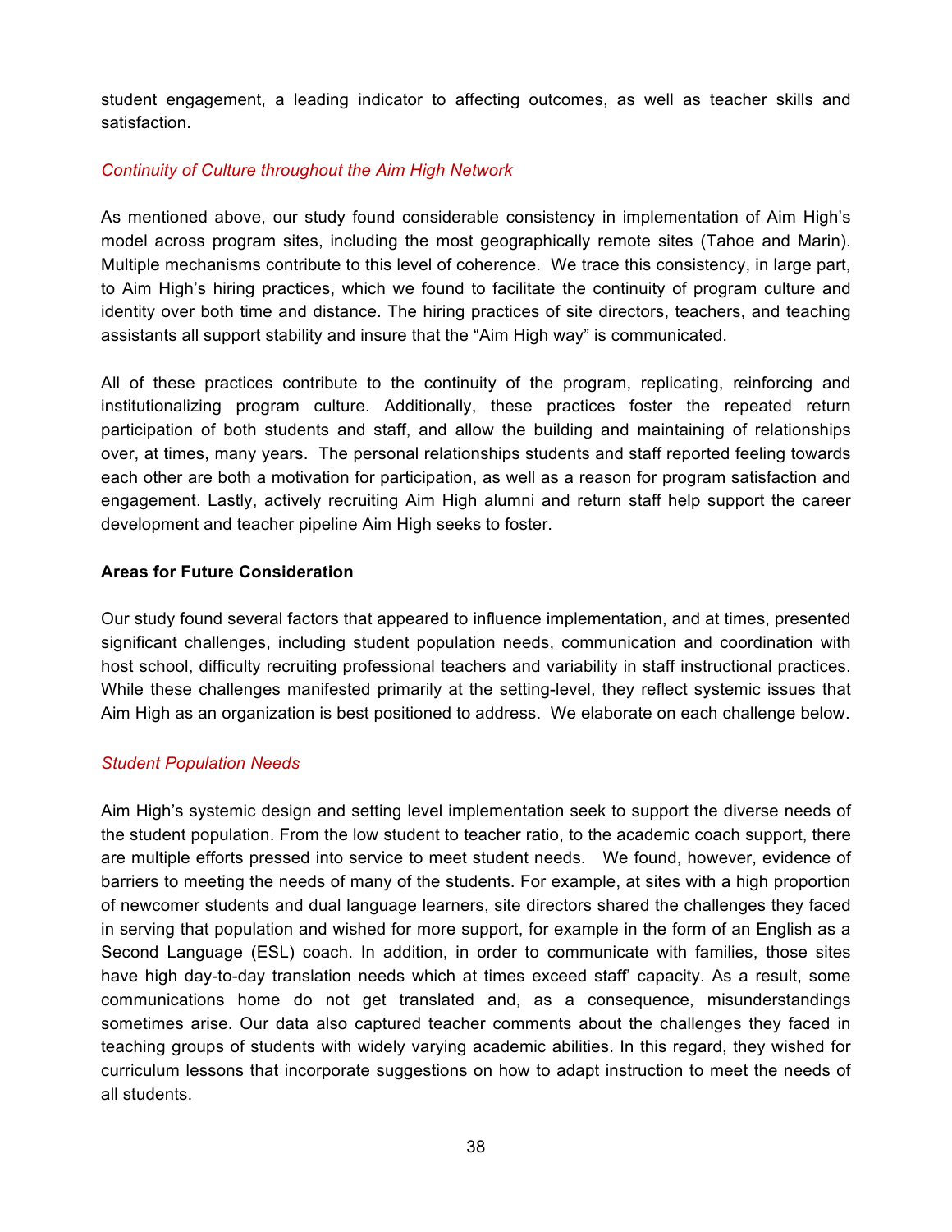student engagement, a leading indicator to affecting outcomes, as well as teacher skills and satisfaction.

*Continuity of Culture throughout the Aim High Network*

As mentioned above, our study found considerable consistency in implementation of Aim High's model across program sites, including the most geographically remote sites (Tahoe and Marin). Multiple mechanisms contribute to this level of coherence. We trace this consistency, in large part, to Aim High's hiring practices, which we found to facilitate the continuity of program culture and identity over both time and distance. The hiring practices of site directors, teachers, and teaching assistants all support stability and insure that the "Aim High way" is communicated.

All of these practices contribute to the continuity of the program, replicating, reinforcing and institutionalizing program culture. Additionally, these practices foster the repeated return participation of both students and staff, and allow the building and maintaining of relationships over, at times, many years. The personal relationships students and staff reported feeling towards each other are both a motivation for participation, as well as a reason for program satisfaction and engagement. Lastly, actively recruiting Aim High alumni and return staff help support the career development and teacher pipeline Aim High seeks to foster.

**Areas for Future Consideration**

Our study found several factors that appeared to influence implementation, and at times, presented significant challenges, including student population needs, communication and coordination with host school, difficulty recruiting professional teachers and variability in staff instructional practices. While these challenges manifested primarily at the setting-level, they reflect systemic issues that Aim High as an organization is best positioned to address. We elaborate on each challenge below.

*Student Population Needs*

Aim High's systemic design and setting level implementation seek to support the diverse needs of the student population. From the low student to teacher ratio, to the academic coach support, there are multiple efforts pressed into service to meet student needs. We found, however, evidence of barriers to meeting the needs of many of the students. For example, at sites with a high proportion of newcomer students and dual language learners, site directors shared the challenges they faced in serving that population and wished for more support, for example in the form of an English as a Second Language (ESL) coach. In addition, in order to communicate with families, those sites have high day-to-day translation needs which at times exceed staff' capacity. As a result, some communications home do not get translated and, as a consequence, misunderstandings sometimes arise. Our data also captured teacher comments about the challenges they faced in teaching groups of students with widely varying academic abilities. In this regard, they wished for curriculum lessons that incorporate suggestions on how to adapt instruction to meet the needs of all students.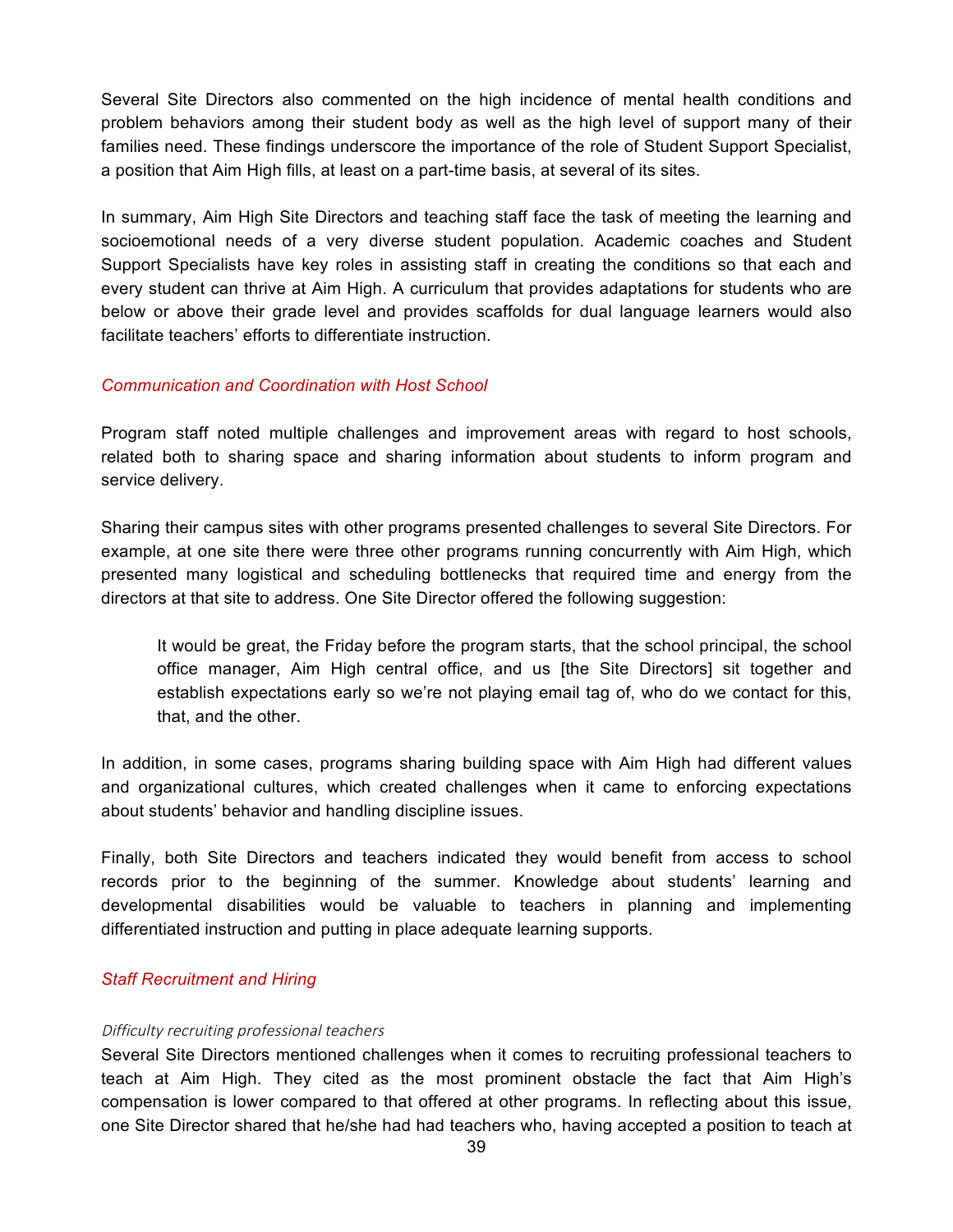Several Site Directors also commented on the high incidence of mental health conditions and problem behaviors among their student body as well as the high level of support many of their families need. These findings underscore the importance of the role of Student Support Specialist, a position that Aim High fills, at least on a part-time basis, at several of its sites.

In summary, Aim High Site Directors and teaching staff face the task of meeting the learning and socioemotional needs of a very diverse student population. Academic coaches and Student Support Specialists have key roles in assisting staff in creating the conditions so that each and every student can thrive at Aim High. A curriculum that provides adaptations for students who are below or above their grade level and provides scaffolds for dual language learners would also facilitate teachers' efforts to differentiate instruction.

### *Communication and Coordination with Host School*

Program staff noted multiple challenges and improvement areas with regard to host schools, related both to sharing space and sharing information about students to inform program and service delivery.

Sharing their campus sites with other programs presented challenges to several Site Directors. For example, at one site there were three other programs running concurrently with Aim High, which presented many logistical and scheduling bottlenecks that required time and energy from the directors at that site to address. One Site Director offered the following suggestion:

> It would be great, the Friday before the program starts, that the school principal, the school office manager, Aim High central office, and us [the Site Directors] sit together and establish expectations early so we're not playing email tag of, who do we contact for this, that, and the other.

In addition, in some cases, programs sharing building space with Aim High had different values and organizational cultures, which created challenges when it came to enforcing expectations about students' behavior and handling discipline issues.

Finally, both Site Directors and teachers indicated they would benefit from access to school records prior to the beginning of the summer. Knowledge about students' learning and developmental disabilities would be valuable to teachers in planning and implementing differentiated instruction and putting in place adequate learning supports.

### *Staff Recruitment and Hiring*

#### *Difficulty recruiting professional teachers*

Several Site Directors mentioned challenges when it comes to recruiting professional teachers to teach at Aim High. They cited as the most prominent obstacle the fact that Aim High's compensation is lower compared to that offered at other programs. In reflecting about this issue, one Site Director shared that he/she had had teachers who, having accepted a position to teach at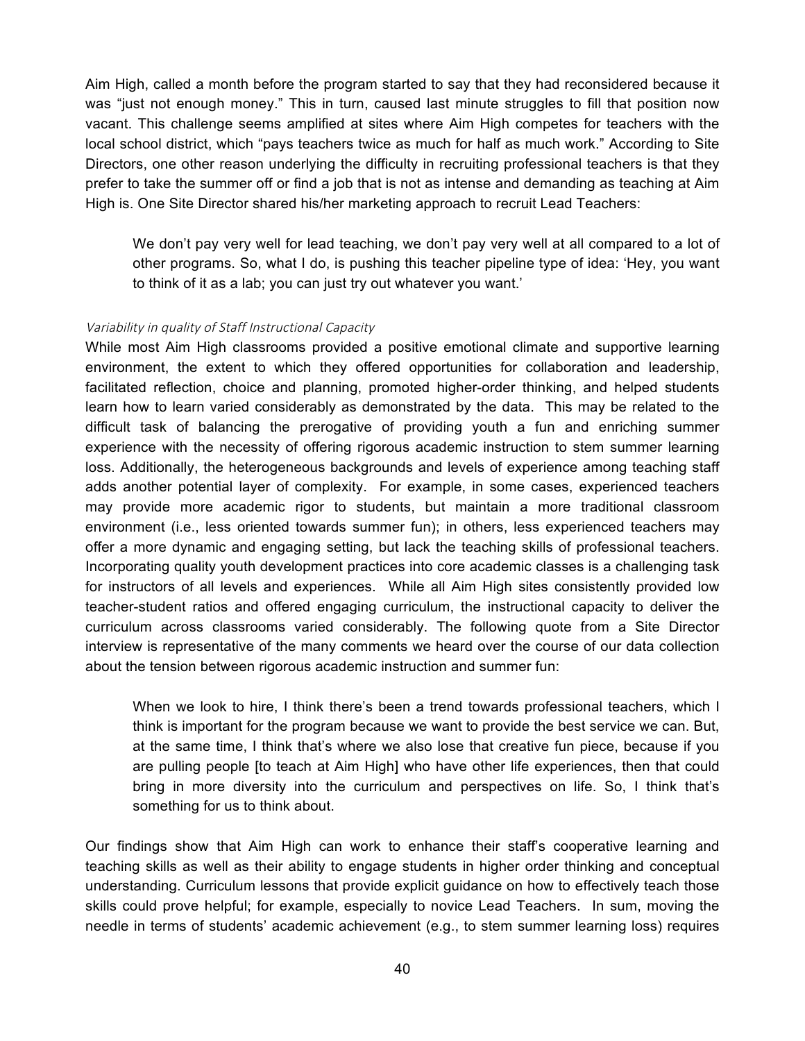Aim High, called a month before the program started to say that they had reconsidered because it was "just not enough money." This in turn, caused last minute struggles to fill that position now vacant. This challenge seems amplified at sites where Aim High competes for teachers with the local school district, which "pays teachers twice as much for half as much work." According to Site Directors, one other reason underlying the difficulty in recruiting professional teachers is that they prefer to take the summer off or find a job that is not as intense and demanding as teaching at Aim High is. One Site Director shared his/her marketing approach to recruit Lead Teachers:

> We don't pay very well for lead teaching, we don't pay very well at all compared to a lot of other programs. So, what I do, is pushing this teacher pipeline type of idea: 'Hey, you want to think of it as a lab; you can just try out whatever you want.'

*Variability in quality of Staff Instructional Capacity*

While most Aim High classrooms provided a positive emotional climate and supportive learning environment, the extent to which they offered opportunities for collaboration and leadership, facilitated reflection, choice and planning, promoted higher-order thinking, and helped students learn how to learn varied considerably as demonstrated by the data. This may be related to the difficult task of balancing the prerogative of providing youth a fun and enriching summer experience with the necessity of offering rigorous academic instruction to stem summer learning loss. Additionally, the heterogeneous backgrounds and levels of experience among teaching staff adds another potential layer of complexity. For example, in some cases, experienced teachers may provide more academic rigor to students, but maintain a more traditional classroom environment (i.e., less oriented towards summer fun); in others, less experienced teachers may offer a more dynamic and engaging setting, but lack the teaching skills of professional teachers. Incorporating quality youth development practices into core academic classes is a challenging task for instructors of all levels and experiences. While all Aim High sites consistently provided low teacher-student ratios and offered engaging curriculum, the instructional capacity to deliver the curriculum across classrooms varied considerably. The following quote from a Site Director interview is representative of the many comments we heard over the course of our data collection about the tension between rigorous academic instruction and summer fun:

> When we look to hire, I think there's been a trend towards professional teachers, which I think is important for the program because we want to provide the best service we can. But, at the same time, I think that's where we also lose that creative fun piece, because if you are pulling people [to teach at Aim High] who have other life experiences, then that could bring in more diversity into the curriculum and perspectives on life. So, I think that's something for us to think about.

Our findings show that Aim High can work to enhance their staff's cooperative learning and teaching skills as well as their ability to engage students in higher order thinking and conceptual understanding. Curriculum lessons that provide explicit guidance on how to effectively teach those skills could prove helpful; for example, especially to novice Lead Teachers. In sum, moving the needle in terms of students' academic achievement (e.g., to stem summer learning loss) requires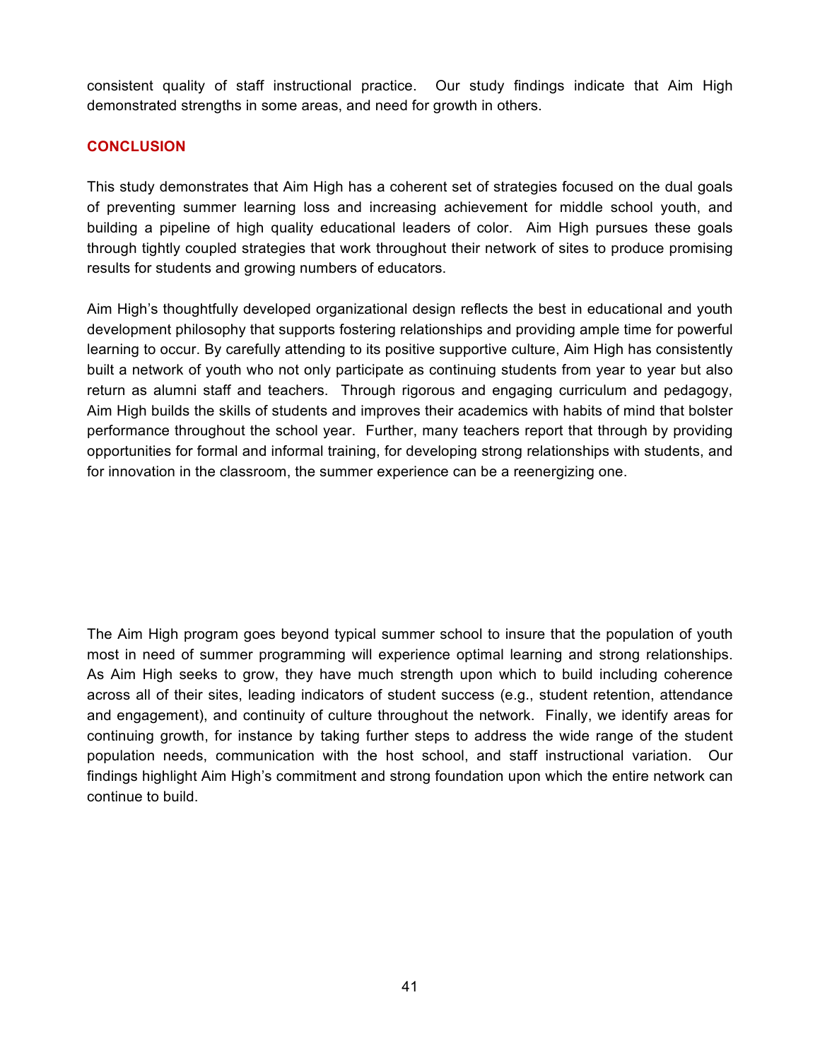consistent quality of staff instructional practice. Our study findings indicate that Aim High demonstrated strengths in some areas, and need for growth in others.

## CONCLUSION

This study demonstrates that Aim High has a coherent set of strategies focused on the dual goals of preventing summer learning loss and increasing achievement for middle school youth, and building a pipeline of high quality educational leaders of color. Aim High pursues these goals through tightly coupled strategies that work throughout their network of sites to produce promising results for students and growing numbers of educators.

Aim High's thoughtfully developed organizational design reflects the best in educational and youth development philosophy that supports fostering relationships and providing ample time for powerful learning to occur. By carefully attending to its positive supportive culture, Aim High has consistently built a network of youth who not only participate as continuing students from year to year but also return as alumni staff and teachers. Through rigorous and engaging curriculum and pedagogy, Aim High builds the skills of students and improves their academics with habits of mind that bolster performance throughout the school year. Further, many teachers report that through by providing opportunities for formal and informal training, for developing strong relationships with students, and for innovation in the classroom, the summer experience can be a reenergizing one.

The Aim High program goes beyond typical summer school to insure that the population of youth most in need of summer programming will experience optimal learning and strong relationships. As Aim High seeks to grow, they have much strength upon which to build including coherence across all of their sites, leading indicators of student success (e.g., student retention, attendance and engagement), and continuity of culture throughout the network. Finally, we identify areas for continuing growth, for instance by taking further steps to address the wide range of the student population needs, communication with the host school, and staff instructional variation. Our findings highlight Aim High's commitment and strong foundation upon which the entire network can continue to build.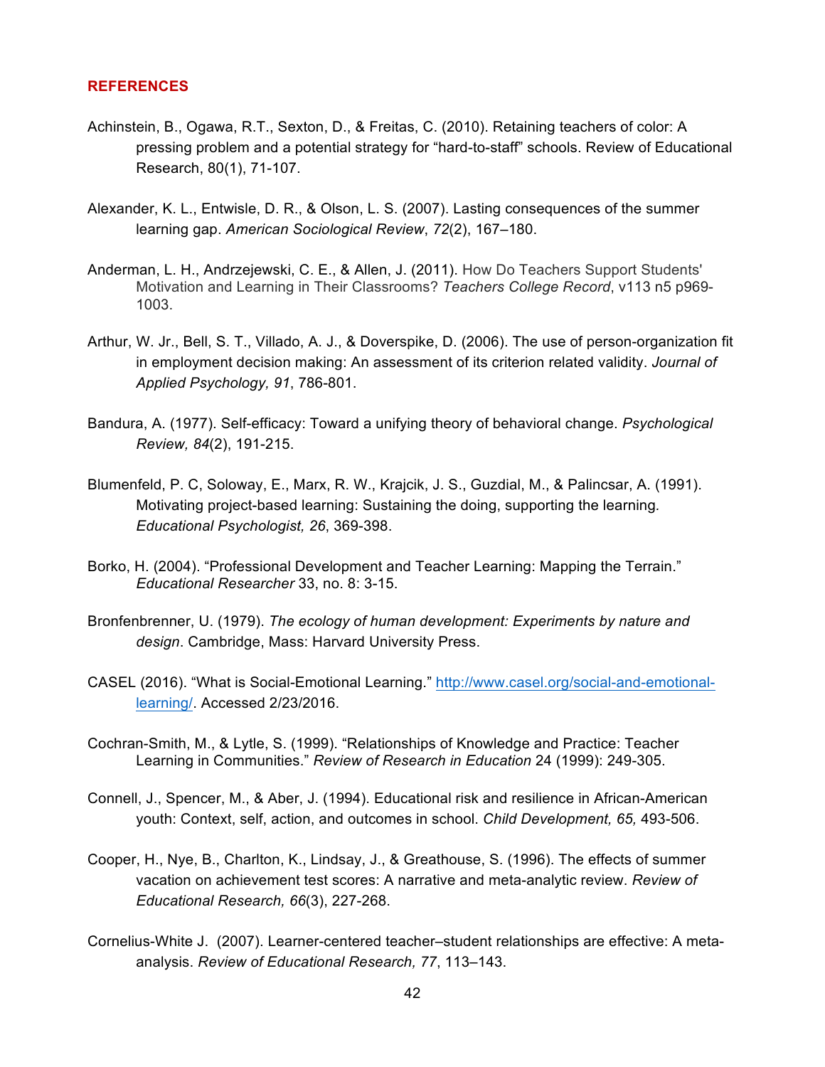## REFERENCES

Achinstein, B., Ogawa, R.T., Sexton, D., & Freitas, C. (2010). Retaining teachers of color: A pressing problem and a potential strategy for "hard-to-staff" schools. Review of Educational Research, 80(1), 71-107.

Alexander, K. L., Entwisle, D. R., & Olson, L. S. (2007). Lasting consequences of the summer learning gap. *American Sociological Review*, *72*(2), 167–180.

Anderman, L. H., Andrzejewski, C. E., & Allen, J. (2011). How Do Teachers Support Students' Motivation and Learning in Their Classrooms? *Teachers College Record*, v113 n5 p969-1003.

Arthur, W. Jr., Bell, S. T., Villado, A. J., & Doverspike, D. (2006). The use of person-organization fit in employment decision making: An assessment of its criterion related validity. *Journal of Applied Psychology, 91*, 786-801.

Bandura, A. (1977). Self-efficacy: Toward a unifying theory of behavioral change. *Psychological Review, 84*(2), 191-215.

Blumenfeld, P. C, Soloway, E., Marx, R. W., Krajcik, J. S., Guzdial, M., & Palincsar, A. (1991). Motivating project-based learning: Sustaining the doing, supporting the learning. *Educational Psychologist, 26*, 369-398.

Borko, H. (2004). "Professional Development and Teacher Learning: Mapping the Terrain." *Educational Researcher* 33, no. 8: 3-15.

Bronfenbrenner, U. (1979). *The ecology of human development: Experiments by nature and design*. Cambridge, Mass: Harvard University Press.

CASEL (2016). "What is Social-Emotional Learning." [http://www.casel.org/social-and-emotional-learning/](http://www.casel.org/social-and-emotional-learning/). Accessed 2/23/2016.

Cochran-Smith, M., & Lytle, S. (1999). "Relationships of Knowledge and Practice: Teacher Learning in Communities." *Review of Research in Education* 24 (1999): 249-305.

Connell, J., Spencer, M., & Aber, J. (1994). Educational risk and resilience in African-American youth: Context, self, action, and outcomes in school. *Child Development, 65,* 493-506.

Cooper, H., Nye, B., Charlton, K., Lindsay, J., & Greathouse, S. (1996). The effects of summer vacation on achievement test scores: A narrative and meta-analytic review. *Review of Educational Research, 66*(3), 227-268.

Cornelius-White J. (2007). Learner-centered teacher–student relationships are effective: A meta-analysis. *Review of Educational Research, 77*, 113–143.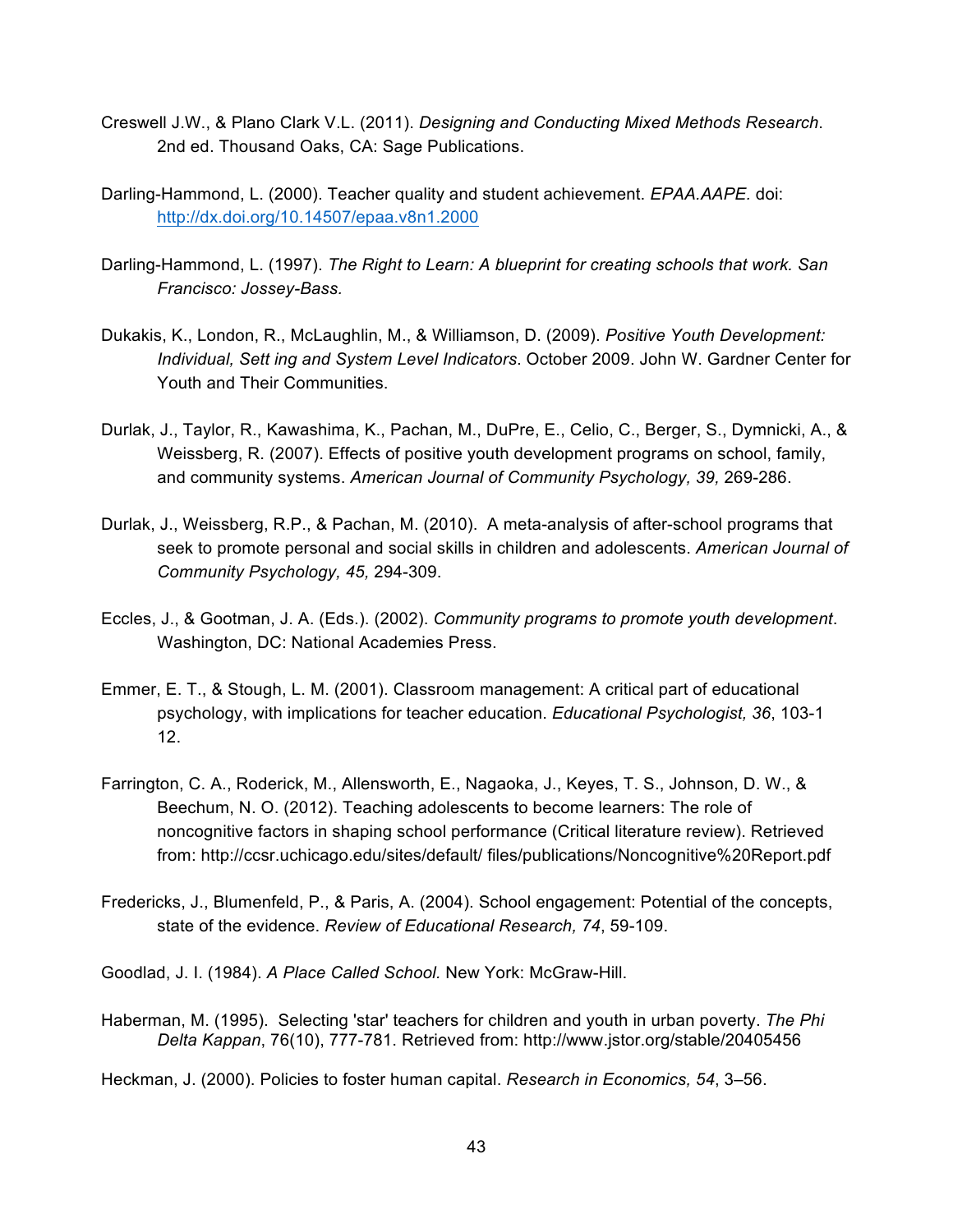Creswell J.W., & Plano Clark V.L. (2011). *Designing and Conducting Mixed Methods Research*. 2nd ed. Thousand Oaks, CA: Sage Publications.

Darling-Hammond, L. (2000). Teacher quality and student achievement. *EPAA.AAPE.* doi: http://dx.doi.org/10.14507/epaa.v8n1.2000

Darling-Hammond, L. (1997). *The Right to Learn: A blueprint for creating schools that work. San Francisco: Jossey-Bass.*

Dukakis, K., London, R., McLaughlin, M., & Williamson, D. (2009). *Positive Youth Development: Individual, Sett ing and System Level Indicators*. October 2009. John W. Gardner Center for Youth and Their Communities.

Durlak, J., Taylor, R., Kawashima, K., Pachan, M., DuPre, E., Celio, C., Berger, S., Dymnicki, A., & Weissberg, R. (2007). Effects of positive youth development programs on school, family, and community systems. *American Journal of Community Psychology, 39,* 269-286.

Durlak, J., Weissberg, R.P., & Pachan, M. (2010). A meta-analysis of after-school programs that seek to promote personal and social skills in children and adolescents. *American Journal of Community Psychology, 45,* 294-309.

Eccles, J., & Gootman, J. A. (Eds.). (2002). *Community programs to promote youth development*. Washington, DC: National Academies Press.

Emmer, E. T., & Stough, L. M. (2001). Classroom management: A critical part of educational psychology, with implications for teacher education. *Educational Psychologist, 36*, 103-1 12.

Farrington, C. A., Roderick, M., Allensworth, E., Nagaoka, J., Keyes, T. S., Johnson, D. W., & Beechum, N. O. (2012). Teaching adolescents to become learners: The role of noncognitive factors in shaping school performance (Critical literature review). Retrieved from: http://ccsr.uchicago.edu/sites/default/ files/publications/Noncognitive%20Report.pdf

Fredericks, J., Blumenfeld, P., & Paris, A. (2004). School engagement: Potential of the concepts, state of the evidence. *Review of Educational Research, 74*, 59-109.

Goodlad, J. I. (1984). *A Place Called School.* New York: McGraw-Hill.

Haberman, M. (1995). Selecting 'star' teachers for children and youth in urban poverty. *The Phi Delta Kappan*, 76(10), 777-781. Retrieved from: http://www.jstor.org/stable/20405456

Heckman, J. (2000). Policies to foster human capital. *Research in Economics, 54*, 3–56.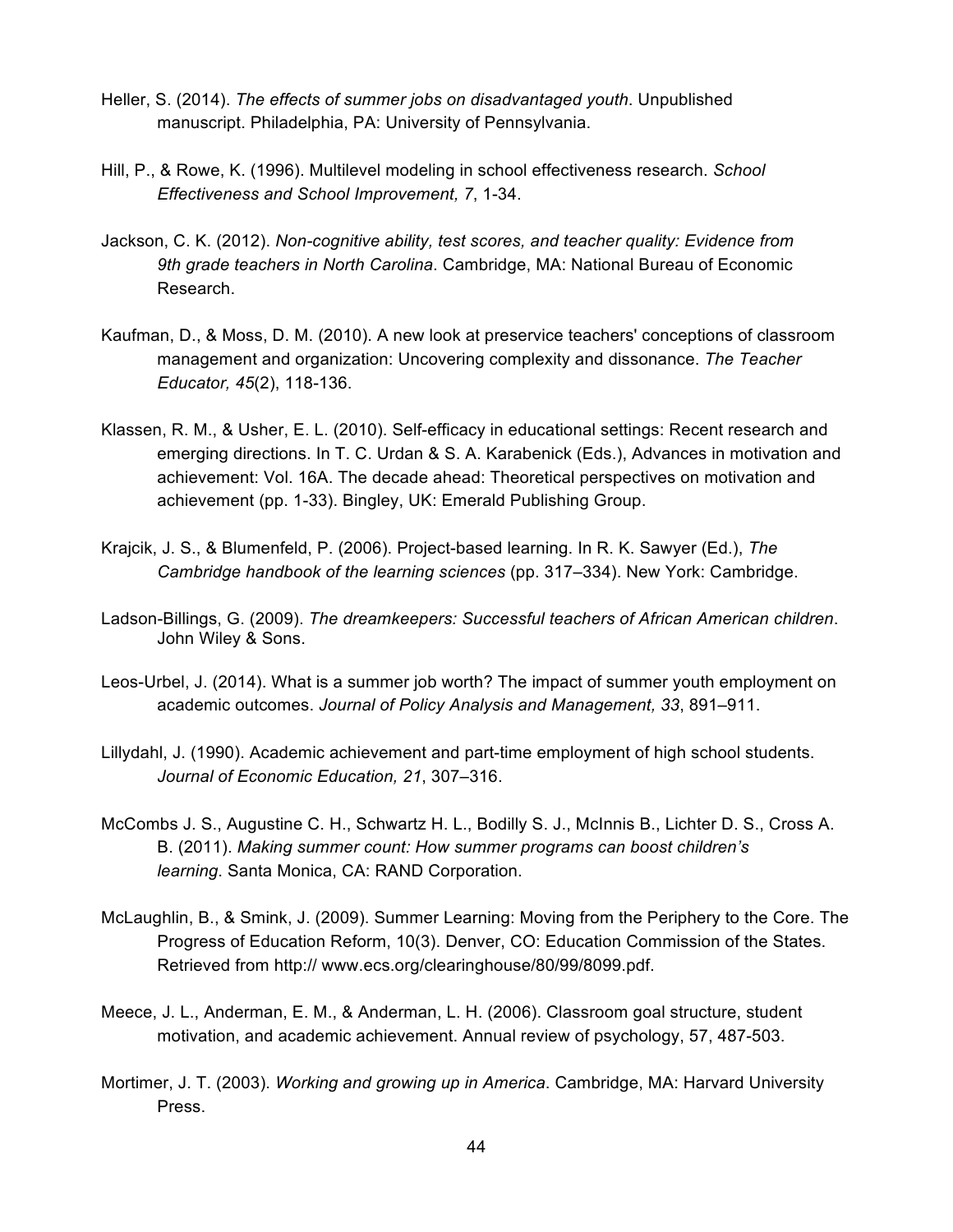Heller, S. (2014). *The effects of summer jobs on disadvantaged youth*. Unpublished manuscript. Philadelphia, PA: University of Pennsylvania.

Hill, P., & Rowe, K. (1996). Multilevel modeling in school effectiveness research. *School Effectiveness and School Improvement, 7*, 1-34.

Jackson, C. K. (2012). *Non-cognitive ability, test scores, and teacher quality: Evidence from 9th grade teachers in North Carolina*. Cambridge, MA: National Bureau of Economic Research.

Kaufman, D., & Moss, D. M. (2010). A new look at preservice teachers' conceptions of classroom management and organization: Uncovering complexity and dissonance. *The Teacher Educator, 45*(2), 118-136.

Klassen, R. M., & Usher, E. L. (2010). Self-efficacy in educational settings: Recent research and emerging directions. In T. C. Urdan & S. A. Karabenick (Eds.), Advances in motivation and achievement: Vol. 16A. The decade ahead: Theoretical perspectives on motivation and achievement (pp. 1-33). Bingley, UK: Emerald Publishing Group.

Krajcik, J. S., & Blumenfeld, P. (2006). Project-based learning. In R. K. Sawyer (Ed.), *The Cambridge handbook of the learning sciences* (pp. 317–334). New York: Cambridge.

Ladson-Billings, G. (2009). *The dreamkeepers: Successful teachers of African American children*. John Wiley & Sons.

Leos-Urbel, J. (2014). What is a summer job worth? The impact of summer youth employment on academic outcomes. *Journal of Policy Analysis and Management, 33*, 891–911.

Lillydahl, J. (1990). Academic achievement and part-time employment of high school students. *Journal of Economic Education, 21*, 307–316.

McCombs J. S., Augustine C. H., Schwartz H. L., Bodilly S. J., McInnis B., Lichter D. S., Cross A. B. (2011). *Making summer count: How summer programs can boost children's learning*. Santa Monica, CA: RAND Corporation.

McLaughlin, B., & Smink, J. (2009). Summer Learning: Moving from the Periphery to the Core. The Progress of Education Reform, 10(3). Denver, CO: Education Commission of the States. Retrieved from http:// www.ecs.org/clearinghouse/80/99/8099.pdf.

Meece, J. L., Anderman, E. M., & Anderman, L. H. (2006). Classroom goal structure, student motivation, and academic achievement. Annual review of psychology, 57, 487-503.

Mortimer, J. T. (2003). *Working and growing up in America*. Cambridge, MA: Harvard University Press.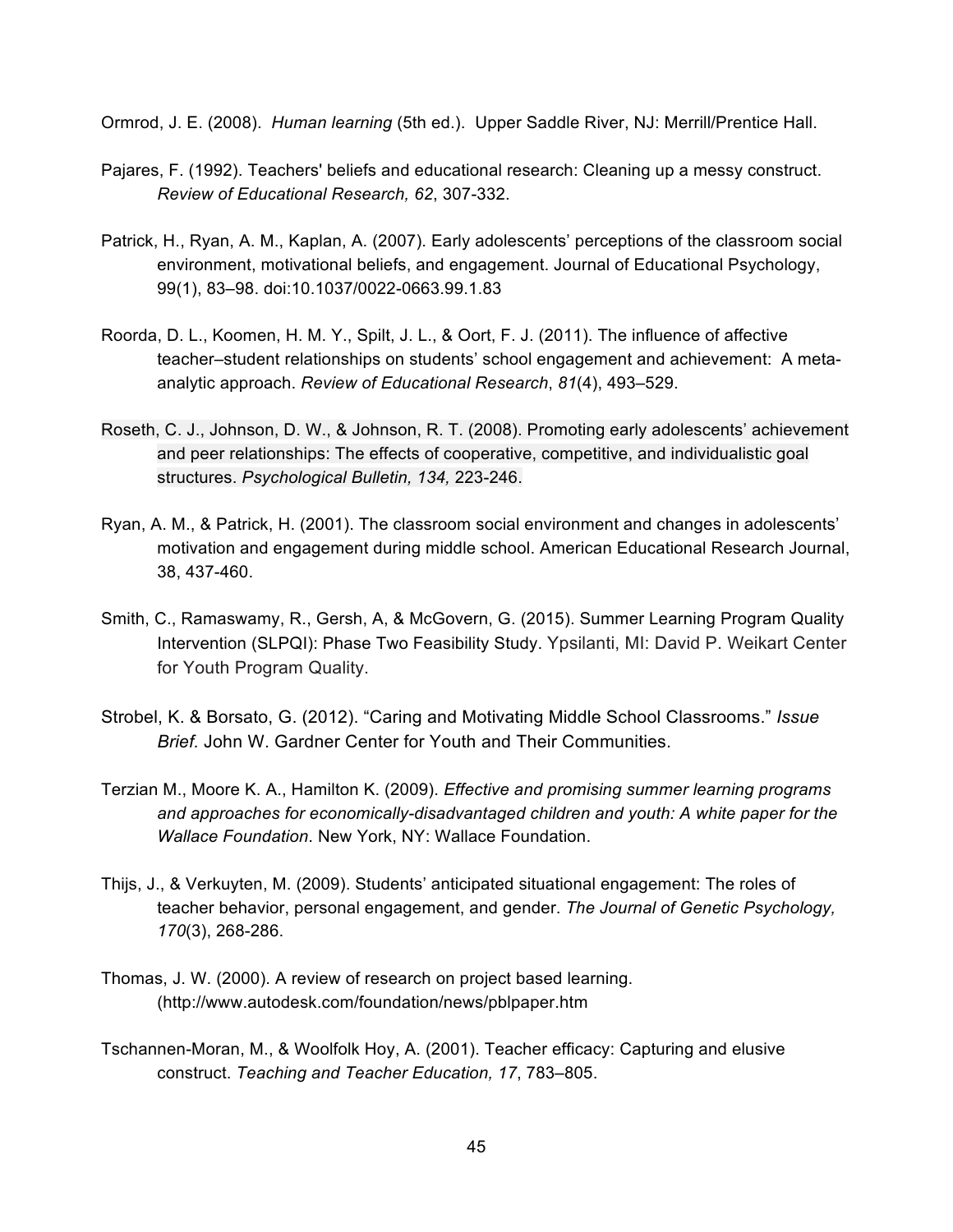Ormrod, J. E. (2008). *Human learning* (5th ed.). Upper Saddle River, NJ: Merrill/Prentice Hall.

Pajares, F. (1992). Teachers' beliefs and educational research: Cleaning up a messy construct. *Review of Educational Research, 62*, 307-332.

Patrick, H., Ryan, A. M., Kaplan, A. (2007). Early adolescents' perceptions of the classroom social environment, motivational beliefs, and engagement. Journal of Educational Psychology, 99(1), 83–98. doi:10.1037/0022-0663.99.1.83

Roorda, D. L., Koomen, H. M. Y., Spilt, J. L., & Oort, F. J. (2011). The influence of affective teacher–student relationships on students' school engagement and achievement: A meta-analytic approach. *Review of Educational Research*, *81*(4), 493–529.

Roseth, C. J., Johnson, D. W., & Johnson, R. T. (2008). Promoting early adolescents' achievement and peer relationships: The effects of cooperative, competitive, and individualistic goal structures. *Psychological Bulletin, 134,* 223-246.

Ryan, A. M., & Patrick, H. (2001). The classroom social environment and changes in adolescents' motivation and engagement during middle school. American Educational Research Journal, 38, 437-460.

Smith, C., Ramaswamy, R., Gersh, A, & McGovern, G. (2015). Summer Learning Program Quality Intervention (SLPQI): Phase Two Feasibility Study. Ypsilanti, MI: David P. Weikart Center for Youth Program Quality.

Strobel, K. & Borsato, G. (2012). "Caring and Motivating Middle School Classrooms." *Issue Brief.* John W. Gardner Center for Youth and Their Communities.

Terzian M., Moore K. A., Hamilton K. (2009). *Effective and promising summer learning programs and approaches for economically-disadvantaged children and youth: A white paper for the Wallace Foundation*. New York, NY: Wallace Foundation.

Thijs, J., & Verkuyten, M. (2009). Students' anticipated situational engagement: The roles of teacher behavior, personal engagement, and gender. *The Journal of Genetic Psychology, 170*(3), 268-286.

Thomas, J. W. (2000). A review of research on project based learning. (http://www.autodesk.com/foundation/news/pblpaper.htm

Tschannen-Moran, M., & Woolfolk Hoy, A. (2001). Teacher efficacy: Capturing and elusive construct. *Teaching and Teacher Education, 17*, 783–805.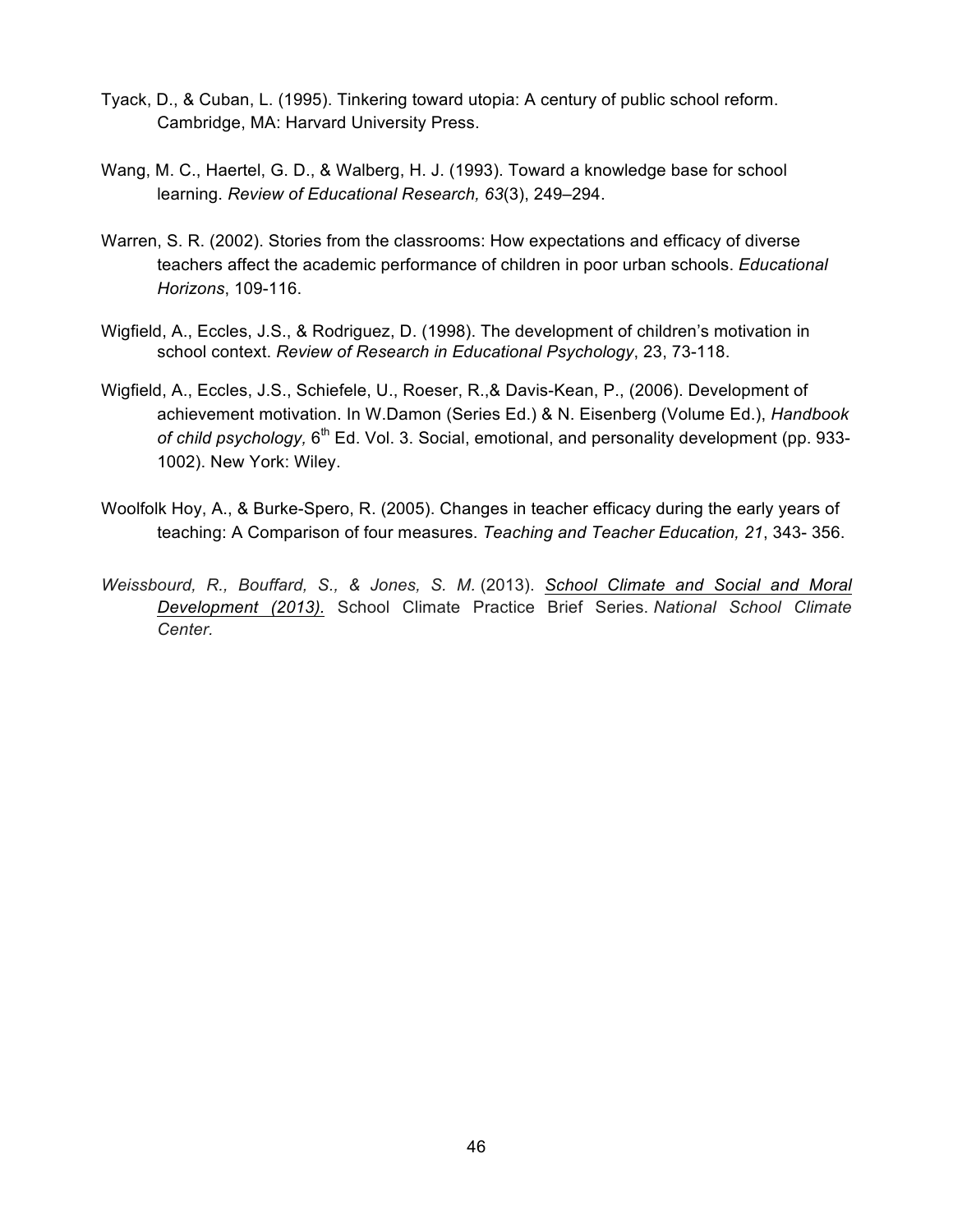Tyack, D., & Cuban, L. (1995). Tinkering toward utopia: A century of public school reform. Cambridge, MA: Harvard University Press.

Wang, M. C., Haertel, G. D., & Walberg, H. J. (1993). Toward a knowledge base for school learning. *Review of Educational Research, 63*(3), 249–294.

Warren, S. R. (2002). Stories from the classrooms: How expectations and efficacy of diverse teachers affect the academic performance of children in poor urban schools. *Educational Horizons*, 109-116.

Wigfield, A., Eccles, J.S., & Rodriguez, D. (1998). The development of children's motivation in school context. *Review of Research in Educational Psychology*, 23, 73-118.

Wigfield, A., Eccles, J.S., Schiefele, U., Roeser, R.,& Davis-Kean, P., (2006). Development of achievement motivation. In W.Damon (Series Ed.) & N. Eisenberg (Volume Ed.), *Handbook of child psychology,* 6th Ed. Vol. 3. Social, emotional, and personality development (pp. 933-1002). New York: Wiley.

Woolfolk Hoy, A., & Burke-Spero, R. (2005). Changes in teacher efficacy during the early years of teaching: A Comparison of four measures. *Teaching and Teacher Education, 21*, 343- 356.

*Weissbourd, R., Bouffard, S., & Jones, S. M.* (2013). ***School Climate and Social and Moral Development (2013).*** School Climate Practice Brief Series. *National School Climate Center.*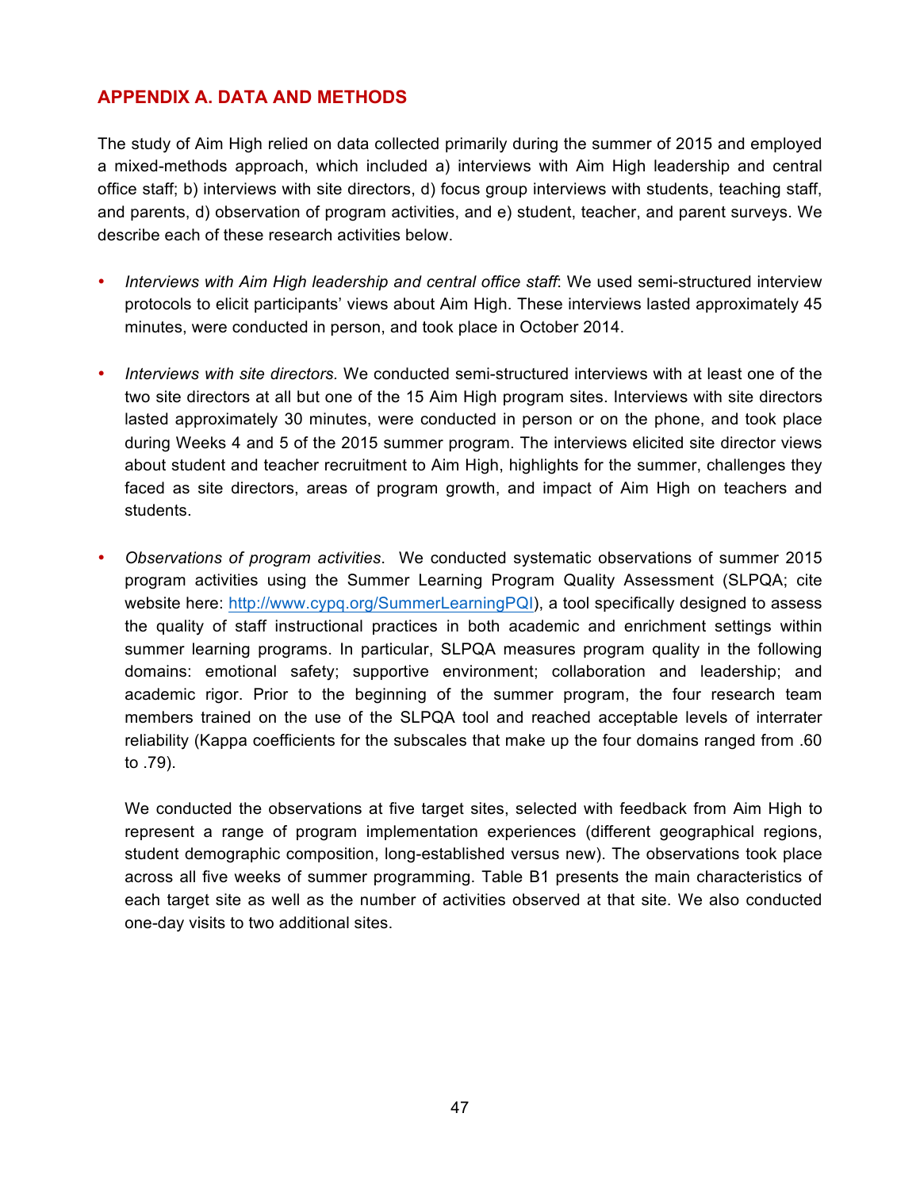## APPENDIX A. DATA AND METHODS

The study of Aim High relied on data collected primarily during the summer of 2015 and employed a mixed-methods approach, which included a) interviews with Aim High leadership and central office staff; b) interviews with site directors, d) focus group interviews with students, teaching staff, and parents, d) observation of program activities, and e) student, teacher, and parent surveys. We describe each of these research activities below.

- *Interviews with Aim High leadership and central office staff*: We used semi-structured interview protocols to elicit participants' views about Aim High. These interviews lasted approximately 45 minutes, were conducted in person, and took place in October 2014.

- *Interviews with site directors.* We conducted semi-structured interviews with at least one of the two site directors at all but one of the 15 Aim High program sites. Interviews with site directors lasted approximately 30 minutes, were conducted in person or on the phone, and took place during Weeks 4 and 5 of the 2015 summer program. The interviews elicited site director views about student and teacher recruitment to Aim High, highlights for the summer, challenges they faced as site directors, areas of program growth, and impact of Aim High on teachers and students.

- *Observations of program activities*. We conducted systematic observations of summer 2015 program activities using the Summer Learning Program Quality Assessment (SLPQA; cite website here: http://www.cypq.org/SummerLearningPQI), a tool specifically designed to assess the quality of staff instructional practices in both academic and enrichment settings within summer learning programs. In particular, SLPQA measures program quality in the following domains: emotional safety; supportive environment; collaboration and leadership; and academic rigor. Prior to the beginning of the summer program, the four research team members trained on the use of the SLPQA tool and reached acceptable levels of interrater reliability (Kappa coefficients for the subscales that make up the four domains ranged from .60 to .79).

  We conducted the observations at five target sites, selected with feedback from Aim High to represent a range of program implementation experiences (different geographical regions, student demographic composition, long-established versus new). The observations took place across all five weeks of summer programming. Table B1 presents the main characteristics of each target site as well as the number of activities observed at that site. We also conducted one-day visits to two additional sites.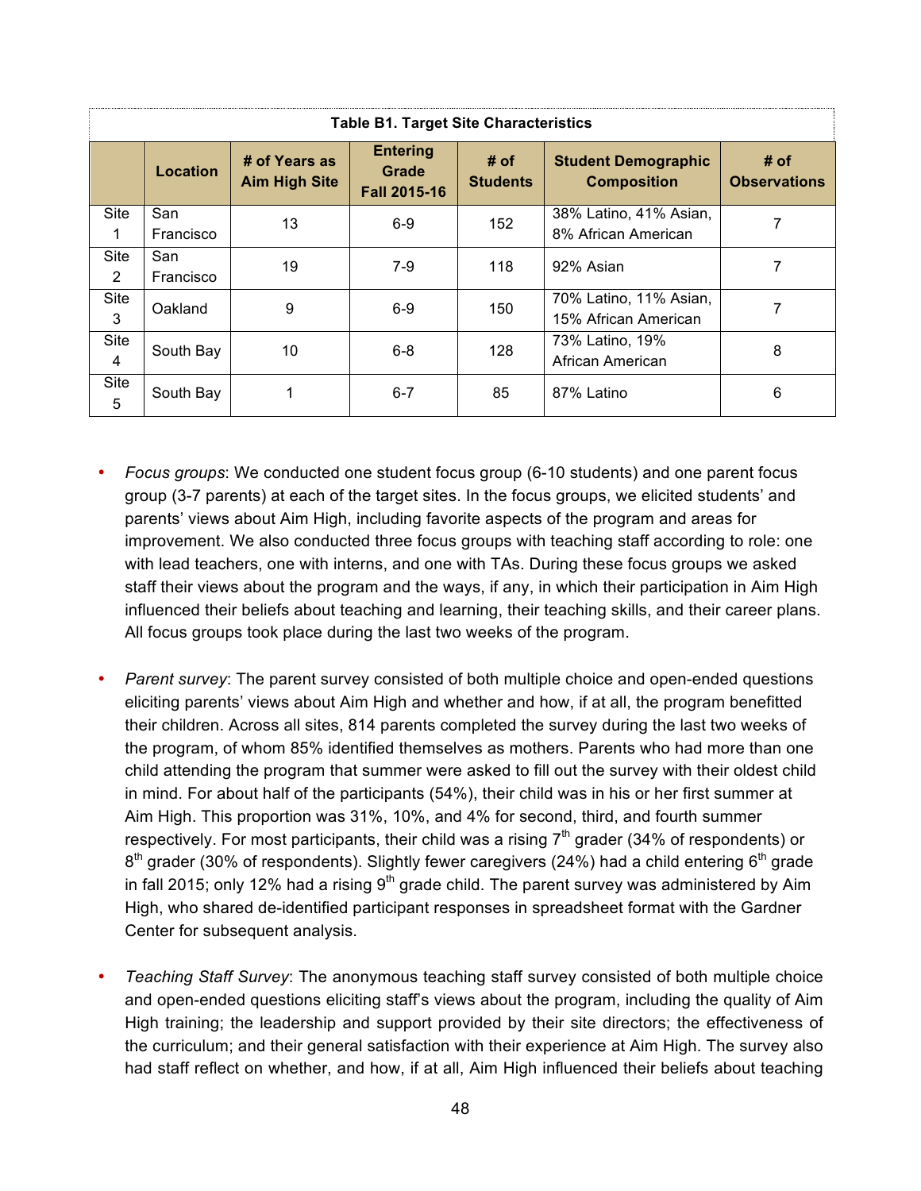| Table B1. Target Site Characteristics | | | | | | |
|---|---|---|---|---|---|---|
| | **Location** | **# of Years as Aim High Site** | **Entering Grade Fall 2015-16** | **# of Students** | **Student Demographic Composition** | **# of Observations** |
| Site 1 | San Francisco | 13 | 6-9 | 152 | 38% Latino, 41% Asian, 8% African American | 7 |
| Site 2 | San Francisco | 19 | 7-9 | 118 | 92% Asian | 7 |
| Site 3 | Oakland | 9 | 6-9 | 150 | 70% Latino, 11% Asian, 15% African American | 7 |
| Site 4 | South Bay | 10 | 6-8 | 128 | 73% Latino, 19% African American | 8 |
| Site 5 | South Bay | 1 | 6-7 | 85 | 87% Latino | 6 |

- *Focus groups*: We conducted one student focus group (6-10 students) and one parent focus group (3-7 parents) at each of the target sites. In the focus groups, we elicited students' and parents' views about Aim High, including favorite aspects of the program and areas for improvement. We also conducted three focus groups with teaching staff according to role: one with lead teachers, one with interns, and one with TAs. During these focus groups we asked staff their views about the program and the ways, if any, in which their participation in Aim High influenced their beliefs about teaching and learning, their teaching skills, and their career plans. All focus groups took place during the last two weeks of the program.

- *Parent survey*: The parent survey consisted of both multiple choice and open-ended questions eliciting parents' views about Aim High and whether and how, if at all, the program benefitted their children. Across all sites, 814 parents completed the survey during the last two weeks of the program, of whom 85% identified themselves as mothers. Parents who had more than one child attending the program that summer were asked to fill out the survey with their oldest child in mind. For about half of the participants (54%), their child was in his or her first summer at Aim High. This proportion was 31%, 10%, and 4% for second, third, and fourth summer respectively. For most participants, their child was a rising 7th grader (34% of respondents) or 8th grader (30% of respondents). Slightly fewer caregivers (24%) had a child entering 6th grade in fall 2015; only 12% had a rising 9th grade child. The parent survey was administered by Aim High, who shared de-identified participant responses in spreadsheet format with the Gardner Center for subsequent analysis.

- *Teaching Staff Survey*: The anonymous teaching staff survey consisted of both multiple choice and open-ended questions eliciting staff's views about the program, including the quality of Aim High training; the leadership and support provided by their site directors; the effectiveness of the curriculum; and their general satisfaction with their experience at Aim High. The survey also had staff reflect on whether, and how, if at all, Aim High influenced their beliefs about teaching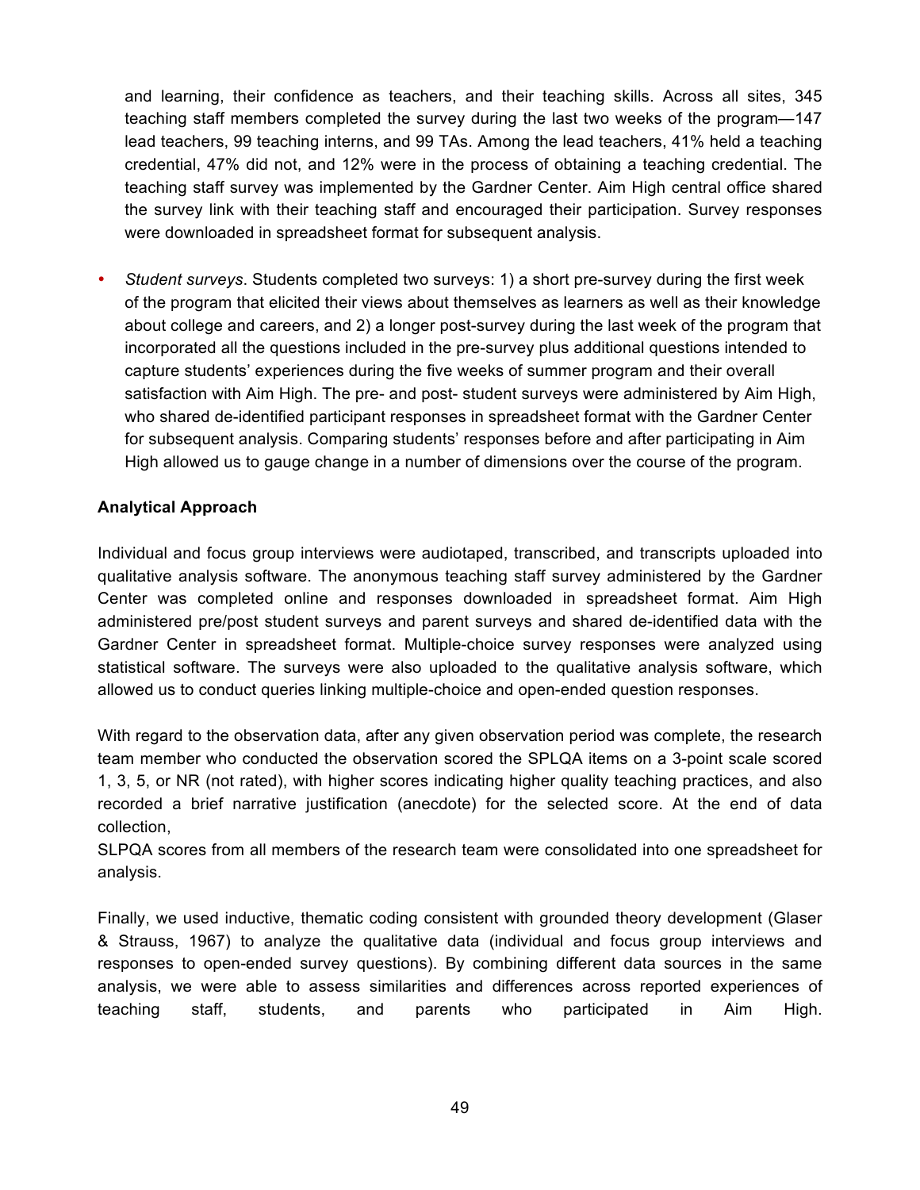and learning, their confidence as teachers, and their teaching skills. Across all sites, 345 teaching staff members completed the survey during the last two weeks of the program—147 lead teachers, 99 teaching interns, and 99 TAs. Among the lead teachers, 41% held a teaching credential, 47% did not, and 12% were in the process of obtaining a teaching credential. The teaching staff survey was implemented by the Gardner Center. Aim High central office shared the survey link with their teaching staff and encouraged their participation. Survey responses were downloaded in spreadsheet format for subsequent analysis.

- *Student surveys*. Students completed two surveys: 1) a short pre-survey during the first week of the program that elicited their views about themselves as learners as well as their knowledge about college and careers, and 2) a longer post-survey during the last week of the program that incorporated all the questions included in the pre-survey plus additional questions intended to capture students' experiences during the five weeks of summer program and their overall satisfaction with Aim High. The pre- and post- student surveys were administered by Aim High, who shared de-identified participant responses in spreadsheet format with the Gardner Center for subsequent analysis. Comparing students' responses before and after participating in Aim High allowed us to gauge change in a number of dimensions over the course of the program.

**Analytical Approach**

Individual and focus group interviews were audiotaped, transcribed, and transcripts uploaded into qualitative analysis software. The anonymous teaching staff survey administered by the Gardner Center was completed online and responses downloaded in spreadsheet format. Aim High administered pre/post student surveys and parent surveys and shared de-identified data with the Gardner Center in spreadsheet format. Multiple-choice survey responses were analyzed using statistical software. The surveys were also uploaded to the qualitative analysis software, which allowed us to conduct queries linking multiple-choice and open-ended question responses.

With regard to the observation data, after any given observation period was complete, the research team member who conducted the observation scored the SPLQA items on a 3-point scale scored 1, 3, 5, or NR (not rated), with higher scores indicating higher quality teaching practices, and also recorded a brief narrative justification (anecdote) for the selected score. At the end of data collection,
SLPQA scores from all members of the research team were consolidated into one spreadsheet for analysis.

Finally, we used inductive, thematic coding consistent with grounded theory development (Glaser & Strauss, 1967) to analyze the qualitative data (individual and focus group interviews and responses to open-ended survey questions). By combining different data sources in the same analysis, we were able to assess similarities and differences across reported experiences of teaching staff, students, and parents who participated in Aim High.